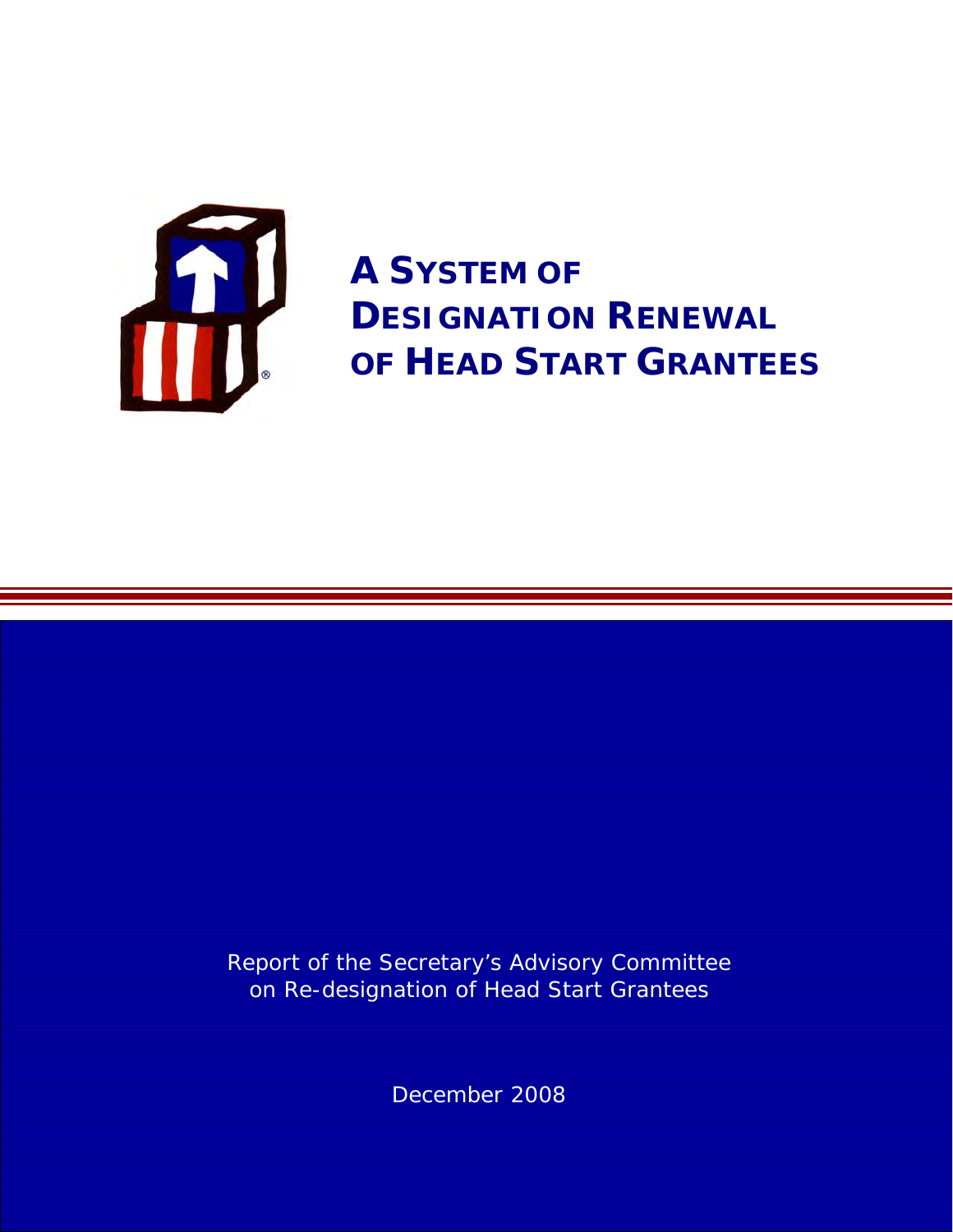# A SYSTEM OF DESIGNATION RENEWAL OF HEAD START GRANTEES

Report of the Secretary's Advisory Committee on Re-designation of Head Start Grantees

December 2008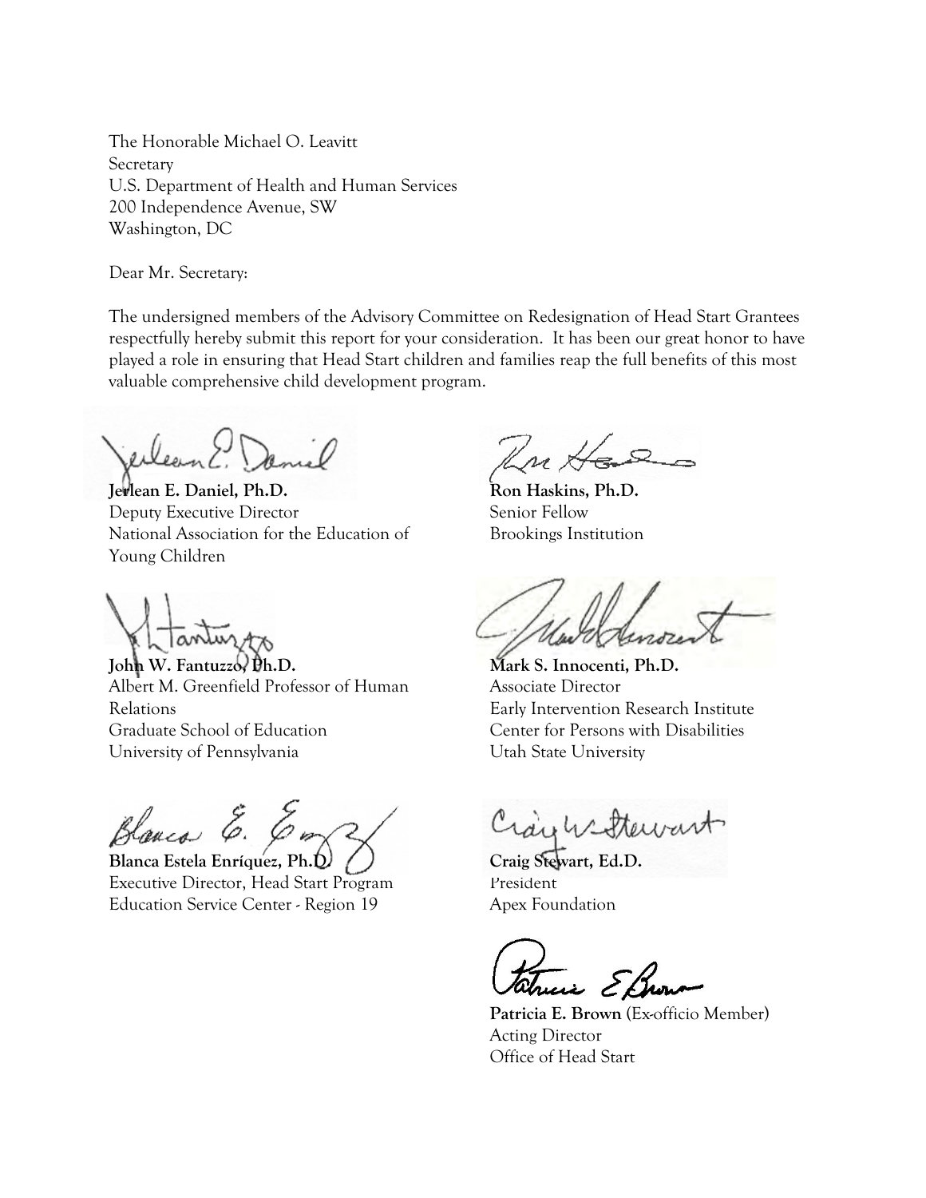The Honorable Michael O. Leavitt
Secretary
U.S. Department of Health and Human Services
200 Independence Avenue, SW
Washington, DC

Dear Mr. Secretary:

The undersigned members of the Advisory Committee on Redesignation of Head Start Grantees respectfully hereby submit this report for your consideration. It has been our great honor to have played a role in ensuring that Head Start children and families reap the full benefits of this most valuable comprehensive child development program.

**Jerlean E. Daniel, Ph.D.**
Deputy Executive Director
National Association for the Education of Young Children

**John W. Fantuzzo, Ph.D.**
Albert M. Greenfield Professor of Human Relations
Graduate School of Education
University of Pennsylvania

**Blanca Estela Enríquez, Ph.D.**
Executive Director, Head Start Program
Education Service Center - Region 19

**Ron Haskins, Ph.D.**
Senior Fellow
Brookings Institution

**Mark S. Innocenti, Ph.D.**
Associate Director
Early Intervention Research Institute
Center for Persons with Disabilities
Utah State University

**Craig Stewart, Ed.D.**
President
Apex Foundation

**Patricia E. Brown** (Ex-officio Member)
Acting Director
Office of Head Start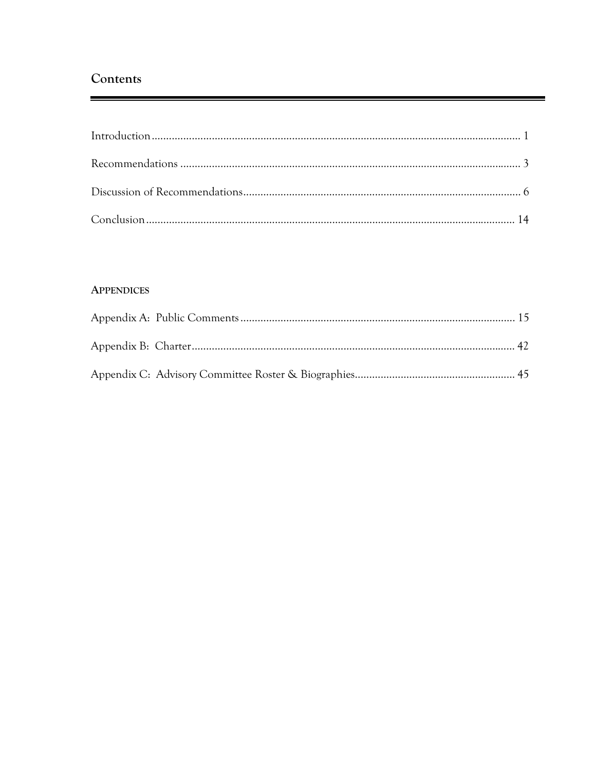# Contents

Introduction ........................................................................................................................ 1

Recommendations ............................................................................................................ 3

Discussion of Recommendations ...................................................................................... 6

Conclusion ........................................................................................................................ 14

**APPENDICES**

Appendix A: Public Comments ....................................................................................... 15

Appendix B: Charter ........................................................................................................ 42

Appendix C: Advisory Committee Roster & Biographies ................................................ 45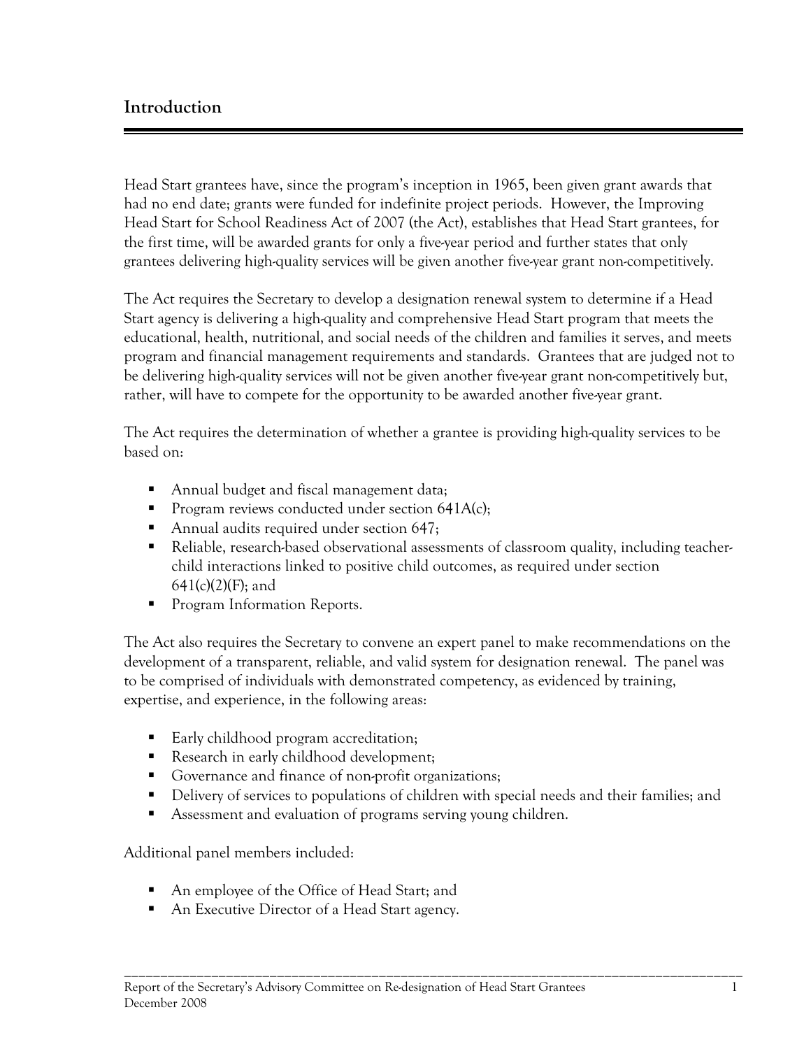## Introduction

Head Start grantees have, since the program's inception in 1965, been given grant awards that had no end date; grants were funded for indefinite project periods. However, the Improving Head Start for School Readiness Act of 2007 (the Act), establishes that Head Start grantees, for the first time, will be awarded grants for only a five-year period and further states that only grantees delivering high-quality services will be given another five-year grant non-competitively.

The Act requires the Secretary to develop a designation renewal system to determine if a Head Start agency is delivering a high-quality and comprehensive Head Start program that meets the educational, health, nutritional, and social needs of the children and families it serves, and meets program and financial management requirements and standards. Grantees that are judged not to be delivering high-quality services will not be given another five-year grant non-competitively but, rather, will have to compete for the opportunity to be awarded another five-year grant.

The Act requires the determination of whether a grantee is providing high-quality services to be based on:

- Annual budget and fiscal management data;
- Program reviews conducted under section 641A(c);
- Annual audits required under section 647;
- Reliable, research-based observational assessments of classroom quality, including teacher-child interactions linked to positive child outcomes, as required under section 641(c)(2)(F); and
- Program Information Reports.

The Act also requires the Secretary to convene an expert panel to make recommendations on the development of a transparent, reliable, and valid system for designation renewal. The panel was to be comprised of individuals with demonstrated competency, as evidenced by training, expertise, and experience, in the following areas:

- Early childhood program accreditation;
- Research in early childhood development;
- Governance and finance of non-profit organizations;
- Delivery of services to populations of children with special needs and their families; and
- Assessment and evaluation of programs serving young children.

Additional panel members included:

- An employee of the Office of Head Start; and
- An Executive Director of a Head Start agency.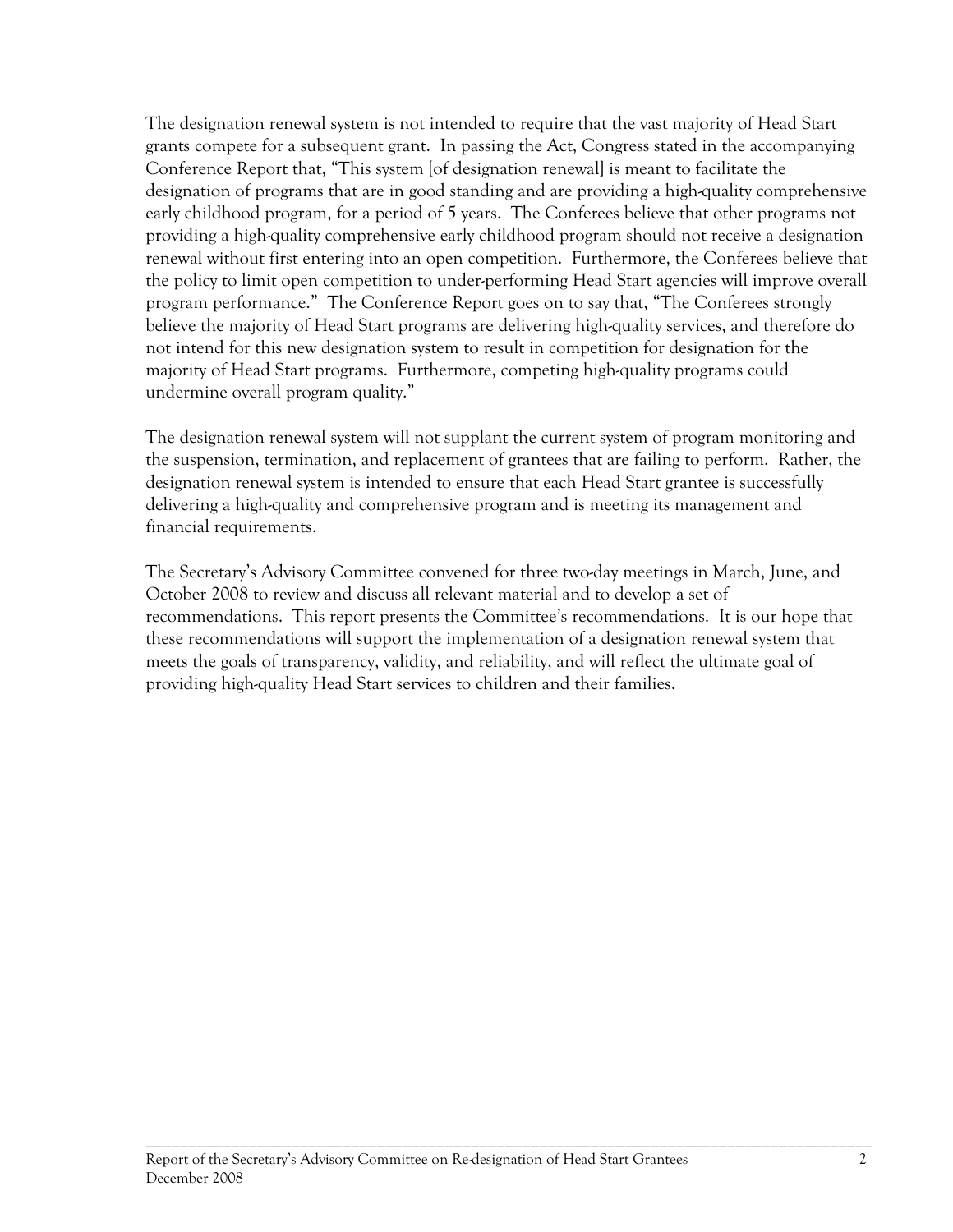The designation renewal system is not intended to require that the vast majority of Head Start grants compete for a subsequent grant. In passing the Act, Congress stated in the accompanying Conference Report that, "This system [of designation renewal] is meant to facilitate the designation of programs that are in good standing and are providing a high-quality comprehensive early childhood program, for a period of 5 years. The Conferees believe that other programs not providing a high-quality comprehensive early childhood program should not receive a designation renewal without first entering into an open competition. Furthermore, the Conferees believe that the policy to limit open competition to under-performing Head Start agencies will improve overall program performance." The Conference Report goes on to say that, "The Conferees strongly believe the majority of Head Start programs are delivering high-quality services, and therefore do not intend for this new designation system to result in competition for designation for the majority of Head Start programs. Furthermore, competing high-quality programs could undermine overall program quality."

The designation renewal system will not supplant the current system of program monitoring and the suspension, termination, and replacement of grantees that are failing to perform. Rather, the designation renewal system is intended to ensure that each Head Start grantee is successfully delivering a high-quality and comprehensive program and is meeting its management and financial requirements.

The Secretary's Advisory Committee convened for three two-day meetings in March, June, and October 2008 to review and discuss all relevant material and to develop a set of recommendations. This report presents the Committee's recommendations. It is our hope that these recommendations will support the implementation of a designation renewal system that meets the goals of transparency, validity, and reliability, and will reflect the ultimate goal of providing high-quality Head Start services to children and their families.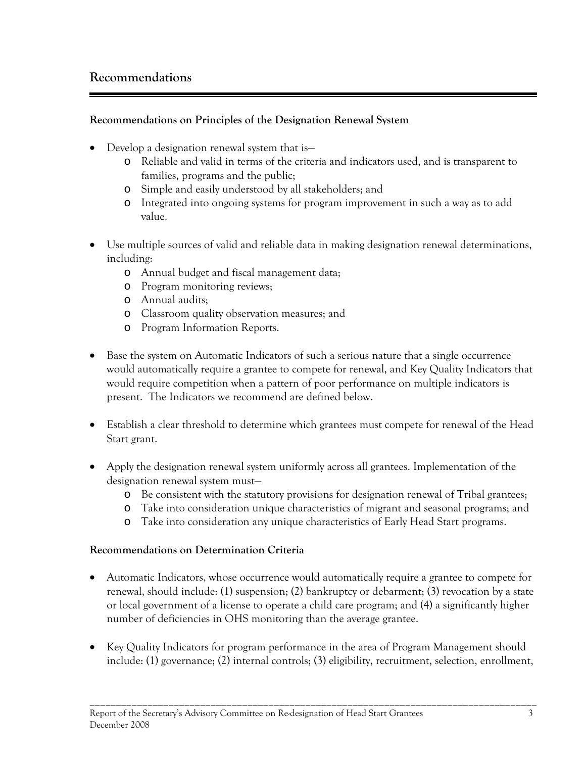## Recommendations

### Recommendations on Principles of the Designation Renewal System

- Develop a designation renewal system that is—
  - Reliable and valid in terms of the criteria and indicators used, and is transparent to families, programs and the public;
  - Simple and easily understood by all stakeholders; and
  - Integrated into ongoing systems for program improvement in such a way as to add value.
- Use multiple sources of valid and reliable data in making designation renewal determinations, including:
  - Annual budget and fiscal management data;
  - Program monitoring reviews;
  - Annual audits;
  - Classroom quality observation measures; and
  - Program Information Reports.
- Base the system on Automatic Indicators of such a serious nature that a single occurrence would automatically require a grantee to compete for renewal, and Key Quality Indicators that would require competition when a pattern of poor performance on multiple indicators is present. The Indicators we recommend are defined below.
- Establish a clear threshold to determine which grantees must compete for renewal of the Head Start grant.
- Apply the designation renewal system uniformly across all grantees. Implementation of the designation renewal system must—
  - Be consistent with the statutory provisions for designation renewal of Tribal grantees;
  - Take into consideration unique characteristics of migrant and seasonal programs; and
  - Take into consideration any unique characteristics of Early Head Start programs.

### Recommendations on Determination Criteria

- Automatic Indicators, whose occurrence would automatically require a grantee to compete for renewal, should include: (1) suspension; (2) bankruptcy or debarment; (3) revocation by a state or local government of a license to operate a child care program; and (4) a significantly higher number of deficiencies in OHS monitoring than the average grantee.
- Key Quality Indicators for program performance in the area of Program Management should include: (1) governance; (2) internal controls; (3) eligibility, recruitment, selection, enrollment,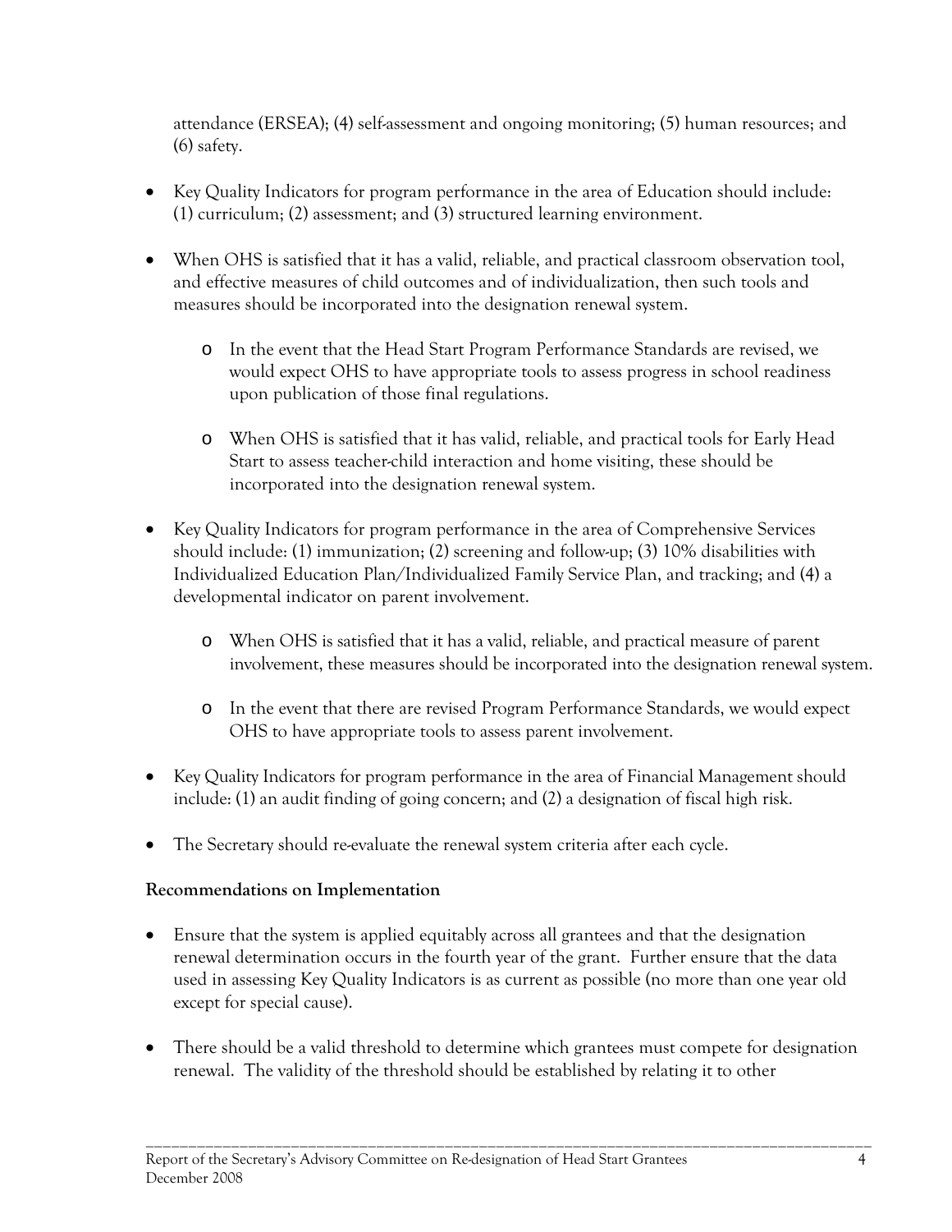attendance (ERSEA); (4) self-assessment and ongoing monitoring; (5) human resources; and (6) safety.

- Key Quality Indicators for program performance in the area of Education should include: (1) curriculum; (2) assessment; and (3) structured learning environment.

- When OHS is satisfied that it has a valid, reliable, and practical classroom observation tool, and effective measures of child outcomes and of individualization, then such tools and measures should be incorporated into the designation renewal system.

    - In the event that the Head Start Program Performance Standards are revised, we would expect OHS to have appropriate tools to assess progress in school readiness upon publication of those final regulations.

    - When OHS is satisfied that it has valid, reliable, and practical tools for Early Head Start to assess teacher-child interaction and home visiting, these should be incorporated into the designation renewal system.

- Key Quality Indicators for program performance in the area of Comprehensive Services should include: (1) immunization; (2) screening and follow-up; (3) 10% disabilities with Individualized Education Plan/Individualized Family Service Plan, and tracking; and (4) a developmental indicator on parent involvement.

    - When OHS is satisfied that it has a valid, reliable, and practical measure of parent involvement, these measures should be incorporated into the designation renewal system.

    - In the event that there are revised Program Performance Standards, we would expect OHS to have appropriate tools to assess parent involvement.

- Key Quality Indicators for program performance in the area of Financial Management should include: (1) an audit finding of going concern; and (2) a designation of fiscal high risk.

- The Secretary should re-evaluate the renewal system criteria after each cycle.

**Recommendations on Implementation**

- Ensure that the system is applied equitably across all grantees and that the designation renewal determination occurs in the fourth year of the grant. Further ensure that the data used in assessing Key Quality Indicators is as current as possible (no more than one year old except for special cause).

- There should be a valid threshold to determine which grantees must compete for designation renewal. The validity of the threshold should be established by relating it to other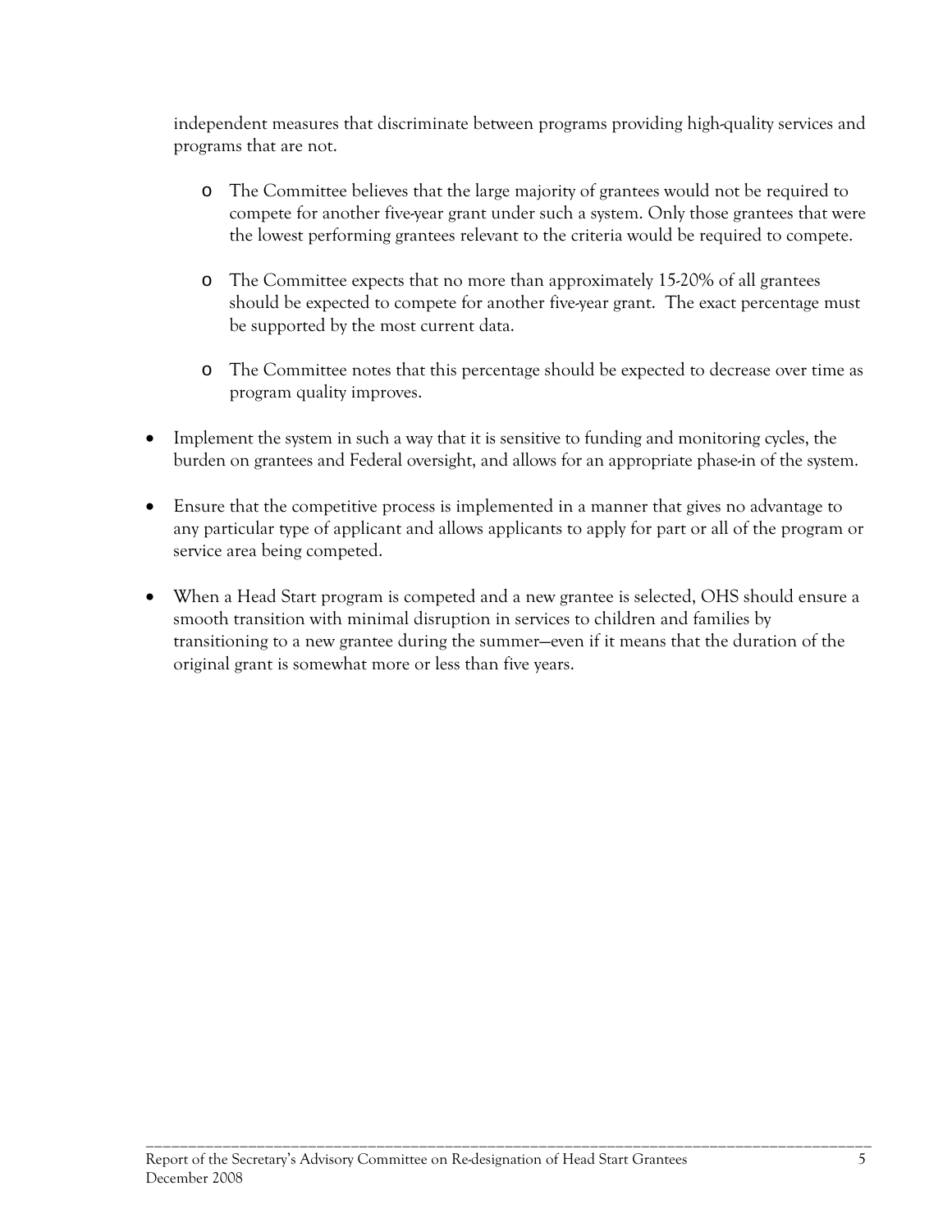independent measures that discriminate between programs providing high-quality services and programs that are not.

  - The Committee believes that the large majority of grantees would not be required to compete for another five-year grant under such a system. Only those grantees that were the lowest performing grantees relevant to the criteria would be required to compete.

  - The Committee expects that no more than approximately 15-20% of all grantees should be expected to compete for another five-year grant. The exact percentage must be supported by the most current data.

  - The Committee notes that this percentage should be expected to decrease over time as program quality improves.

- Implement the system in such a way that it is sensitive to funding and monitoring cycles, the burden on grantees and Federal oversight, and allows for an appropriate phase-in of the system.

- Ensure that the competitive process is implemented in a manner that gives no advantage to any particular type of applicant and allows applicants to apply for part or all of the program or service area being competed.

- When a Head Start program is competed and a new grantee is selected, OHS should ensure a smooth transition with minimal disruption in services to children and families by transitioning to a new grantee during the summer—even if it means that the duration of the original grant is somewhat more or less than five years.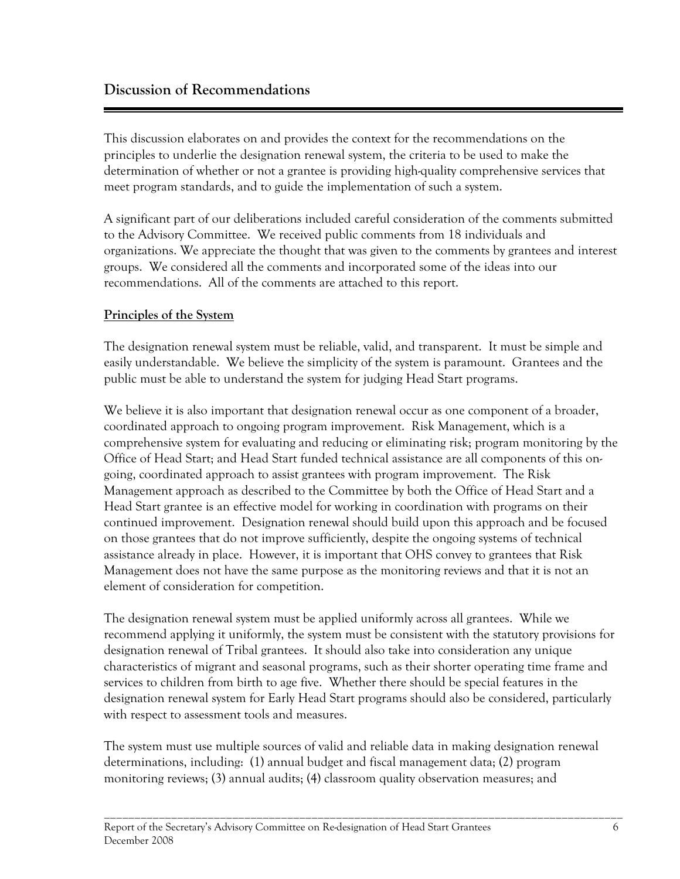## Discussion of Recommendations

This discussion elaborates on and provides the context for the recommendations on the principles to underlie the designation renewal system, the criteria to be used to make the determination of whether or not a grantee is providing high-quality comprehensive services that meet program standards, and to guide the implementation of such a system.

A significant part of our deliberations included careful consideration of the comments submitted to the Advisory Committee. We received public comments from 18 individuals and organizations. We appreciate the thought that was given to the comments by grantees and interest groups. We considered all the comments and incorporated some of the ideas into our recommendations. All of the comments are attached to this report.

**Principles of the System**

The designation renewal system must be reliable, valid, and transparent. It must be simple and easily understandable. We believe the simplicity of the system is paramount. Grantees and the public must be able to understand the system for judging Head Start programs.

We believe it is also important that designation renewal occur as one component of a broader, coordinated approach to ongoing program improvement. Risk Management, which is a comprehensive system for evaluating and reducing or eliminating risk; program monitoring by the Office of Head Start; and Head Start funded technical assistance are all components of this on-going, coordinated approach to assist grantees with program improvement. The Risk Management approach as described to the Committee by both the Office of Head Start and a Head Start grantee is an effective model for working in coordination with programs on their continued improvement. Designation renewal should build upon this approach and be focused on those grantees that do not improve sufficiently, despite the ongoing systems of technical assistance already in place. However, it is important that OHS convey to grantees that Risk Management does not have the same purpose as the monitoring reviews and that it is not an element of consideration for competition.

The designation renewal system must be applied uniformly across all grantees. While we recommend applying it uniformly, the system must be consistent with the statutory provisions for designation renewal of Tribal grantees. It should also take into consideration any unique characteristics of migrant and seasonal programs, such as their shorter operating time frame and services to children from birth to age five. Whether there should be special features in the designation renewal system for Early Head Start programs should also be considered, particularly with respect to assessment tools and measures.

The system must use multiple sources of valid and reliable data in making designation renewal determinations, including: (1) annual budget and fiscal management data; (2) program monitoring reviews; (3) annual audits; (4) classroom quality observation measures; and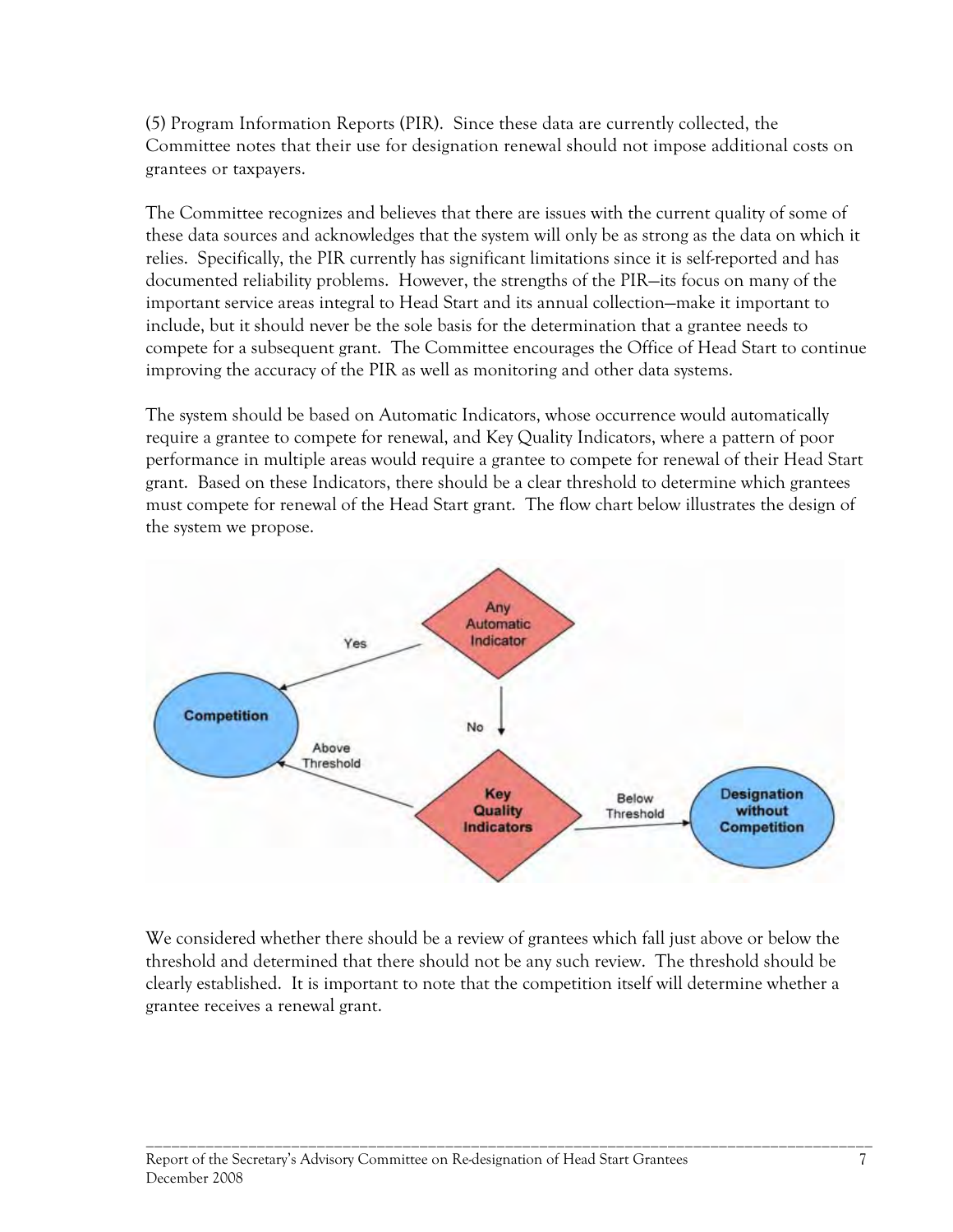(5) Program Information Reports (PIR). Since these data are currently collected, the Committee notes that their use for designation renewal should not impose additional costs on grantees or taxpayers.

The Committee recognizes and believes that there are issues with the current quality of some of these data sources and acknowledges that the system will only be as strong as the data on which it relies. Specifically, the PIR currently has significant limitations since it is self-reported and has documented reliability problems. However, the strengths of the PIR—its focus on many of the important service areas integral to Head Start and its annual collection—make it important to include, but it should never be the sole basis for the determination that a grantee needs to compete for a subsequent grant. The Committee encourages the Office of Head Start to continue improving the accuracy of the PIR as well as monitoring and other data systems.

The system should be based on Automatic Indicators, whose occurrence would automatically require a grantee to compete for renewal, and Key Quality Indicators, where a pattern of poor performance in multiple areas would require a grantee to compete for renewal of their Head Start grant. Based on these Indicators, there should be a clear threshold to determine which grantees must compete for renewal of the Head Start grant. The flow chart below illustrates the design of the system we propose.

Any Automatic Indicator → Yes → Competition

Any Automatic Indicator → No → Key Quality Indicators

Key Quality Indicators → Above Threshold → Competition

Key Quality Indicators → Below Threshold → Designation without Competition

We considered whether there should be a review of grantees which fall just above or below the threshold and determined that there should not be any such review. The threshold should be clearly established. It is important to note that the competition itself will determine whether a grantee receives a renewal grant.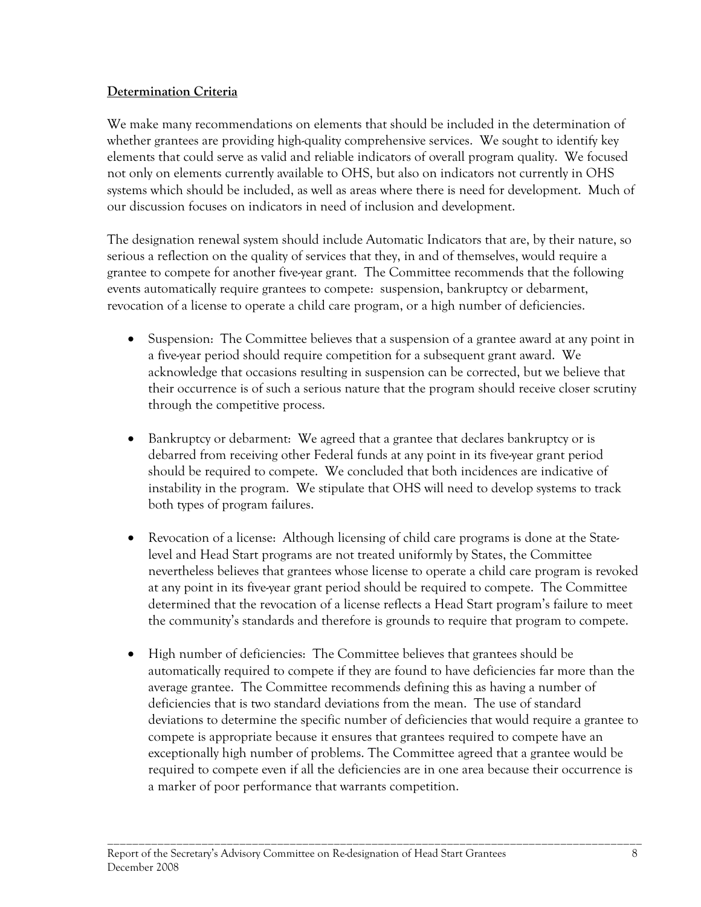## Determination Criteria

We make many recommendations on elements that should be included in the determination of whether grantees are providing high-quality comprehensive services. We sought to identify key elements that could serve as valid and reliable indicators of overall program quality. We focused not only on elements currently available to OHS, but also on indicators not currently in OHS systems which should be included, as well as areas where there is need for development. Much of our discussion focuses on indicators in need of inclusion and development.

The designation renewal system should include Automatic Indicators that are, by their nature, so serious a reflection on the quality of services that they, in and of themselves, would require a grantee to compete for another five-year grant. The Committee recommends that the following events automatically require grantees to compete: suspension, bankruptcy or debarment, revocation of a license to operate a child care program, or a high number of deficiencies.

- Suspension: The Committee believes that a suspension of a grantee award at any point in a five-year period should require competition for a subsequent grant award. We acknowledge that occasions resulting in suspension can be corrected, but we believe that their occurrence is of such a serious nature that the program should receive closer scrutiny through the competitive process.

- Bankruptcy or debarment: We agreed that a grantee that declares bankruptcy or is debarred from receiving other Federal funds at any point in its five-year grant period should be required to compete. We concluded that both incidences are indicative of instability in the program. We stipulate that OHS will need to develop systems to track both types of program failures.

- Revocation of a license: Although licensing of child care programs is done at the State-level and Head Start programs are not treated uniformly by States, the Committee nevertheless believes that grantees whose license to operate a child care program is revoked at any point in its five-year grant period should be required to compete. The Committee determined that the revocation of a license reflects a Head Start program's failure to meet the community's standards and therefore is grounds to require that program to compete.

- High number of deficiencies: The Committee believes that grantees should be automatically required to compete if they are found to have deficiencies far more than the average grantee. The Committee recommends defining this as having a number of deficiencies that is two standard deviations from the mean. The use of standard deviations to determine the specific number of deficiencies that would require a grantee to compete is appropriate because it ensures that grantees required to compete have an exceptionally high number of problems. The Committee agreed that a grantee would be required to compete even if all the deficiencies are in one area because their occurrence is a marker of poor performance that warrants competition.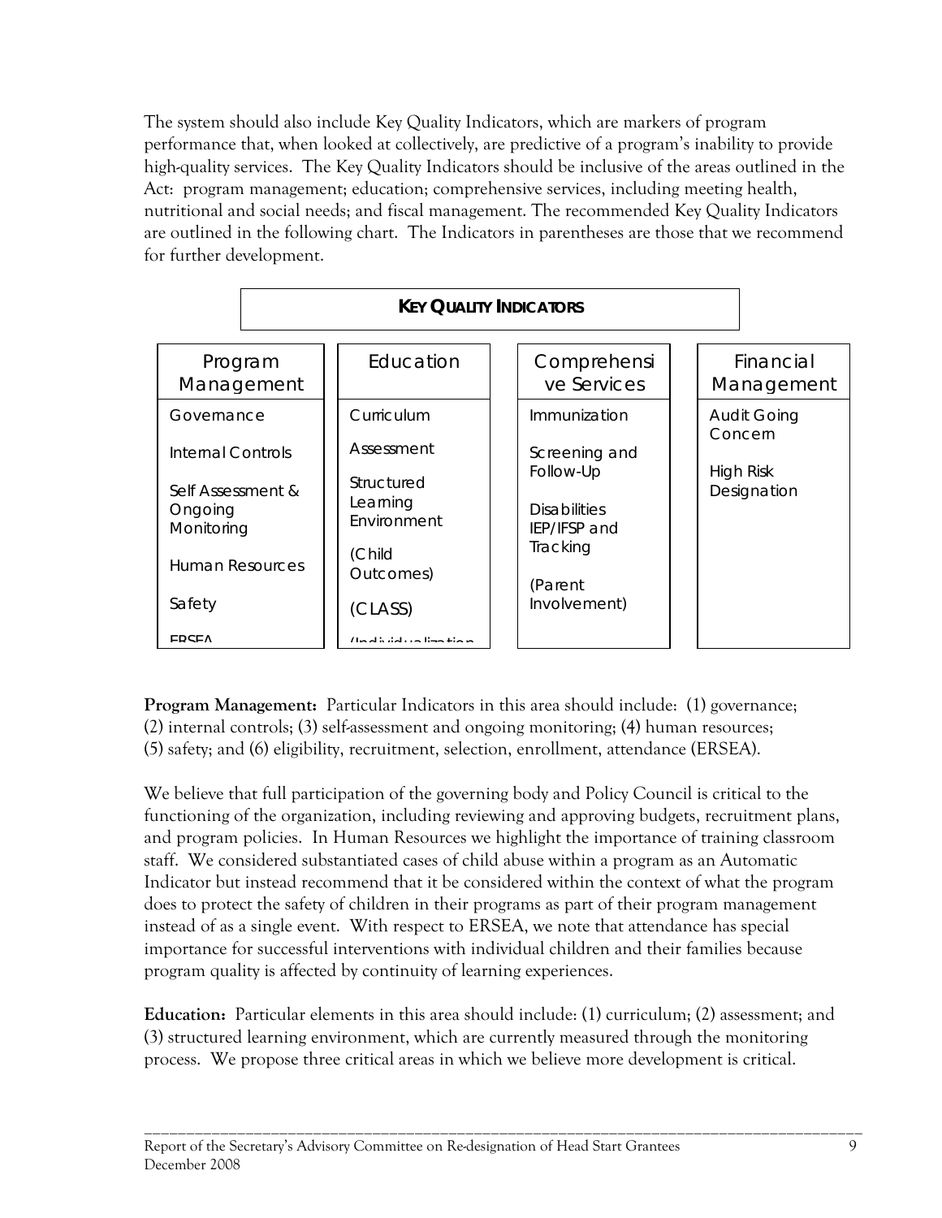The system should also include Key Quality Indicators, which are markers of program performance that, when looked at collectively, are predictive of a program's inability to provide high-quality services. The Key Quality Indicators should be inclusive of the areas outlined in the Act: program management; education; comprehensive services, including meeting health, nutritional and social needs; and fiscal management. The recommended Key Quality Indicators are outlined in the following chart. The Indicators in parentheses are those that we recommend for further development.

**KEY QUALITY INDICATORS**

| Program Management | Education | Comprehensive Services | Financial Management |
|---|---|---|---|
| Governance | Curriculum | Immunization | Audit Going Concern |
| Internal Controls | Assessment | Screening and Follow-Up | High Risk Designation |
| Self Assessment & Ongoing Monitoring | Structured Learning Environment | Disabilities IEP/IFSP and Tracking | |
| Human Resources | (Child Outcomes) | (Parent Involvement) | |
| Safety | (CLASS) | | |
| ERSEA | (Individualization | | |

**Program Management:** Particular Indicators in this area should include: (1) governance; (2) internal controls; (3) self-assessment and ongoing monitoring; (4) human resources; (5) safety; and (6) eligibility, recruitment, selection, enrollment, attendance (ERSEA).

We believe that full participation of the governing body and Policy Council is critical to the functioning of the organization, including reviewing and approving budgets, recruitment plans, and program policies. In Human Resources we highlight the importance of training classroom staff. We considered substantiated cases of child abuse within a program as an Automatic Indicator but instead recommend that it be considered within the context of what the program does to protect the safety of children in their programs as part of their program management instead of as a single event. With respect to ERSEA, we note that attendance has special importance for successful interventions with individual children and their families because program quality is affected by continuity of learning experiences.

**Education:** Particular elements in this area should include: (1) curriculum; (2) assessment; and (3) structured learning environment, which are currently measured through the monitoring process. We propose three critical areas in which we believe more development is critical.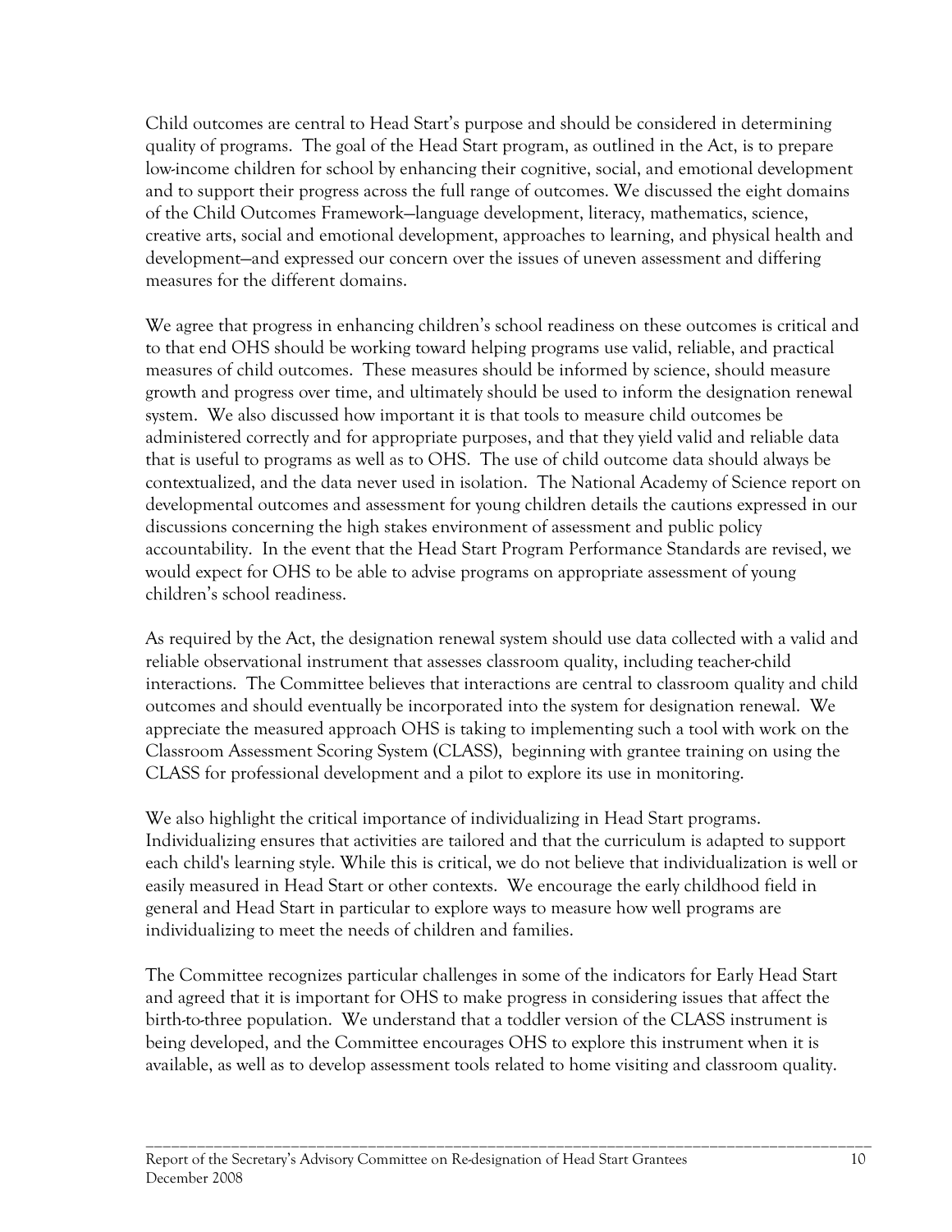Child outcomes are central to Head Start's purpose and should be considered in determining quality of programs. The goal of the Head Start program, as outlined in the Act, is to prepare low-income children for school by enhancing their cognitive, social, and emotional development and to support their progress across the full range of outcomes. We discussed the eight domains of the Child Outcomes Framework—language development, literacy, mathematics, science, creative arts, social and emotional development, approaches to learning, and physical health and development—and expressed our concern over the issues of uneven assessment and differing measures for the different domains.

We agree that progress in enhancing children's school readiness on these outcomes is critical and to that end OHS should be working toward helping programs use valid, reliable, and practical measures of child outcomes. These measures should be informed by science, should measure growth and progress over time, and ultimately should be used to inform the designation renewal system. We also discussed how important it is that tools to measure child outcomes be administered correctly and for appropriate purposes, and that they yield valid and reliable data that is useful to programs as well as to OHS. The use of child outcome data should always be contextualized, and the data never used in isolation. The National Academy of Science report on developmental outcomes and assessment for young children details the cautions expressed in our discussions concerning the high stakes environment of assessment and public policy accountability. In the event that the Head Start Program Performance Standards are revised, we would expect for OHS to be able to advise programs on appropriate assessment of young children's school readiness.

As required by the Act, the designation renewal system should use data collected with a valid and reliable observational instrument that assesses classroom quality, including teacher-child interactions. The Committee believes that interactions are central to classroom quality and child outcomes and should eventually be incorporated into the system for designation renewal. We appreciate the measured approach OHS is taking to implementing such a tool with work on the Classroom Assessment Scoring System (CLASS), beginning with grantee training on using the CLASS for professional development and a pilot to explore its use in monitoring.

We also highlight the critical importance of individualizing in Head Start programs. Individualizing ensures that activities are tailored and that the curriculum is adapted to support each child's learning style. While this is critical, we do not believe that individualization is well or easily measured in Head Start or other contexts. We encourage the early childhood field in general and Head Start in particular to explore ways to measure how well programs are individualizing to meet the needs of children and families.

The Committee recognizes particular challenges in some of the indicators for Early Head Start and agreed that it is important for OHS to make progress in considering issues that affect the birth-to-three population. We understand that a toddler version of the CLASS instrument is being developed, and the Committee encourages OHS to explore this instrument when it is available, as well as to develop assessment tools related to home visiting and classroom quality.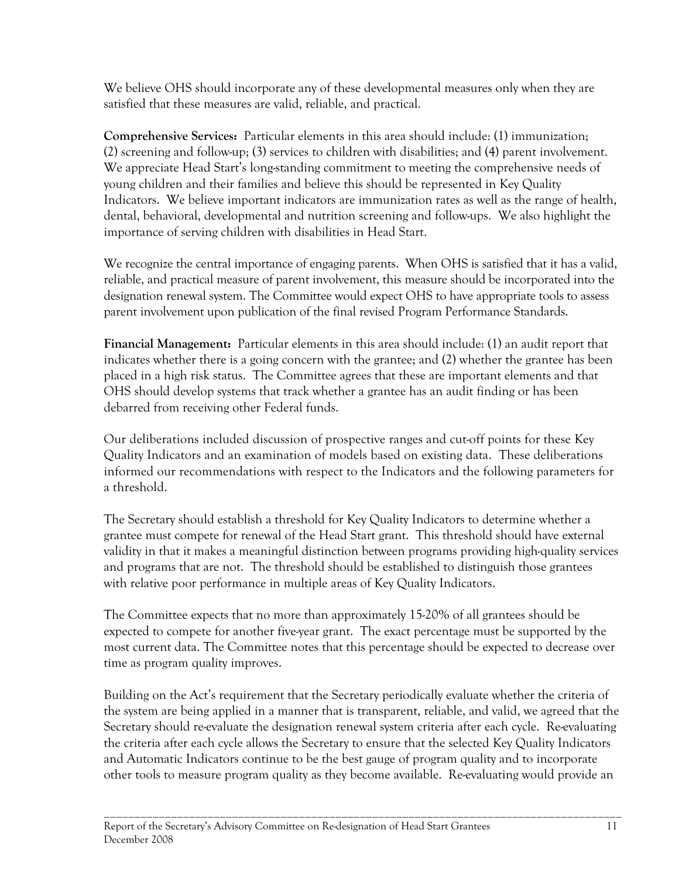We believe OHS should incorporate any of these developmental measures only when they are satisfied that these measures are valid, reliable, and practical.

**Comprehensive Services:** Particular elements in this area should include: (1) immunization; (2) screening and follow-up; (3) services to children with disabilities; and (4) parent involvement. We appreciate Head Start's long-standing commitment to meeting the comprehensive needs of young children and their families and believe this should be represented in Key Quality Indicators. We believe important indicators are immunization rates as well as the range of health, dental, behavioral, developmental and nutrition screening and follow-ups. We also highlight the importance of serving children with disabilities in Head Start.

We recognize the central importance of engaging parents. When OHS is satisfied that it has a valid, reliable, and practical measure of parent involvement, this measure should be incorporated into the designation renewal system. The Committee would expect OHS to have appropriate tools to assess parent involvement upon publication of the final revised Program Performance Standards.

**Financial Management:** Particular elements in this area should include: (1) an audit report that indicates whether there is a going concern with the grantee; and (2) whether the grantee has been placed in a high risk status. The Committee agrees that these are important elements and that OHS should develop systems that track whether a grantee has an audit finding or has been debarred from receiving other Federal funds.

Our deliberations included discussion of prospective ranges and cut-off points for these Key Quality Indicators and an examination of models based on existing data. These deliberations informed our recommendations with respect to the Indicators and the following parameters for a threshold.

The Secretary should establish a threshold for Key Quality Indicators to determine whether a grantee must compete for renewal of the Head Start grant. This threshold should have external validity in that it makes a meaningful distinction between programs providing high-quality services and programs that are not. The threshold should be established to distinguish those grantees with relative poor performance in multiple areas of Key Quality Indicators.

The Committee expects that no more than approximately 15-20% of all grantees should be expected to compete for another five-year grant. The exact percentage must be supported by the most current data. The Committee notes that this percentage should be expected to decrease over time as program quality improves.

Building on the Act's requirement that the Secretary periodically evaluate whether the criteria of the system are being applied in a manner that is transparent, reliable, and valid, we agreed that the Secretary should re-evaluate the designation renewal system criteria after each cycle. Re-evaluating the criteria after each cycle allows the Secretary to ensure that the selected Key Quality Indicators and Automatic Indicators continue to be the best gauge of program quality and to incorporate other tools to measure program quality as they become available. Re-evaluating would provide an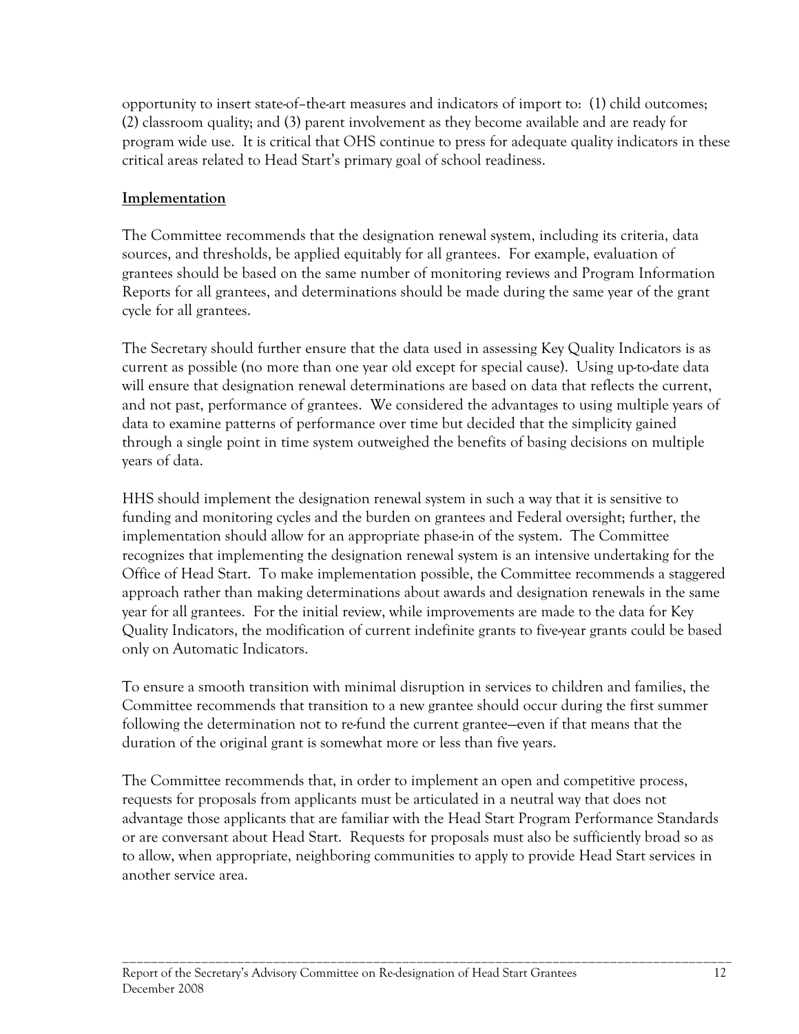opportunity to insert state-of–the-art measures and indicators of import to: (1) child outcomes; (2) classroom quality; and (3) parent involvement as they become available and are ready for program wide use. It is critical that OHS continue to press for adequate quality indicators in these critical areas related to Head Start's primary goal of school readiness.

**Implementation**

The Committee recommends that the designation renewal system, including its criteria, data sources, and thresholds, be applied equitably for all grantees. For example, evaluation of grantees should be based on the same number of monitoring reviews and Program Information Reports for all grantees, and determinations should be made during the same year of the grant cycle for all grantees.

The Secretary should further ensure that the data used in assessing Key Quality Indicators is as current as possible (no more than one year old except for special cause). Using up-to-date data will ensure that designation renewal determinations are based on data that reflects the current, and not past, performance of grantees. We considered the advantages to using multiple years of data to examine patterns of performance over time but decided that the simplicity gained through a single point in time system outweighed the benefits of basing decisions on multiple years of data.

HHS should implement the designation renewal system in such a way that it is sensitive to funding and monitoring cycles and the burden on grantees and Federal oversight; further, the implementation should allow for an appropriate phase-in of the system. The Committee recognizes that implementing the designation renewal system is an intensive undertaking for the Office of Head Start. To make implementation possible, the Committee recommends a staggered approach rather than making determinations about awards and designation renewals in the same year for all grantees. For the initial review, while improvements are made to the data for Key Quality Indicators, the modification of current indefinite grants to five-year grants could be based only on Automatic Indicators.

To ensure a smooth transition with minimal disruption in services to children and families, the Committee recommends that transition to a new grantee should occur during the first summer following the determination not to re-fund the current grantee—even if that means that the duration of the original grant is somewhat more or less than five years.

The Committee recommends that, in order to implement an open and competitive process, requests for proposals from applicants must be articulated in a neutral way that does not advantage those applicants that are familiar with the Head Start Program Performance Standards or are conversant about Head Start. Requests for proposals must also be sufficiently broad so as to allow, when appropriate, neighboring communities to apply to provide Head Start services in another service area.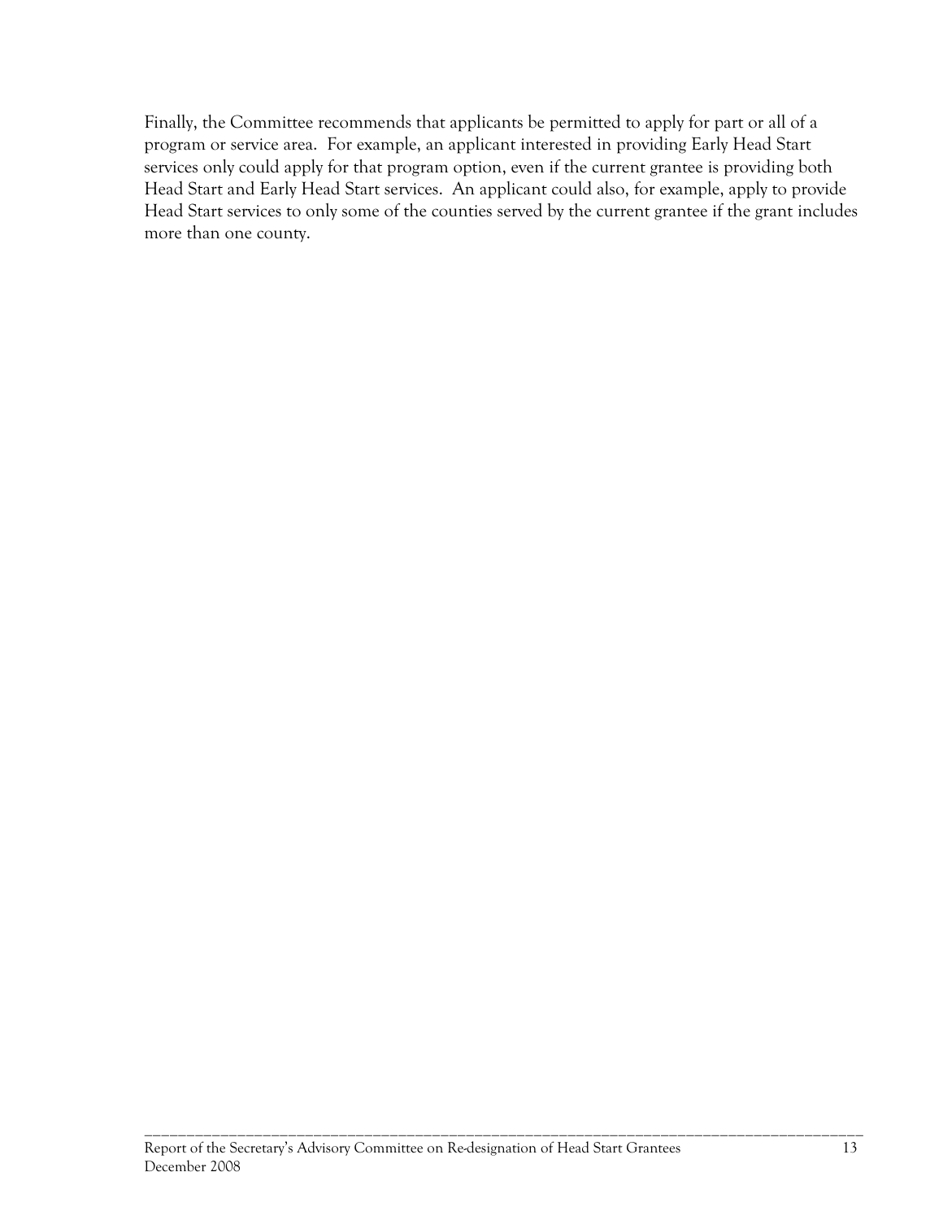Finally, the Committee recommends that applicants be permitted to apply for part or all of a program or service area. For example, an applicant interested in providing Early Head Start services only could apply for that program option, even if the current grantee is providing both Head Start and Early Head Start services. An applicant could also, for example, apply to provide Head Start services to only some of the counties served by the current grantee if the grant includes more than one county.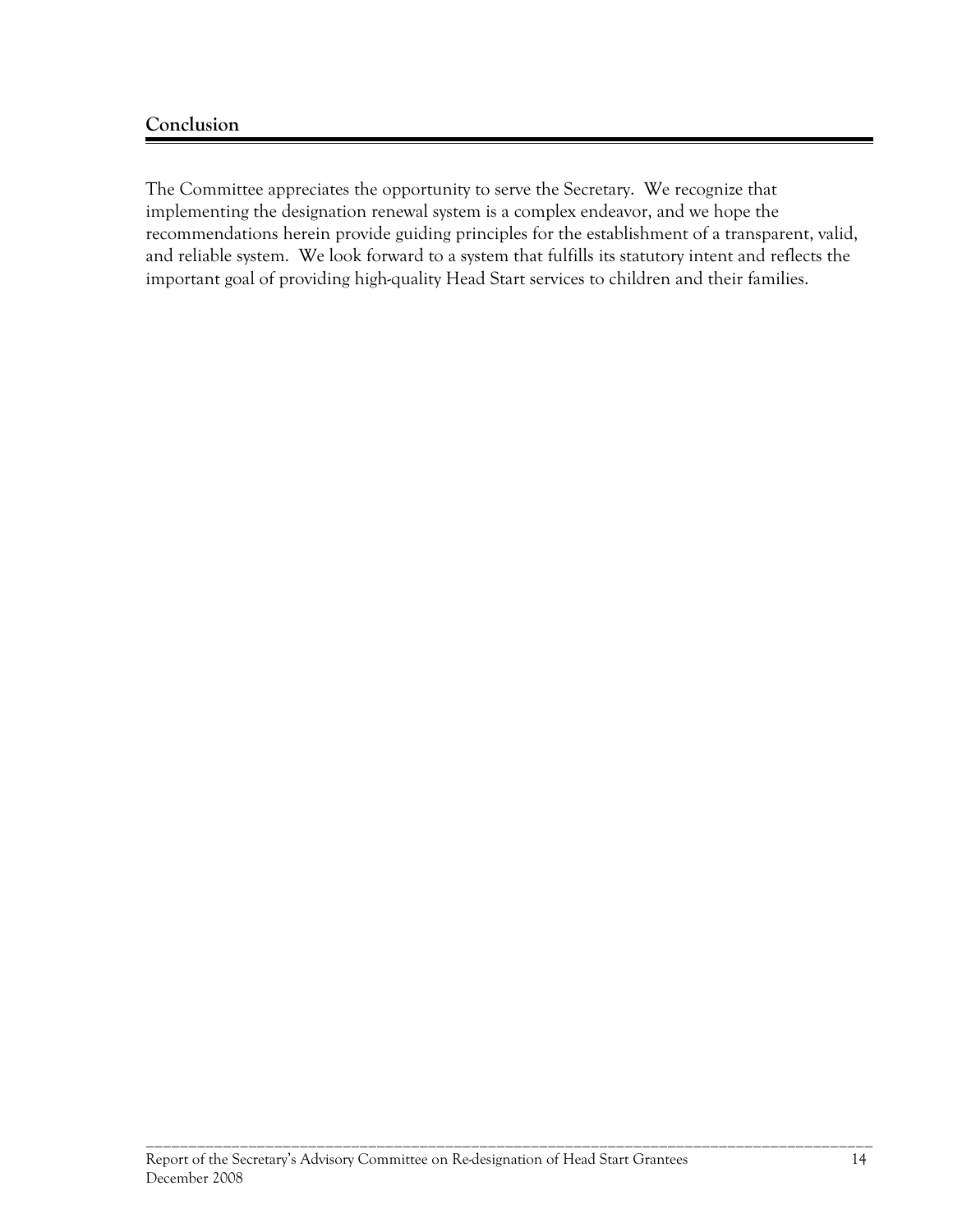## Conclusion

The Committee appreciates the opportunity to serve the Secretary. We recognize that implementing the designation renewal system is a complex endeavor, and we hope the recommendations herein provide guiding principles for the establishment of a transparent, valid, and reliable system. We look forward to a system that fulfills its statutory intent and reflects the important goal of providing high-quality Head Start services to children and their families.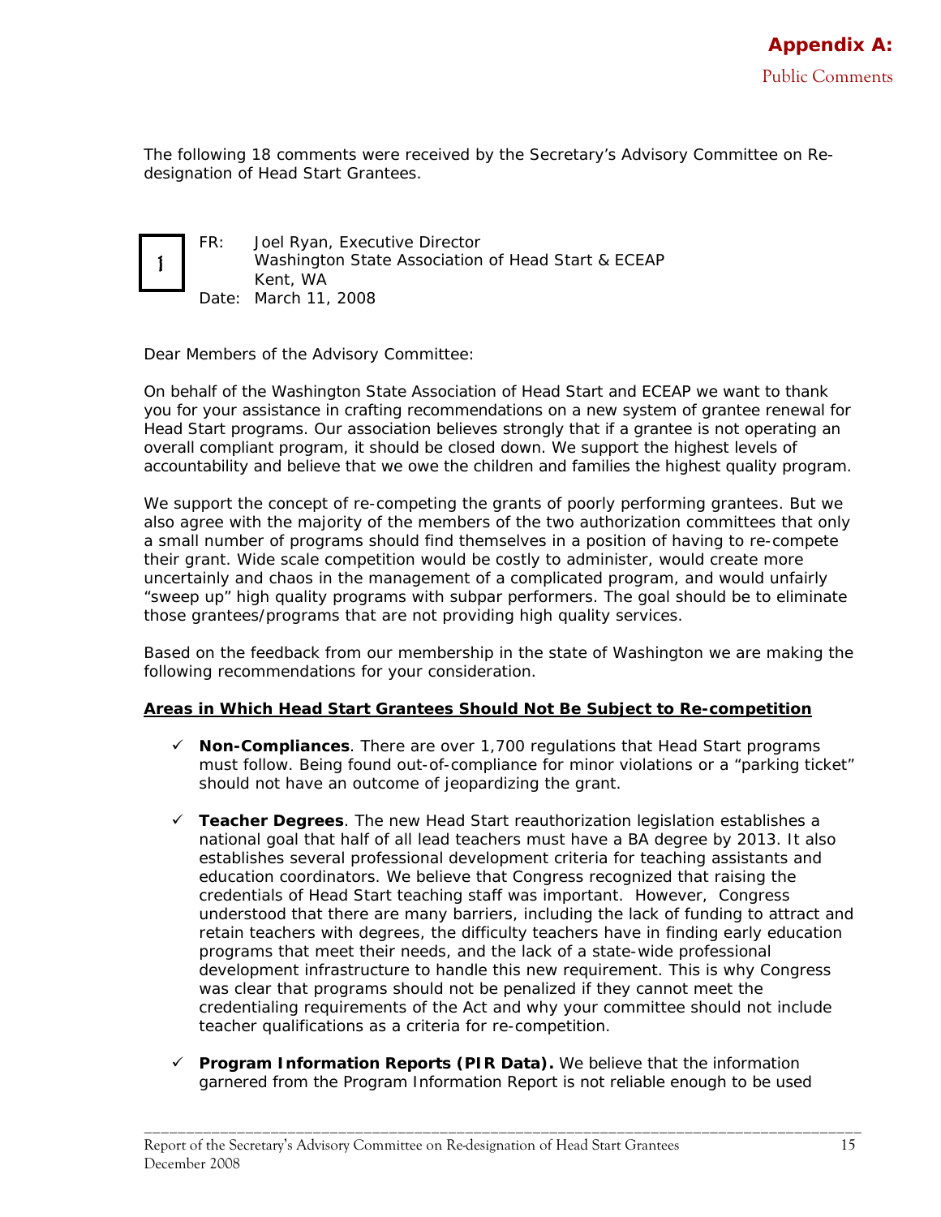# Appendix A:

## Public Comments

The following 18 comments were received by the Secretary's Advisory Committee on Re-designation of Head Start Grantees.

**1**

FR: Joel Ryan, Executive Director
Washington State Association of Head Start & ECEAP
Kent, WA
Date: March 11, 2008

Dear Members of the Advisory Committee:

On behalf of the Washington State Association of Head Start and ECEAP we want to thank you for your assistance in crafting recommendations on a new system of grantee renewal for Head Start programs. Our association believes strongly that if a grantee is not operating an overall compliant program, it should be closed down. We support the highest levels of accountability and believe that we owe the children and families the highest quality program.

We support the concept of re-competing the grants of poorly performing grantees. But we also agree with the majority of the members of the two authorization committees that only a small number of programs should find themselves in a position of having to re-compete their grant. Wide scale competition would be costly to administer, would create more uncertainly and chaos in the management of a complicated program, and would unfairly "sweep up" high quality programs with subpar performers. The goal should be to eliminate those grantees/programs that are not providing high quality services.

Based on the feedback from our membership in the state of Washington we are making the following recommendations for your consideration.

**<u>Areas in Which Head Start Grantees Should Not Be Subject to Re-competition</u>**

- ✓ **Non-Compliances**. There are over 1,700 regulations that Head Start programs must follow. Being found out-of-compliance for minor violations or a "parking ticket" should not have an outcome of jeopardizing the grant.
- ✓ **Teacher Degrees**. The new Head Start reauthorization legislation establishes a national goal that half of all lead teachers must have a BA degree by 2013. It also establishes several professional development criteria for teaching assistants and education coordinators. We believe that Congress recognized that raising the credentials of Head Start teaching staff was important. However, Congress understood that there are many barriers, including the lack of funding to attract and retain teachers with degrees, the difficulty teachers have in finding early education programs that meet their needs, and the lack of a state-wide professional development infrastructure to handle this new requirement. This is why Congress was clear that programs should not be penalized if they cannot meet the credentialing requirements of the Act and why your committee should not include teacher qualifications as a criteria for re-competition.
- ✓ **Program Information Reports (PIR Data).** We believe that the information garnered from the Program Information Report is not reliable enough to be used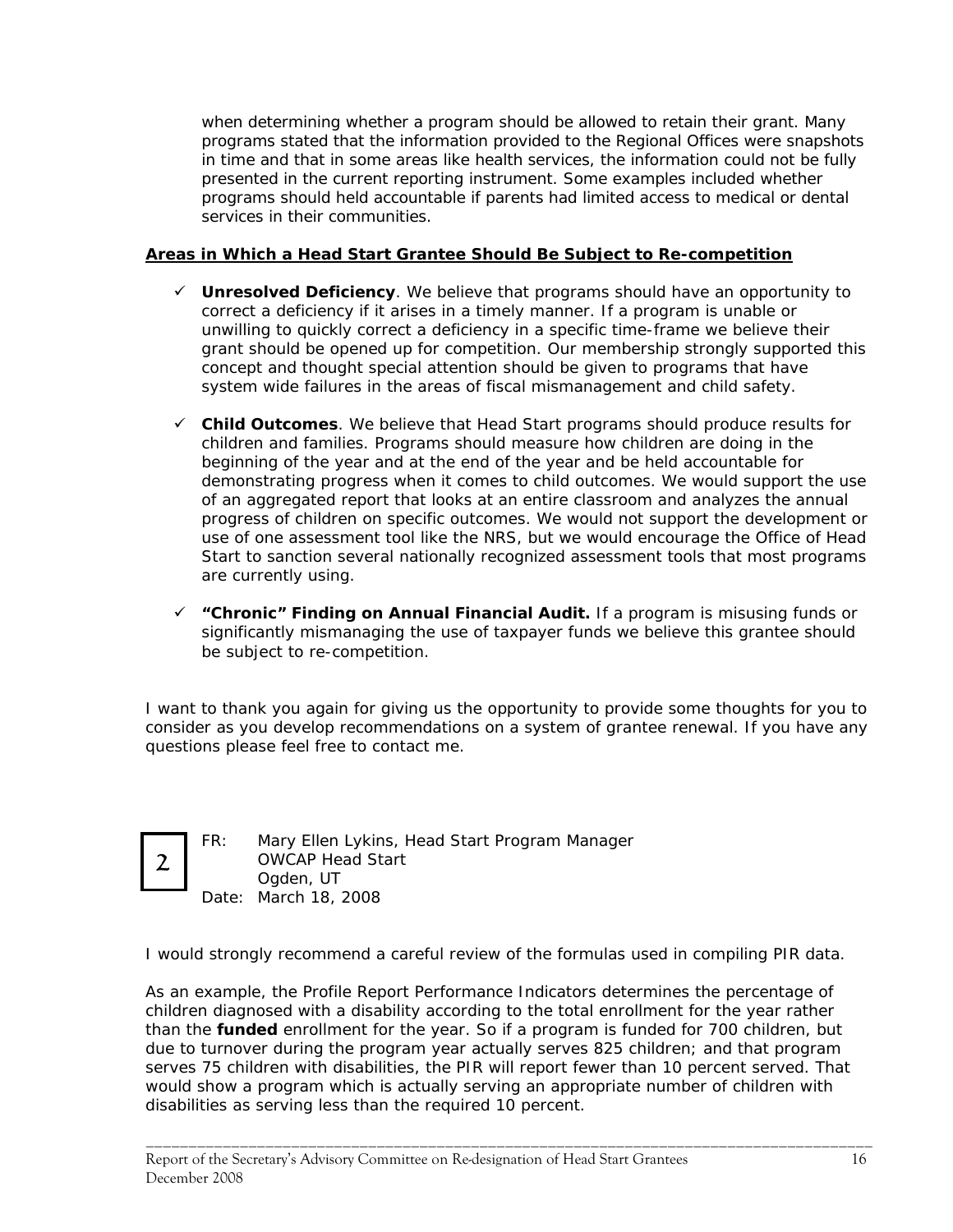when determining whether a program should be allowed to retain their grant. Many programs stated that the information provided to the Regional Offices were snapshots in time and that in some areas like health services, the information could not be fully presented in the current reporting instrument. Some examples included whether programs should held accountable if parents had limited access to medical or dental services in their communities.

**Areas in Which a Head Start Grantee Should Be Subject to Re-competition**

- ✓ **Unresolved Deficiency**. We believe that programs should have an opportunity to correct a deficiency if it arises in a timely manner. If a program is unable or unwilling to quickly correct a deficiency in a specific time-frame we believe their grant should be opened up for competition. Our membership strongly supported this concept and thought special attention should be given to programs that have system wide failures in the areas of fiscal mismanagement and child safety.

- ✓ **Child Outcomes**. We believe that Head Start programs should produce results for children and families. Programs should measure how children are doing in the beginning of the year and at the end of the year and be held accountable for demonstrating progress when it comes to child outcomes. We would support the use of an aggregated report that looks at an entire classroom and analyzes the annual progress of children on specific outcomes. We would not support the development or use of one assessment tool like the NRS, but we would encourage the Office of Head Start to sanction several nationally recognized assessment tools that most programs are currently using.

- ✓ ***"Chronic" Finding on Annual Financial Audit.*** If a program is misusing funds or significantly mismanaging the use of taxpayer funds we believe this grantee should be subject to re-competition.

I want to thank you again for giving us the opportunity to provide some thoughts for you to consider as you develop recommendations on a system of grantee renewal. If you have any questions please feel free to contact me.

2

FR: Mary Ellen Lykins, Head Start Program Manager
OWCAP Head Start
Ogden, UT
Date: March 18, 2008

I would strongly recommend a careful review of the formulas used in compiling PIR data.

As an example, the Profile Report Performance Indicators determines the percentage of children diagnosed with a disability according to the total enrollment for the year rather than the **funded** enrollment for the year. So if a program is funded for 700 children, but due to turnover during the program year actually serves 825 children; and that program serves 75 children with disabilities, the PIR will report fewer than 10 percent served. That would show a program which is actually serving an appropriate number of children with disabilities as serving less than the required 10 percent.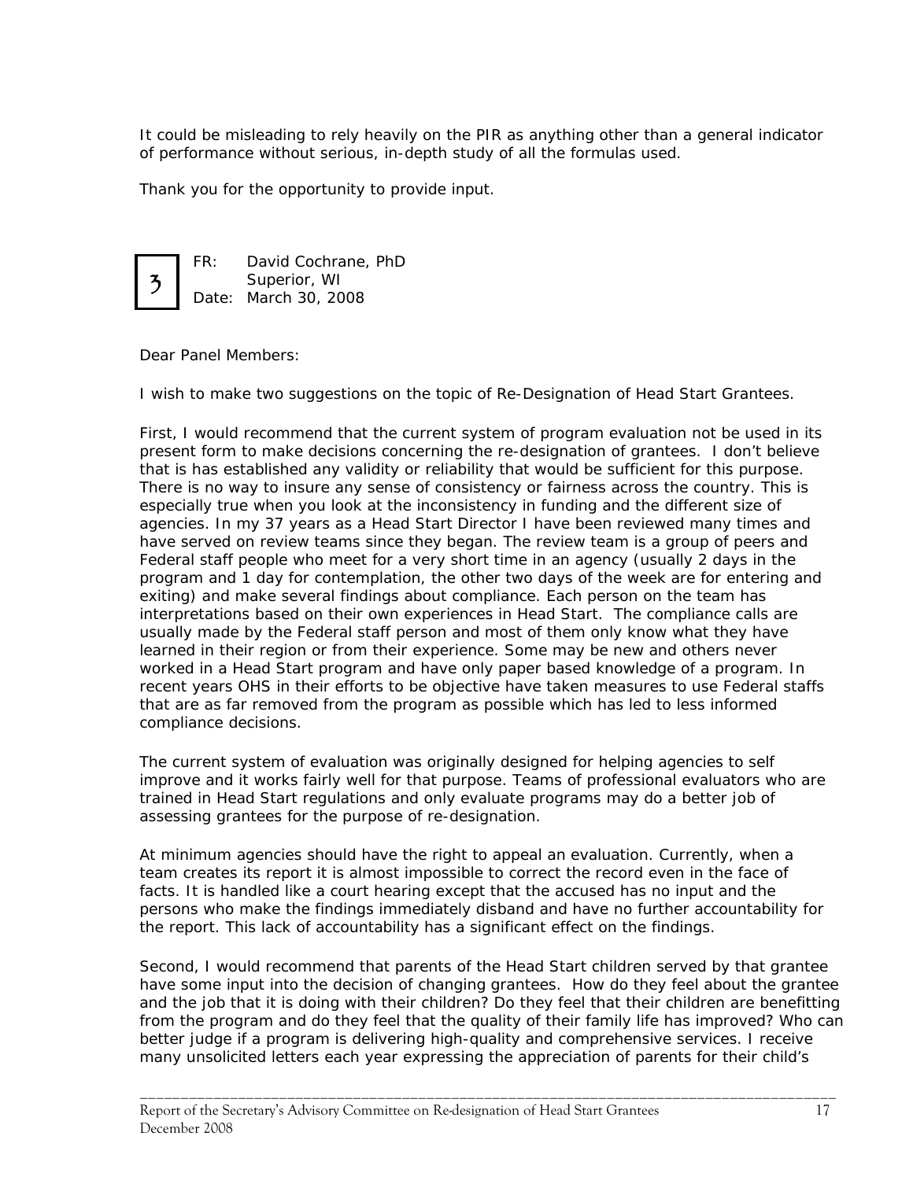It could be misleading to rely heavily on the PIR as anything other than a general indicator of performance without serious, in-depth study of all the formulas used.

Thank you for the opportunity to provide input.

**3**

FR: David Cochrane, PhD
Superior, WI
Date: March 30, 2008

Dear Panel Members:

I wish to make two suggestions on the topic of Re-Designation of Head Start Grantees.

First, I would recommend that the current system of program evaluation not be used in its present form to make decisions concerning the re-designation of grantees. I don't believe that is has established any validity or reliability that would be sufficient for this purpose. There is no way to insure any sense of consistency or fairness across the country. This is especially true when you look at the inconsistency in funding and the different size of agencies. In my 37 years as a Head Start Director I have been reviewed many times and have served on review teams since they began. The review team is a group of peers and Federal staff people who meet for a very short time in an agency (usually 2 days in the program and 1 day for contemplation, the other two days of the week are for entering and exiting) and make several findings about compliance. Each person on the team has interpretations based on their own experiences in Head Start. The compliance calls are usually made by the Federal staff person and most of them only know what they have learned in their region or from their experience. Some may be new and others never worked in a Head Start program and have only paper based knowledge of a program. In recent years OHS in their efforts to be objective have taken measures to use Federal staffs that are as far removed from the program as possible which has led to less informed compliance decisions.

The current system of evaluation was originally designed for helping agencies to self improve and it works fairly well for that purpose. Teams of professional evaluators who are trained in Head Start regulations and only evaluate programs may do a better job of assessing grantees for the purpose of re-designation.

At minimum agencies should have the right to appeal an evaluation. Currently, when a team creates its report it is almost impossible to correct the record even in the face of facts. It is handled like a court hearing except that the accused has no input and the persons who make the findings immediately disband and have no further accountability for the report. This lack of accountability has a significant effect on the findings.

Second, I would recommend that parents of the Head Start children served by that grantee have some input into the decision of changing grantees. How do they feel about the grantee and the job that it is doing with their children? Do they feel that their children are benefitting from the program and do they feel that the quality of their family life has improved? Who can better judge if a program is delivering high-quality and comprehensive services. I receive many unsolicited letters each year expressing the appreciation of parents for their child's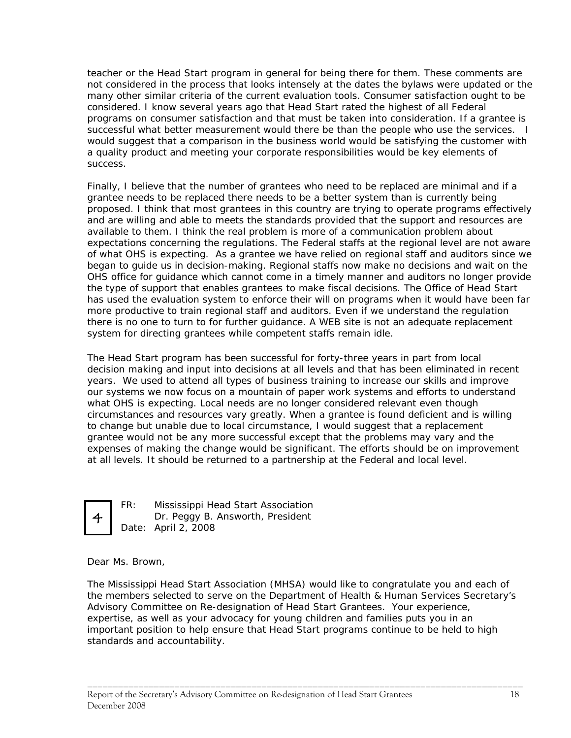teacher or the Head Start program in general for being there for them. These comments are not considered in the process that looks intensely at the dates the bylaws were updated or the many other similar criteria of the current evaluation tools. Consumer satisfaction ought to be considered. I know several years ago that Head Start rated the highest of all Federal programs on consumer satisfaction and that must be taken into consideration. If a grantee is successful what better measurement would there be than the people who use the services. I would suggest that a comparison in the business world would be satisfying the customer with a quality product and meeting your corporate responsibilities would be key elements of success.

Finally, I believe that the number of grantees who need to be replaced are minimal and if a grantee needs to be replaced there needs to be a better system than is currently being proposed. I think that most grantees in this country are trying to operate programs effectively and are willing and able to meets the standards provided that the support and resources are available to them. I think the real problem is more of a communication problem about expectations concerning the regulations. The Federal staffs at the regional level are not aware of what OHS is expecting. As a grantee we have relied on regional staff and auditors since we began to guide us in decision-making. Regional staffs now make no decisions and wait on the OHS office for guidance which cannot come in a timely manner and auditors no longer provide the type of support that enables grantees to make fiscal decisions. The Office of Head Start has used the evaluation system to enforce their will on programs when it would have been far more productive to train regional staff and auditors. Even if we understand the regulation there is no one to turn to for further guidance. A WEB site is not an adequate replacement system for directing grantees while competent staffs remain idle.

The Head Start program has been successful for forty-three years in part from local decision making and input into decisions at all levels and that has been eliminated in recent years. We used to attend all types of business training to increase our skills and improve our systems we now focus on a mountain of paper work systems and efforts to understand what OHS is expecting. Local needs are no longer considered relevant even though circumstances and resources vary greatly. When a grantee is found deficient and is willing to change but unable due to local circumstance, I would suggest that a replacement grantee would not be any more successful except that the problems may vary and the expenses of making the change would be significant. The efforts should be on improvement at all levels. It should be returned to a partnership at the Federal and local level.

**4**

FR: Mississippi Head Start Association
Dr. Peggy B. Answorth, President
Date: April 2, 2008

Dear Ms. Brown,

The Mississippi Head Start Association (MHSA) would like to congratulate you and each of the members selected to serve on the Department of Health & Human Services Secretary's Advisory Committee on Re-designation of Head Start Grantees. Your experience, expertise, as well as your advocacy for young children and families puts you in an important position to help ensure that Head Start programs continue to be held to high standards and accountability.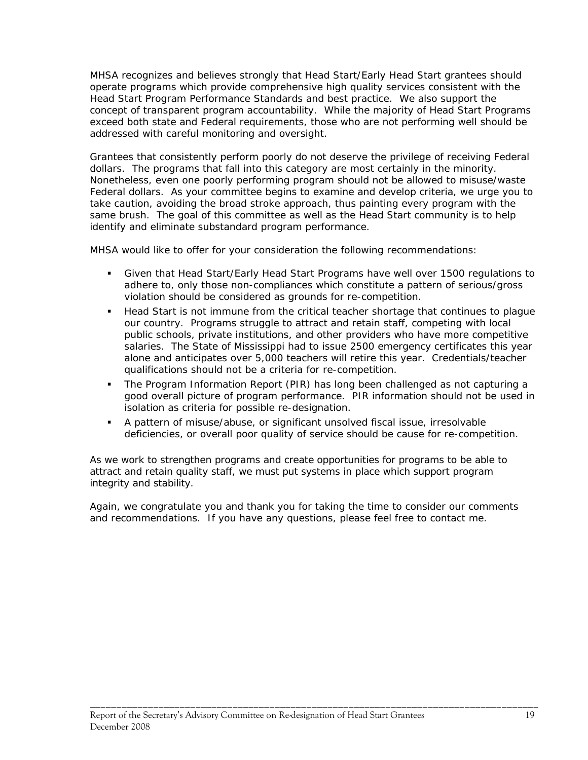MHSA recognizes and believes strongly that Head Start/Early Head Start grantees should operate programs which provide comprehensive high quality services consistent with the Head Start Program Performance Standards and best practice. We also support the concept of transparent program accountability. While the majority of Head Start Programs exceed both state and Federal requirements, those who are not performing well should be addressed with careful monitoring and oversight.

Grantees that consistently perform poorly do not deserve the privilege of receiving Federal dollars. The programs that fall into this category are most certainly in the minority. Nonetheless, even one poorly performing program should not be allowed to misuse/waste Federal dollars. As your committee begins to examine and develop criteria, we urge you to take caution, avoiding the broad stroke approach, thus painting every program with the same brush. The goal of this committee as well as the Head Start community is to help identify and eliminate substandard program performance.

MHSA would like to offer for your consideration the following recommendations:

- Given that Head Start/Early Head Start Programs have well over 1500 regulations to adhere to, only those non-compliances which constitute a pattern of serious/gross violation should be considered as grounds for re-competition.
- Head Start is not immune from the critical teacher shortage that continues to plague our country. Programs struggle to attract and retain staff, competing with local public schools, private institutions, and other providers who have more competitive salaries. The State of Mississippi had to issue 2500 emergency certificates this year alone and anticipates over 5,000 teachers will retire this year. Credentials/teacher qualifications should not be a criteria for re-competition.
- The Program Information Report (PIR) has long been challenged as not capturing a good overall picture of program performance. PIR information should not be used in isolation as criteria for possible re-designation.
- A pattern of misuse/abuse, or significant unsolved fiscal issue, irresolvable deficiencies, or overall poor quality of service should be cause for re-competition.

As we work to strengthen programs and create opportunities for programs to be able to attract and retain quality staff, we must put systems in place which support program integrity and stability.

Again, we congratulate you and thank you for taking the time to consider our comments and recommendations. If you have any questions, please feel free to contact me.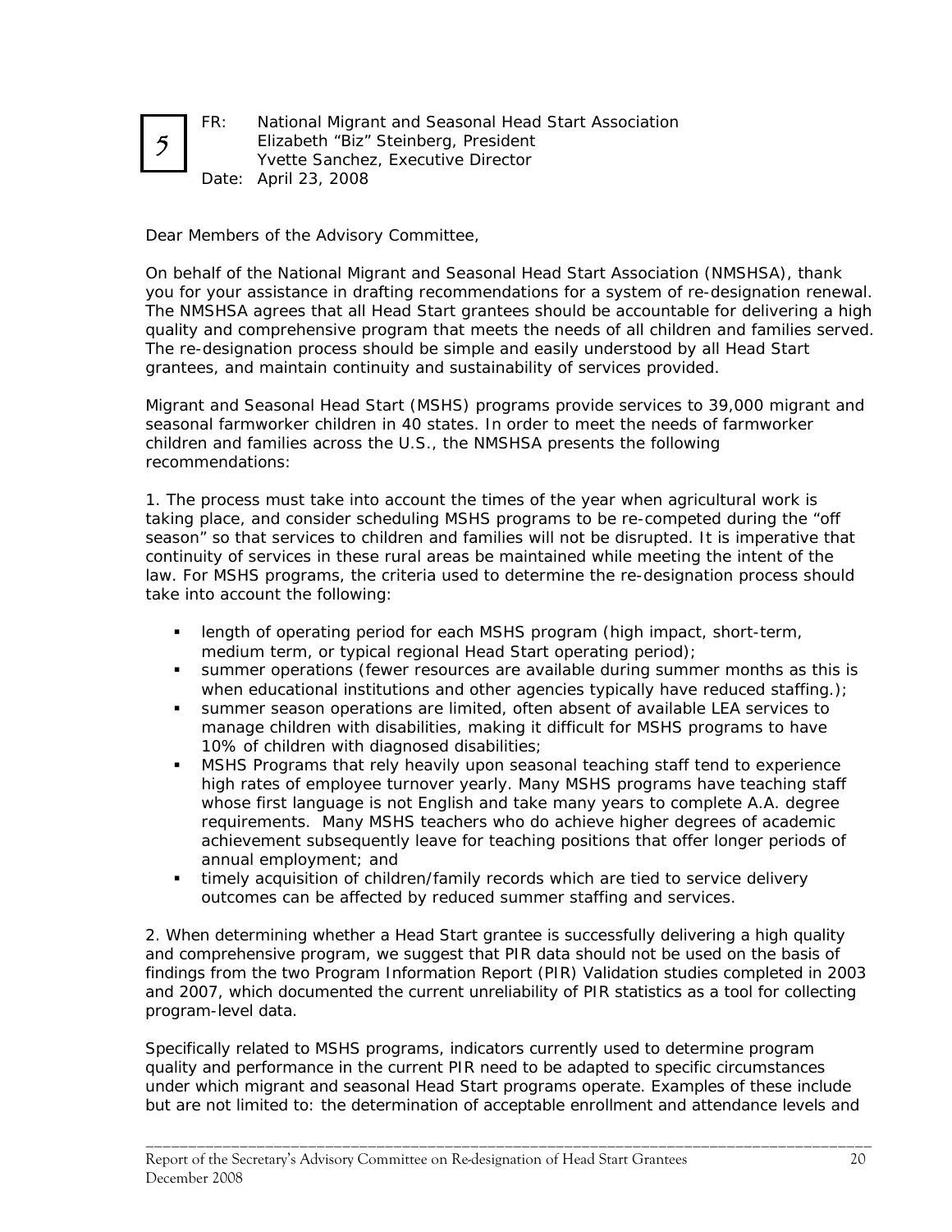5

FR: National Migrant and Seasonal Head Start Association
Elizabeth "Biz" Steinberg, President
Yvette Sanchez, Executive Director
Date: April 23, 2008

Dear Members of the Advisory Committee,

On behalf of the National Migrant and Seasonal Head Start Association (NMSHSA), thank you for your assistance in drafting recommendations for a system of re-designation renewal. The NMSHSA agrees that all Head Start grantees should be accountable for delivering a high quality and comprehensive program that meets the needs of all children and families served. The re-designation process should be simple and easily understood by all Head Start grantees, and maintain continuity and sustainability of services provided.

Migrant and Seasonal Head Start (MSHS) programs provide services to 39,000 migrant and seasonal farmworker children in 40 states. In order to meet the needs of farmworker children and families across the U.S., the NMSHSA presents the following recommendations:

1. The process must take into account the times of the year when agricultural work is taking place, and consider scheduling MSHS programs to be re-competed during the "off season" so that services to children and families will not be disrupted. It is imperative that continuity of services in these rural areas be maintained while meeting the intent of the law. For MSHS programs, the criteria used to determine the re-designation process should take into account the following:

- length of operating period for each MSHS program (high impact, short-term, medium term, or typical regional Head Start operating period);
- summer operations (fewer resources are available during summer months as this is when educational institutions and other agencies typically have reduced staffing.);
- summer season operations are limited, often absent of available LEA services to manage children with disabilities, making it difficult for MSHS programs to have 10% of children with diagnosed disabilities;
- MSHS Programs that rely heavily upon seasonal teaching staff tend to experience high rates of employee turnover yearly. Many MSHS programs have teaching staff whose first language is not English and take many years to complete A.A. degree requirements. Many MSHS teachers who do achieve higher degrees of academic achievement subsequently leave for teaching positions that offer longer periods of annual employment; and
- timely acquisition of children/family records which are tied to service delivery outcomes can be affected by reduced summer staffing and services.

2. When determining whether a Head Start grantee is successfully delivering a high quality and comprehensive program, we suggest that PIR data should not be used on the basis of findings from the two Program Information Report (PIR) Validation studies completed in 2003 and 2007, which documented the current unreliability of PIR statistics as a tool for collecting program-level data.

Specifically related to MSHS programs, indicators currently used to determine program quality and performance in the current PIR need to be adapted to specific circumstances under which migrant and seasonal Head Start programs operate. Examples of these include but are not limited to: the determination of acceptable enrollment and attendance levels and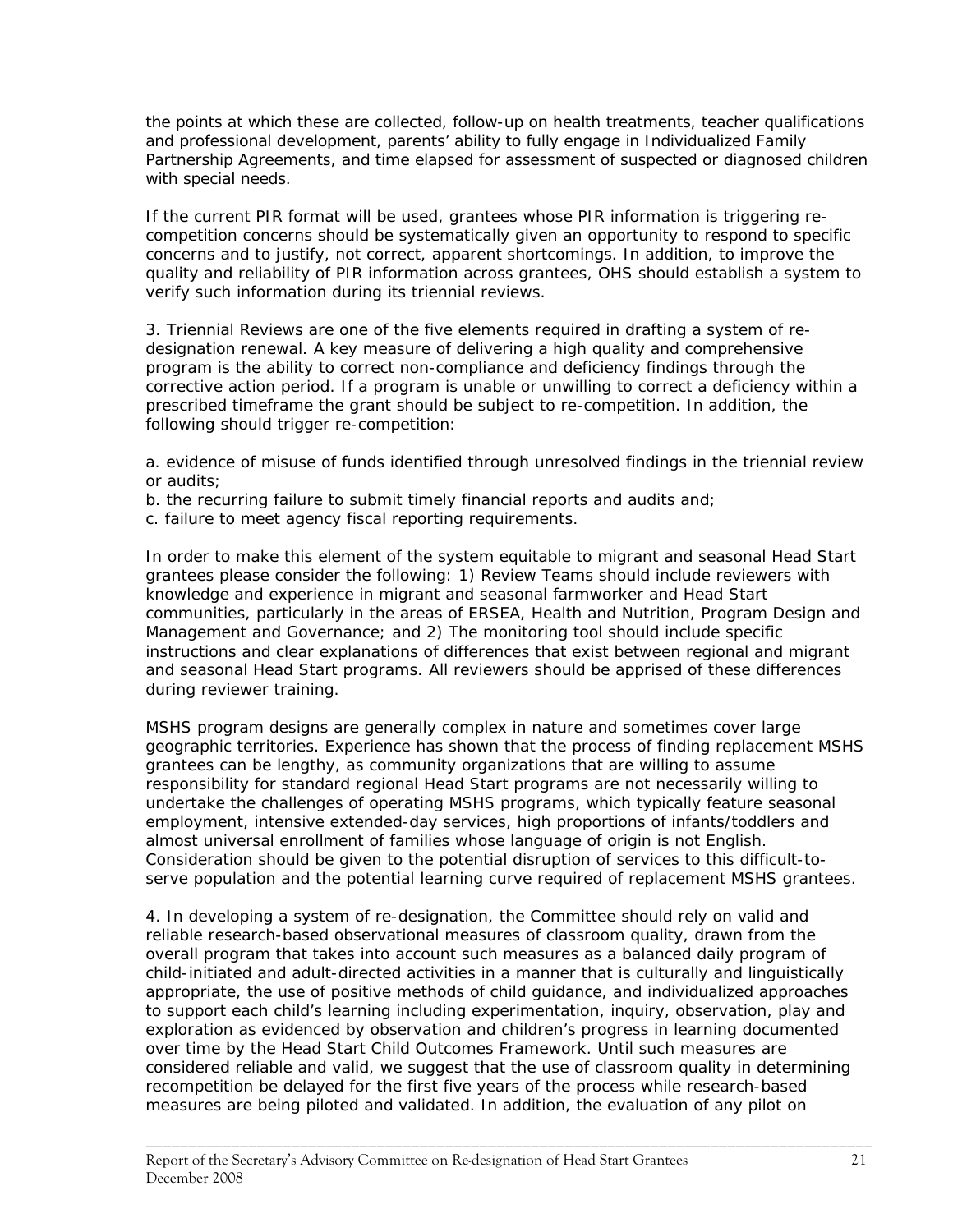the points at which these are collected, follow-up on health treatments, teacher qualifications and professional development, parents' ability to fully engage in Individualized Family Partnership Agreements, and time elapsed for assessment of suspected or diagnosed children with special needs.

If the current PIR format will be used, grantees whose PIR information is triggering re-competition concerns should be systematically given an opportunity to respond to specific concerns and to justify, not correct, apparent shortcomings. In addition, to improve the quality and reliability of PIR information across grantees, OHS should establish a system to verify such information during its triennial reviews.

3. Triennial Reviews are one of the five elements required in drafting a system of re-designation renewal. A key measure of delivering a high quality and comprehensive program is the ability to correct non-compliance and deficiency findings through the corrective action period. If a program is unable or unwilling to correct a deficiency within a prescribed timeframe the grant should be subject to re-competition. In addition, the following should trigger re-competition:

a. evidence of misuse of funds identified through unresolved findings in the triennial review or audits;
b. the recurring failure to submit timely financial reports and audits and;
c. failure to meet agency fiscal reporting requirements.

In order to make this element of the system equitable to migrant and seasonal Head Start grantees please consider the following: 1) Review Teams should include reviewers with knowledge and experience in migrant and seasonal farmworker and Head Start communities, particularly in the areas of ERSEA, Health and Nutrition, Program Design and Management and Governance; and 2) The monitoring tool should include specific instructions and clear explanations of differences that exist between regional and migrant and seasonal Head Start programs. All reviewers should be apprised of these differences during reviewer training.

MSHS program designs are generally complex in nature and sometimes cover large geographic territories. Experience has shown that the process of finding replacement MSHS grantees can be lengthy, as community organizations that are willing to assume responsibility for standard regional Head Start programs are not necessarily willing to undertake the challenges of operating MSHS programs, which typically feature seasonal employment, intensive extended-day services, high proportions of infants/toddlers and almost universal enrollment of families whose language of origin is not English. Consideration should be given to the potential disruption of services to this difficult-to-serve population and the potential learning curve required of replacement MSHS grantees.

4. In developing a system of re-designation, the Committee should rely on valid and reliable research-based observational measures of classroom quality, drawn from the overall program that takes into account such measures as a balanced daily program of child-initiated and adult-directed activities in a manner that is culturally and linguistically appropriate, the use of positive methods of child guidance, and individualized approaches to support each child's learning including experimentation, inquiry, observation, play and exploration as evidenced by observation and children's progress in learning documented over time by the Head Start Child Outcomes Framework. Until such measures are considered reliable and valid, we suggest that the use of classroom quality in determining recompetition be delayed for the first five years of the process while research-based measures are being piloted and validated. In addition, the evaluation of any pilot on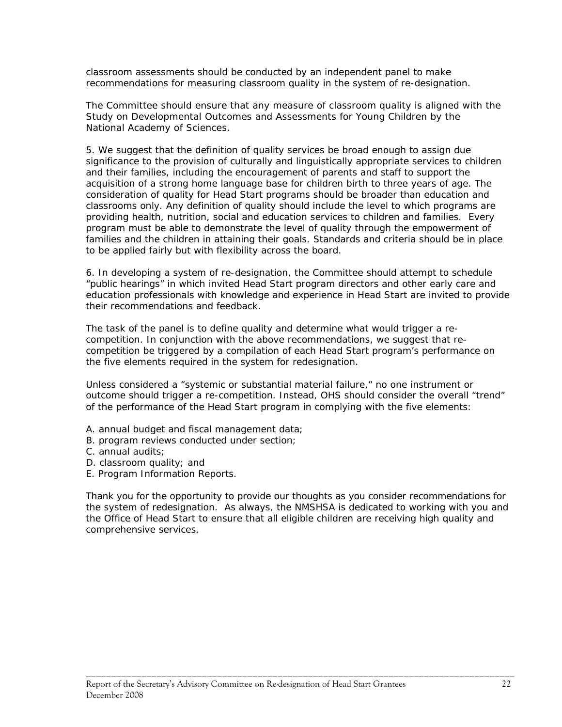classroom assessments should be conducted by an independent panel to make recommendations for measuring classroom quality in the system of re-designation.

The Committee should ensure that any measure of classroom quality is aligned with the Study on Developmental Outcomes and Assessments for Young Children by the National Academy of Sciences.

5. We suggest that the definition of quality services be broad enough to assign due significance to the provision of culturally and linguistically appropriate services to children and their families, including the encouragement of parents and staff to support the acquisition of a strong home language base for children birth to three years of age. The consideration of quality for Head Start programs should be broader than education and classrooms only. Any definition of quality should include the level to which programs are providing health, nutrition, social and education services to children and families. Every program must be able to demonstrate the level of quality through the empowerment of families and the children in attaining their goals. Standards and criteria should be in place to be applied fairly but with flexibility across the board.

6. In developing a system of re-designation, the Committee should attempt to schedule "public hearings" in which invited Head Start program directors and other early care and education professionals with knowledge and experience in Head Start are invited to provide their recommendations and feedback.

The task of the panel is to define quality and determine what would trigger a re-competition. In conjunction with the above recommendations, we suggest that re-competition be triggered by a compilation of each Head Start program's performance on the five elements required in the system for redesignation.

Unless considered a "systemic or substantial material failure," no one instrument or outcome should trigger a re-competition. Instead, OHS should consider the overall "trend" of the performance of the Head Start program in complying with the five elements:

A. annual budget and fiscal management data;
B. program reviews conducted under section;
C. annual audits;
D. classroom quality; and
E. Program Information Reports.

Thank you for the opportunity to provide our thoughts as you consider recommendations for the system of redesignation. As always, the NMSHSA is dedicated to working with you and the Office of Head Start to ensure that all eligible children are receiving high quality and comprehensive services.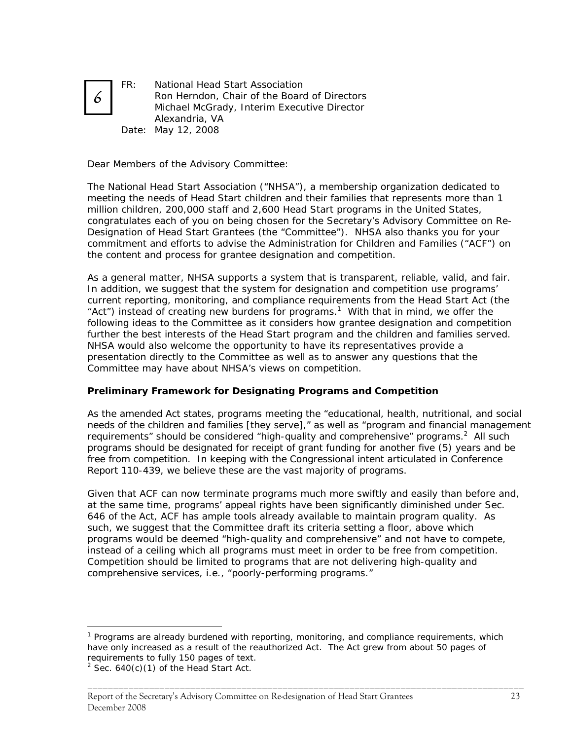6

FR: National Head Start Association
Ron Herndon, Chair of the Board of Directors
Michael McGrady, Interim Executive Director
Alexandria, VA

Date: May 12, 2008

Dear Members of the Advisory Committee:

The National Head Start Association ("NHSA"), a membership organization dedicated to meeting the needs of Head Start children and their families that represents more than 1 million children, 200,000 staff and 2,600 Head Start programs in the United States, congratulates each of you on being chosen for the Secretary's Advisory Committee on Re-Designation of Head Start Grantees (the "Committee"). NHSA also thanks you for your commitment and efforts to advise the Administration for Children and Families ("ACF") on the content and process for grantee designation and competition.

As a general matter, NHSA supports a system that is transparent, reliable, valid, and fair. In addition, we suggest that the system for designation and competition use programs' current reporting, monitoring, and compliance requirements from the Head Start Act (the "Act") instead of creating new burdens for programs.[1] With that in mind, we offer the following ideas to the Committee as it considers how grantee designation and competition further the best interests of the Head Start program and the children and families served. NHSA would also welcome the opportunity to have its representatives provide a presentation directly to the Committee as well as to answer any questions that the Committee may have about NHSA's views on competition.

**Preliminary Framework for Designating Programs and Competition**

As the amended Act states, programs meeting the "educational, health, nutritional, and social needs of the children and families [they serve]," as well as "program and financial management requirements" should be considered "high-quality and comprehensive" programs.[2] All such programs should be designated for receipt of grant funding for another five (5) years and be free from competition. In keeping with the Congressional intent articulated in Conference Report 110-439, we believe these are the vast majority of programs.

Given that ACF can now terminate programs much more swiftly and easily than before and, at the same time, programs' appeal rights have been significantly diminished under Sec. 646 of the Act, ACF has ample tools already available to maintain program quality. As such, we suggest that the Committee draft its criteria setting a floor, above which programs would be deemed "high-quality and comprehensive" and not have to compete, instead of a ceiling which all programs must meet in order to be free from competition. Competition should be limited to programs that are not delivering high-quality and comprehensive services, i.e., "poorly-performing programs."

[1] Programs are already burdened with reporting, monitoring, and compliance requirements, which have only increased as a result of the reauthorized Act. The Act grew from about 50 pages of requirements to fully 150 pages of text.

[2] Sec. 640(c)(1) of the Head Start Act.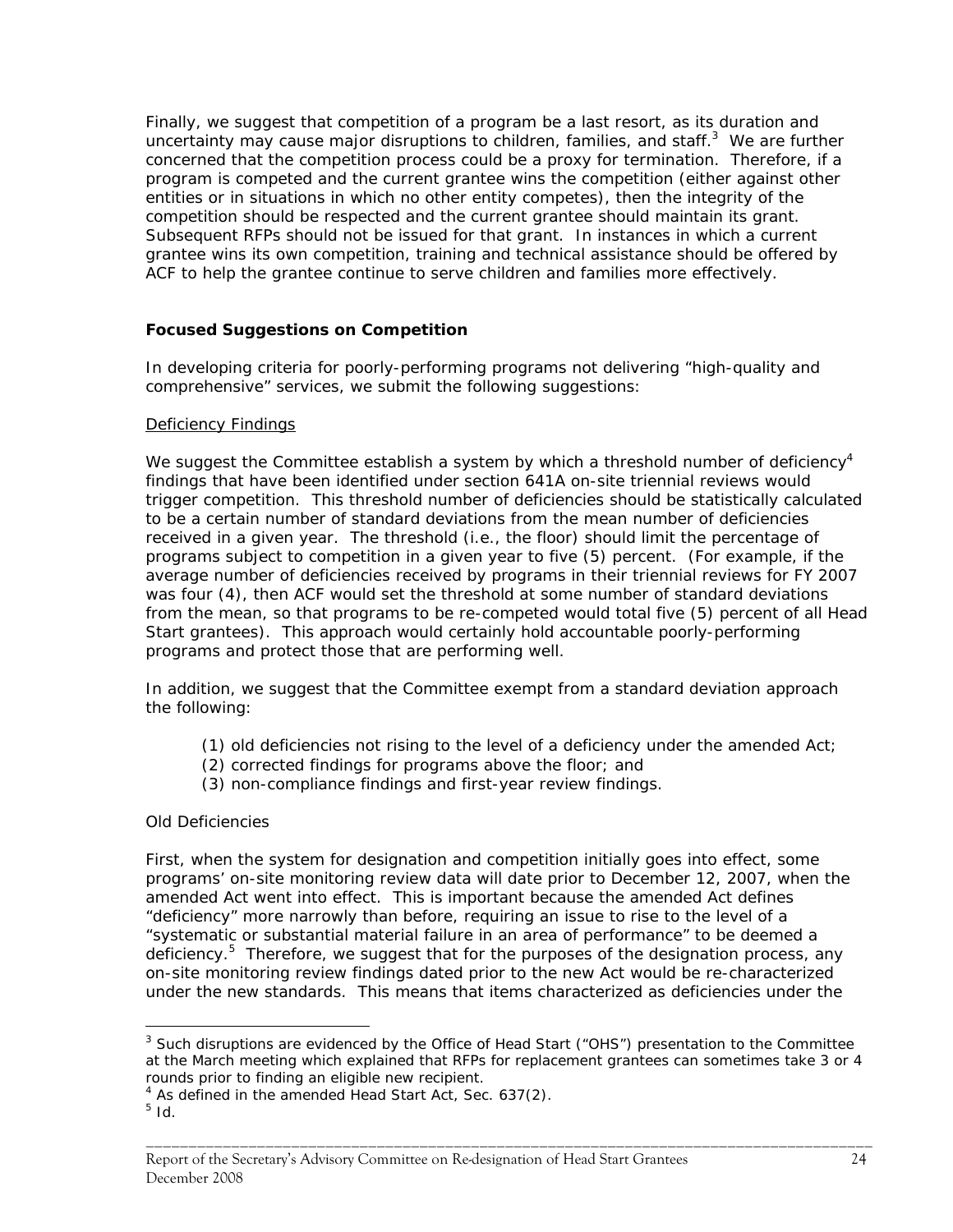Finally, we suggest that competition of a program be a last resort, as its duration and uncertainty may cause major disruptions to children, families, and staff.[3] We are further concerned that the competition process could be a proxy for termination. Therefore, if a program is competed and the current grantee wins the competition (either against other entities or in situations in which no other entity competes), then the integrity of the competition should be respected and the current grantee should maintain its grant. Subsequent RFPs should not be issued for that grant. In instances in which a current grantee wins its own competition, training and technical assistance should be offered by ACF to help the grantee continue to serve children and families more effectively.

**Focused Suggestions on Competition**

In developing criteria for poorly-performing programs not delivering "high-quality and comprehensive" services, we submit the following suggestions:

Deficiency Findings

We suggest the Committee establish a system by which a threshold number of deficiency[4] findings that have been identified under section 641A on-site triennial reviews would trigger competition. This threshold number of deficiencies should be statistically calculated to be a certain number of standard deviations from the mean number of deficiencies received in a given year. The threshold (i.e., the floor) should limit the percentage of programs subject to competition in a given year to five (5) percent. (For example, if the average number of deficiencies received by programs in their triennial reviews for FY 2007 was four (4), then ACF would set the threshold at some number of standard deviations from the mean, so that programs to be re-competed would total five (5) percent of all Head Start grantees). This approach would certainly hold accountable poorly-performing programs and protect those that are performing well.

In addition, we suggest that the Committee exempt from a standard deviation approach the following:

(1) old deficiencies not rising to the level of a deficiency under the amended Act;
(2) corrected findings for programs above the floor; and
(3) non-compliance findings and first-year review findings.

Old Deficiencies

First, when the system for designation and competition initially goes into effect, some programs' on-site monitoring review data will date prior to December 12, 2007, when the amended Act went into effect. This is important because the amended Act defines "deficiency" more narrowly than before, requiring an issue to rise to the level of a "systematic or substantial material failure in an area of performance" to be deemed a deficiency.[5] Therefore, we suggest that for the purposes of the designation process, any on-site monitoring review findings dated prior to the new Act would be re-characterized under the new standards. This means that items characterized as deficiencies under the

[3] Such disruptions are evidenced by the Office of Head Start ("OHS") presentation to the Committee at the March meeting which explained that RFPs for replacement grantees can sometimes take 3 or 4 rounds prior to finding an eligible new recipient.

[4] As defined in the amended Head Start Act, Sec. 637(2).

[5] Id.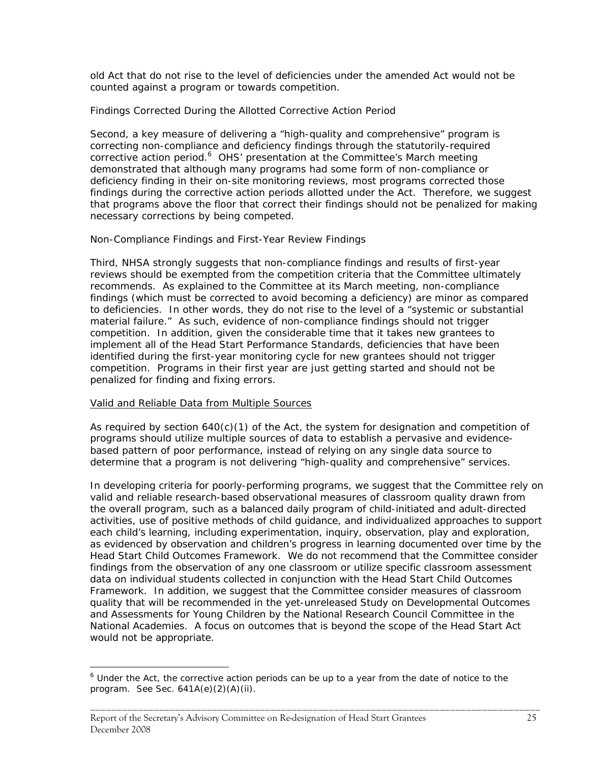old Act that do not rise to the level of deficiencies under the amended Act would not be counted against a program or towards competition.

Findings Corrected During the Allotted Corrective Action Period

Second, a key measure of delivering a “high-quality and comprehensive” program is correcting non-compliance and deficiency findings through the statutorily-required corrective action period.[6] OHS’ presentation at the Committee’s March meeting demonstrated that although many programs had some form of non-compliance or deficiency finding in their on-site monitoring reviews, most programs corrected those findings during the corrective action periods allotted under the Act. Therefore, we suggest that programs above the floor that correct their findings should not be penalized for making necessary corrections by being competed.

Non-Compliance Findings and First-Year Review Findings

Third, NHSA strongly suggests that non-compliance findings and results of first-year reviews should be exempted from the competition criteria that the Committee ultimately recommends. As explained to the Committee at its March meeting, non-compliance findings (which must be corrected to avoid becoming a deficiency) are minor as compared to deficiencies. In other words, they do not rise to the level of a “systemic or substantial material failure.” As such, evidence of non-compliance findings should not trigger competition. In addition, given the considerable time that it takes new grantees to implement all of the Head Start Performance Standards, deficiencies that have been identified during the first-year monitoring cycle for new grantees should not trigger competition. Programs in their first year are just getting started and should not be penalized for finding and fixing errors.

<u>Valid and Reliable Data from Multiple Sources</u>

As required by section 640(c)(1) of the Act, the system for designation and competition of programs should utilize multiple sources of data to establish a pervasive and evidence-based pattern of poor performance, instead of relying on any single data source to determine that a program is not delivering “high-quality and comprehensive” services.

In developing criteria for poorly-performing programs, we suggest that the Committee rely on valid and reliable research-based observational measures of classroom quality drawn from the overall program, such as a balanced daily program of child-initiated and adult-directed activities, use of positive methods of child guidance, and individualized approaches to support each child’s learning, including experimentation, inquiry, observation, play and exploration, as evidenced by observation and children’s progress in learning documented over time by the Head Start Child Outcomes Framework. We do not recommend that the Committee consider findings from the observation of any one classroom or utilize specific classroom assessment data on individual students collected in conjunction with the Head Start Child Outcomes Framework. In addition, we suggest that the Committee consider measures of classroom quality that will be recommended in the yet-unreleased Study on Developmental Outcomes and Assessments for Young Children by the National Research Council Committee in the National Academies. A focus on outcomes that is beyond the scope of the Head Start Act would not be appropriate.

[6] Under the Act, the corrective action periods can be up to a year from the date of notice to the program. See Sec. 641A(e)(2)(A)(ii).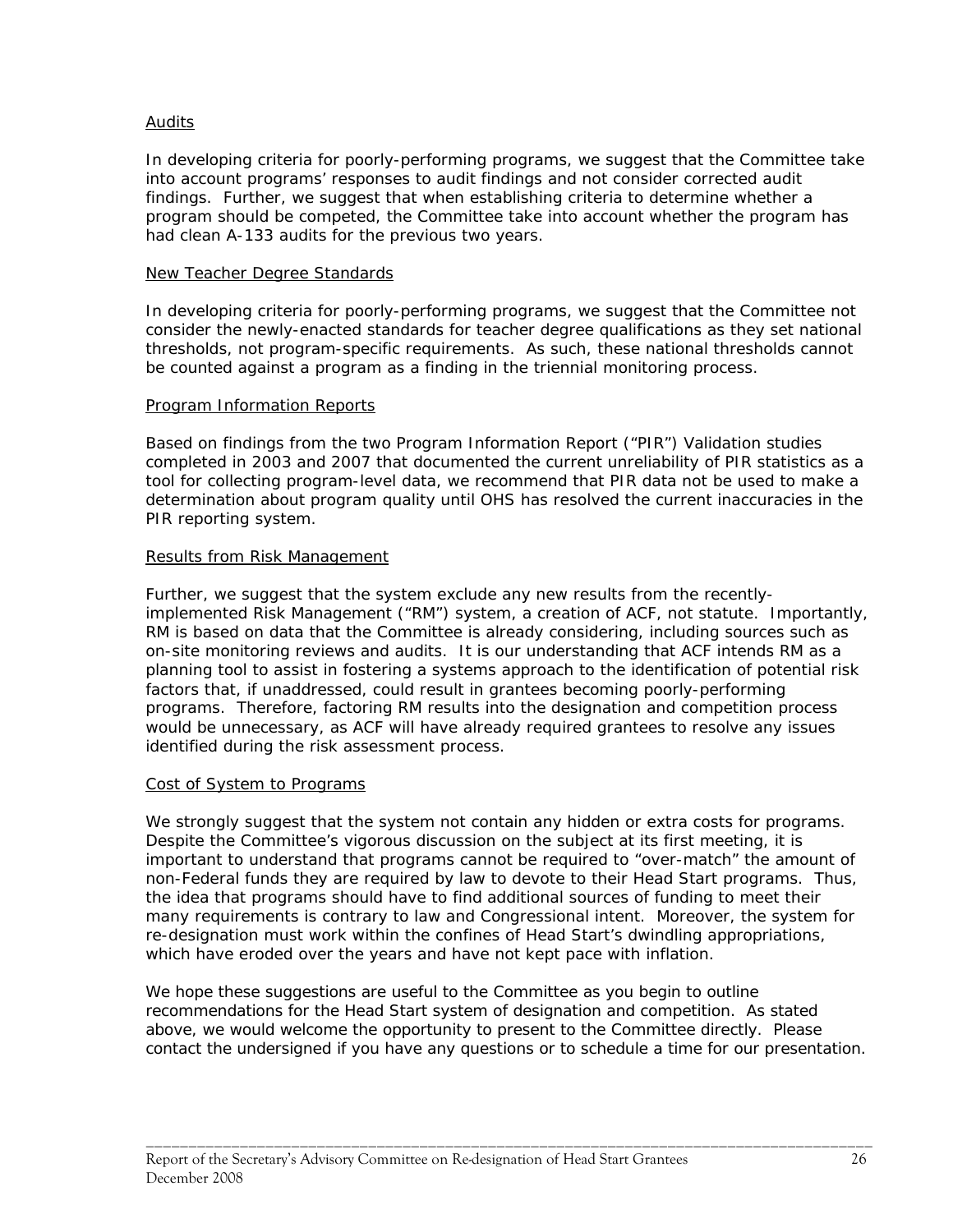Audits

In developing criteria for poorly-performing programs, we suggest that the Committee take into account programs' responses to audit findings and not consider corrected audit findings. Further, we suggest that when establishing criteria to determine whether a program should be competed, the Committee take into account whether the program has had clean A-133 audits for the previous two years.

New Teacher Degree Standards

In developing criteria for poorly-performing programs, we suggest that the Committee not consider the newly-enacted standards for teacher degree qualifications as they set national thresholds, not program-specific requirements. As such, these national thresholds cannot be counted against a program as a finding in the triennial monitoring process.

Program Information Reports

Based on findings from the two Program Information Report ("PIR") Validation studies completed in 2003 and 2007 that documented the current unreliability of PIR statistics as a tool for collecting program-level data, we recommend that PIR data not be used to make a determination about program quality until OHS has resolved the current inaccuracies in the PIR reporting system.

Results from Risk Management

Further, we suggest that the system exclude any new results from the recently-implemented Risk Management ("RM") system, a creation of ACF, not statute. Importantly, RM is based on data that the Committee is already considering, including sources such as on-site monitoring reviews and audits. It is our understanding that ACF intends RM as a planning tool to assist in fostering a systems approach to the identification of potential risk factors that, if unaddressed, could result in grantees becoming poorly-performing programs. Therefore, factoring RM results into the designation and competition process would be unnecessary, as ACF will have already required grantees to resolve any issues identified during the risk assessment process.

Cost of System to Programs

We strongly suggest that the system not contain any hidden or extra costs for programs. Despite the Committee's vigorous discussion on the subject at its first meeting, it is important to understand that programs cannot be required to "over-match" the amount of non-Federal funds they are required by law to devote to their Head Start programs. Thus, the idea that programs should have to find additional sources of funding to meet their many requirements is contrary to law and Congressional intent. Moreover, the system for re-designation must work within the confines of Head Start's dwindling appropriations, which have eroded over the years and have not kept pace with inflation.

We hope these suggestions are useful to the Committee as you begin to outline recommendations for the Head Start system of designation and competition. As stated above, we would welcome the opportunity to present to the Committee directly. Please contact the undersigned if you have any questions or to schedule a time for our presentation.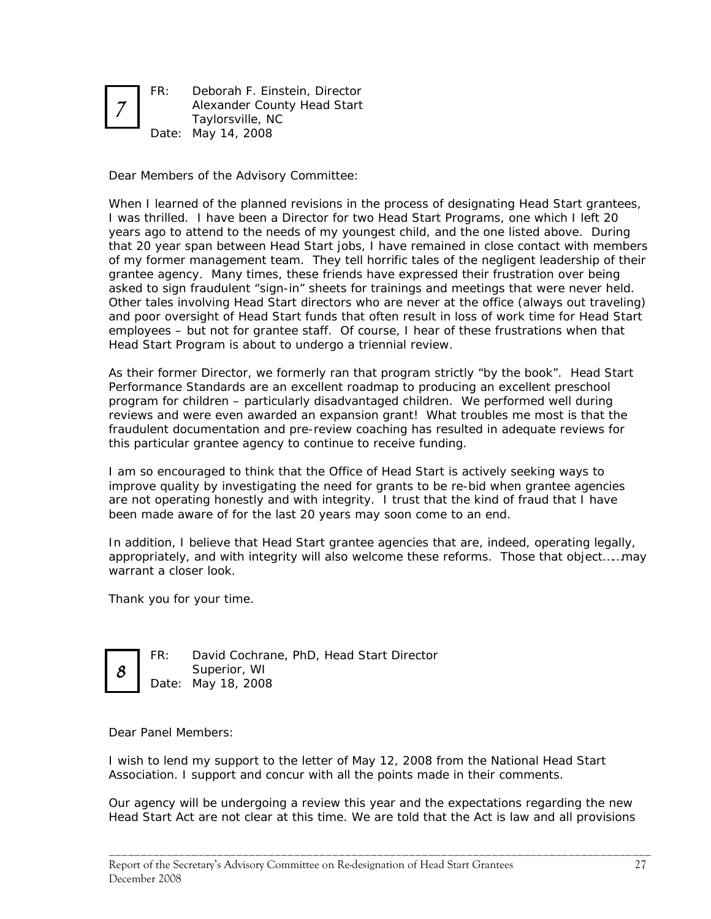**7**

FR: Deborah F. Einstein, Director
Alexander County Head Start
Taylorsville, NC
Date: May 14, 2008

Dear Members of the Advisory Committee:

When I learned of the planned revisions in the process of designating Head Start grantees, I was thrilled. I have been a Director for two Head Start Programs, one which I left 20 years ago to attend to the needs of my youngest child, and the one listed above. During that 20 year span between Head Start jobs, I have remained in close contact with members of my former management team. They tell horrific tales of the negligent leadership of their grantee agency. Many times, these friends have expressed their frustration over being asked to sign fraudulent "sign-in" sheets for trainings and meetings that were never held. Other tales involving Head Start directors who are never at the office (always out traveling) and poor oversight of Head Start funds that often result in loss of work time for Head Start employees – but not for grantee staff. Of course, I hear of these frustrations when that Head Start Program is about to undergo a triennial review.

As their former Director, we formerly ran that program strictly "by the book". Head Start Performance Standards are an excellent roadmap to producing an excellent preschool program for children – particularly disadvantaged children. We performed well during reviews and were even awarded an expansion grant! What troubles me most is that the fraudulent documentation and pre-review coaching has resulted in adequate reviews for this particular grantee agency to continue to receive funding.

I am so encouraged to think that the Office of Head Start is actively seeking ways to improve quality by investigating the need for grants to be re-bid when grantee agencies are not operating honestly and with integrity. I trust that the kind of fraud that I have been made aware of for the last 20 years may soon come to an end.

In addition, I believe that Head Start grantee agencies that are, indeed, operating legally, appropriately, and with integrity will also welcome these reforms. Those that object……may warrant a closer look.

Thank you for your time.

**8**

FR: David Cochrane, PhD, Head Start Director
Superior, WI
Date: May 18, 2008

Dear Panel Members:

I wish to lend my support to the letter of May 12, 2008 from the National Head Start Association. I support and concur with all the points made in their comments.

Our agency will be undergoing a review this year and the expectations regarding the new Head Start Act are not clear at this time. We are told that the Act is law and all provisions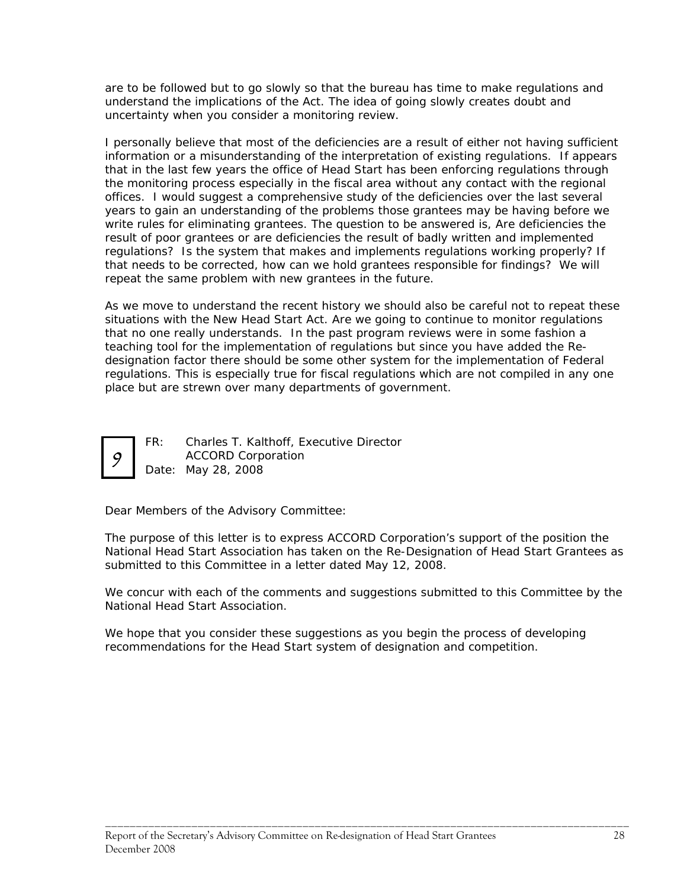are to be followed but to go slowly so that the bureau has time to make regulations and understand the implications of the Act. The idea of going slowly creates doubt and uncertainty when you consider a monitoring review.

I personally believe that most of the deficiencies are a result of either not having sufficient information or a misunderstanding of the interpretation of existing regulations. If appears that in the last few years the office of Head Start has been enforcing regulations through the monitoring process especially in the fiscal area without any contact with the regional offices. I would suggest a comprehensive study of the deficiencies over the last several years to gain an understanding of the problems those grantees may be having before we write rules for eliminating grantees. The question to be answered is, Are deficiencies the result of poor grantees or are deficiencies the result of badly written and implemented regulations? Is the system that makes and implements regulations working properly? If that needs to be corrected, how can we hold grantees responsible for findings? We will repeat the same problem with new grantees in the future.

As we move to understand the recent history we should also be careful not to repeat these situations with the New Head Start Act. Are we going to continue to monitor regulations that no one really understands. In the past program reviews were in some fashion a teaching tool for the implementation of regulations but since you have added the Re-designation factor there should be some other system for the implementation of Federal regulations. This is especially true for fiscal regulations which are not compiled in any one place but are strewn over many departments of government.

**9**

FR: Charles T. Kalthoff, Executive Director
ACCORD Corporation
Date: May 28, 2008

Dear Members of the Advisory Committee:

The purpose of this letter is to express ACCORD Corporation's support of the position the National Head Start Association has taken on the Re-Designation of Head Start Grantees as submitted to this Committee in a letter dated May 12, 2008.

We concur with each of the comments and suggestions submitted to this Committee by the National Head Start Association.

We hope that you consider these suggestions as you begin the process of developing recommendations for the Head Start system of designation and competition.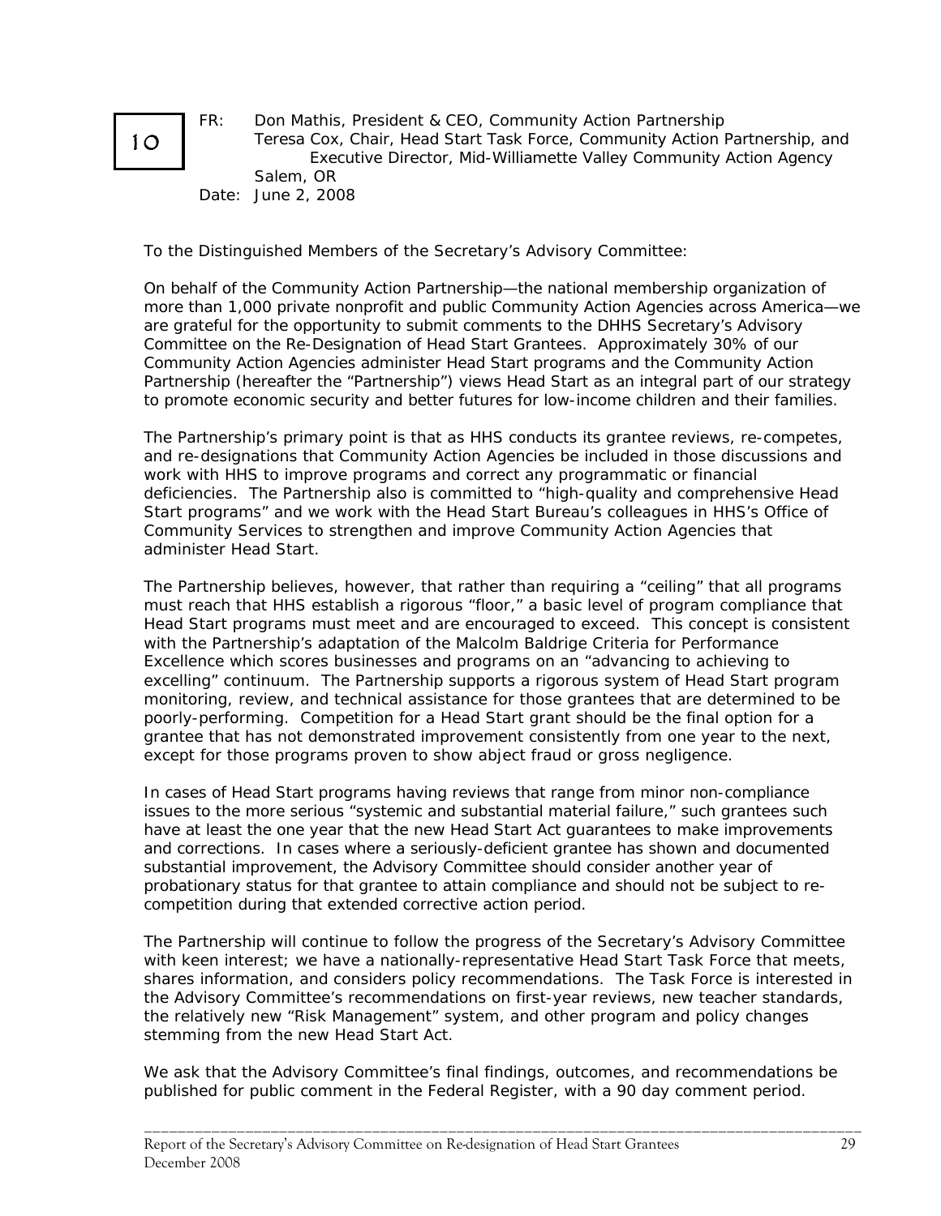10

FR: Don Mathis, President & CEO, Community Action Partnership
Teresa Cox, Chair, Head Start Task Force, Community Action Partnership, and Executive Director, Mid-Williamette Valley Community Action Agency
Salem, OR
Date: June 2, 2008

To the Distinguished Members of the Secretary's Advisory Committee:

On behalf of the Community Action Partnership—the national membership organization of more than 1,000 private nonprofit and public Community Action Agencies across America—we are grateful for the opportunity to submit comments to the DHHS Secretary's Advisory Committee on the Re-Designation of Head Start Grantees. Approximately 30% of our Community Action Agencies administer Head Start programs and the Community Action Partnership (hereafter the "Partnership") views Head Start as an integral part of our strategy to promote economic security and better futures for low-income children and their families.

The Partnership's primary point is that as HHS conducts its grantee reviews, re-competes, and re-designations that Community Action Agencies be included in those discussions and work with HHS to improve programs and correct any programmatic or financial deficiencies. The Partnership also is committed to "high-quality and comprehensive Head Start programs" and we work with the Head Start Bureau's colleagues in HHS's Office of Community Services to strengthen and improve Community Action Agencies that administer Head Start.

The Partnership believes, however, that rather than requiring a "ceiling" that all programs must reach that HHS establish a rigorous "floor," a basic level of program compliance that Head Start programs must meet and are encouraged to exceed. This concept is consistent with the Partnership's adaptation of the Malcolm Baldrige Criteria for Performance Excellence which scores businesses and programs on an "advancing to achieving to excelling" continuum. The Partnership supports a rigorous system of Head Start program monitoring, review, and technical assistance for those grantees that are determined to be poorly-performing. Competition for a Head Start grant should be the final option for a grantee that has not demonstrated improvement consistently from one year to the next, except for those programs proven to show abject fraud or gross negligence.

In cases of Head Start programs having reviews that range from minor non-compliance issues to the more serious "systemic and substantial material failure," such grantees such have at least the one year that the new Head Start Act guarantees to make improvements and corrections. In cases where a seriously-deficient grantee has shown and documented substantial improvement, the Advisory Committee should consider another year of probationary status for that grantee to attain compliance and should not be subject to re-competition during that extended corrective action period.

The Partnership will continue to follow the progress of the Secretary's Advisory Committee with keen interest; we have a nationally-representative Head Start Task Force that meets, shares information, and considers policy recommendations. The Task Force is interested in the Advisory Committee's recommendations on first-year reviews, new teacher standards, the relatively new "Risk Management" system, and other program and policy changes stemming from the new Head Start Act.

We ask that the Advisory Committee's final findings, outcomes, and recommendations be published for public comment in the Federal Register, with a 90 day comment period.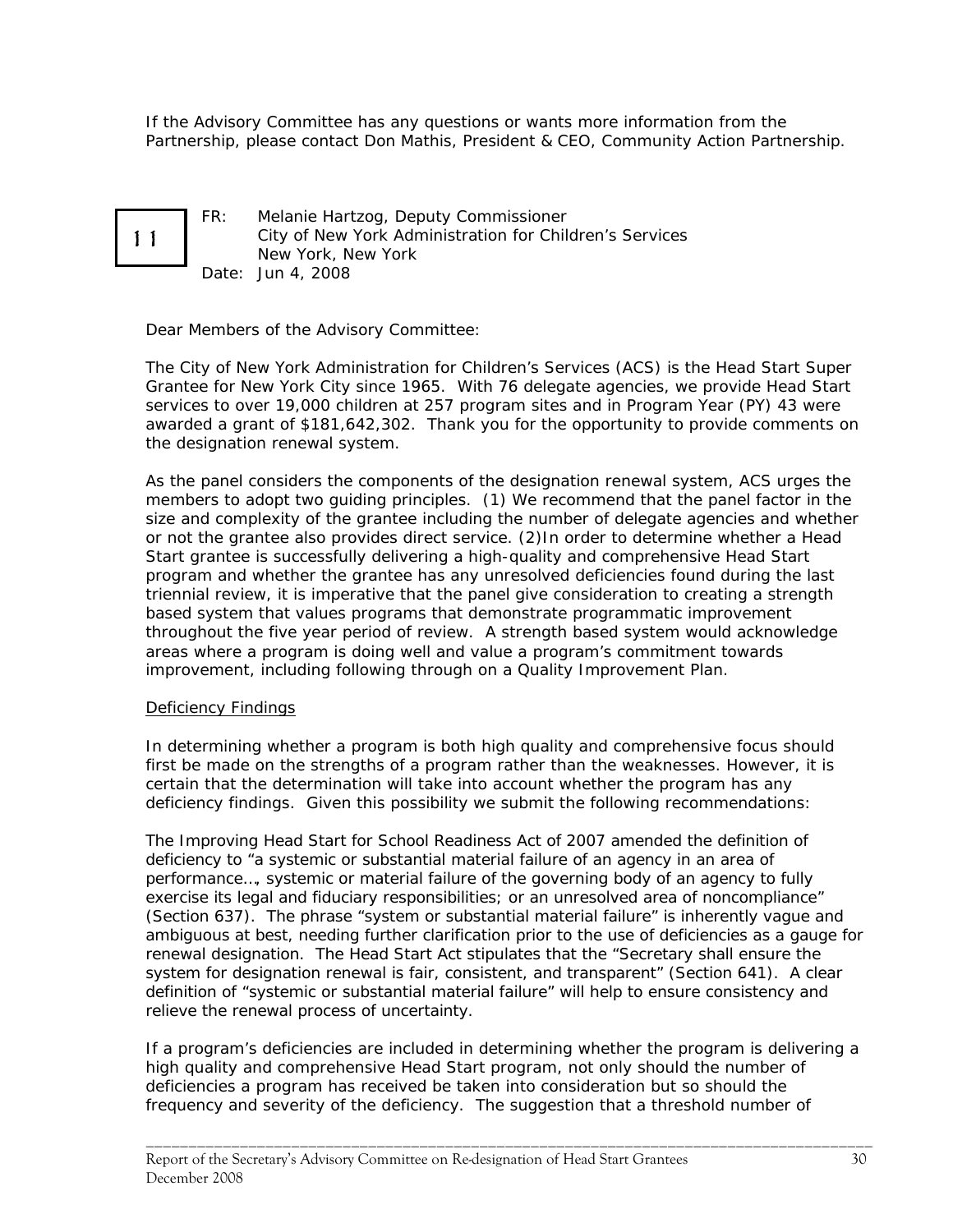If the Advisory Committee has any questions or wants more information from the Partnership, please contact Don Mathis, President & CEO, Community Action Partnership.

**11**

FR: Melanie Hartzog, Deputy Commissioner
City of New York Administration for Children's Services
New York, New York
Date: Jun 4, 2008

Dear Members of the Advisory Committee:

The City of New York Administration for Children's Services (ACS) is the Head Start Super Grantee for New York City since 1965. With 76 delegate agencies, we provide Head Start services to over 19,000 children at 257 program sites and in Program Year (PY) 43 were awarded a grant of $181,642,302. Thank you for the opportunity to provide comments on the designation renewal system.

As the panel considers the components of the designation renewal system, ACS urges the members to adopt two guiding principles. (1) We recommend that the panel factor in the size and complexity of the grantee including the number of delegate agencies and whether or not the grantee also provides direct service. (2)In order to determine whether a Head Start grantee is successfully delivering a high-quality and comprehensive Head Start program and whether the grantee has any unresolved deficiencies found during the last triennial review, it is imperative that the panel give consideration to creating a strength based system that values programs that demonstrate programmatic improvement throughout the five year period of review. A strength based system would acknowledge areas where a program is doing well and value a program's commitment towards improvement, including following through on a Quality Improvement Plan.

Deficiency Findings

In determining whether a program is both high quality and comprehensive focus should first be made on the strengths of a program rather than the weaknesses. However, it is certain that the determination will take into account whether the program has any deficiency findings. Given this possibility we submit the following recommendations:

The Improving Head Start for School Readiness Act of 2007 amended the definition of deficiency to "a systemic or substantial material failure of an agency in an area of performance…, systemic or material failure of the governing body of an agency to fully exercise its legal and fiduciary responsibilities; or an unresolved area of noncompliance" (Section 637). The phrase "system or substantial material failure" is inherently vague and ambiguous at best, needing further clarification prior to the use of deficiencies as a gauge for renewal designation. The Head Start Act stipulates that the "Secretary shall ensure the system for designation renewal is fair, consistent, and transparent" (Section 641). A clear definition of "systemic or substantial material failure" will help to ensure consistency and relieve the renewal process of uncertainty.

If a program's deficiencies are included in determining whether the program is delivering a high quality and comprehensive Head Start program, not only should the number of deficiencies a program has received be taken into consideration but so should the frequency and severity of the deficiency. The suggestion that a threshold number of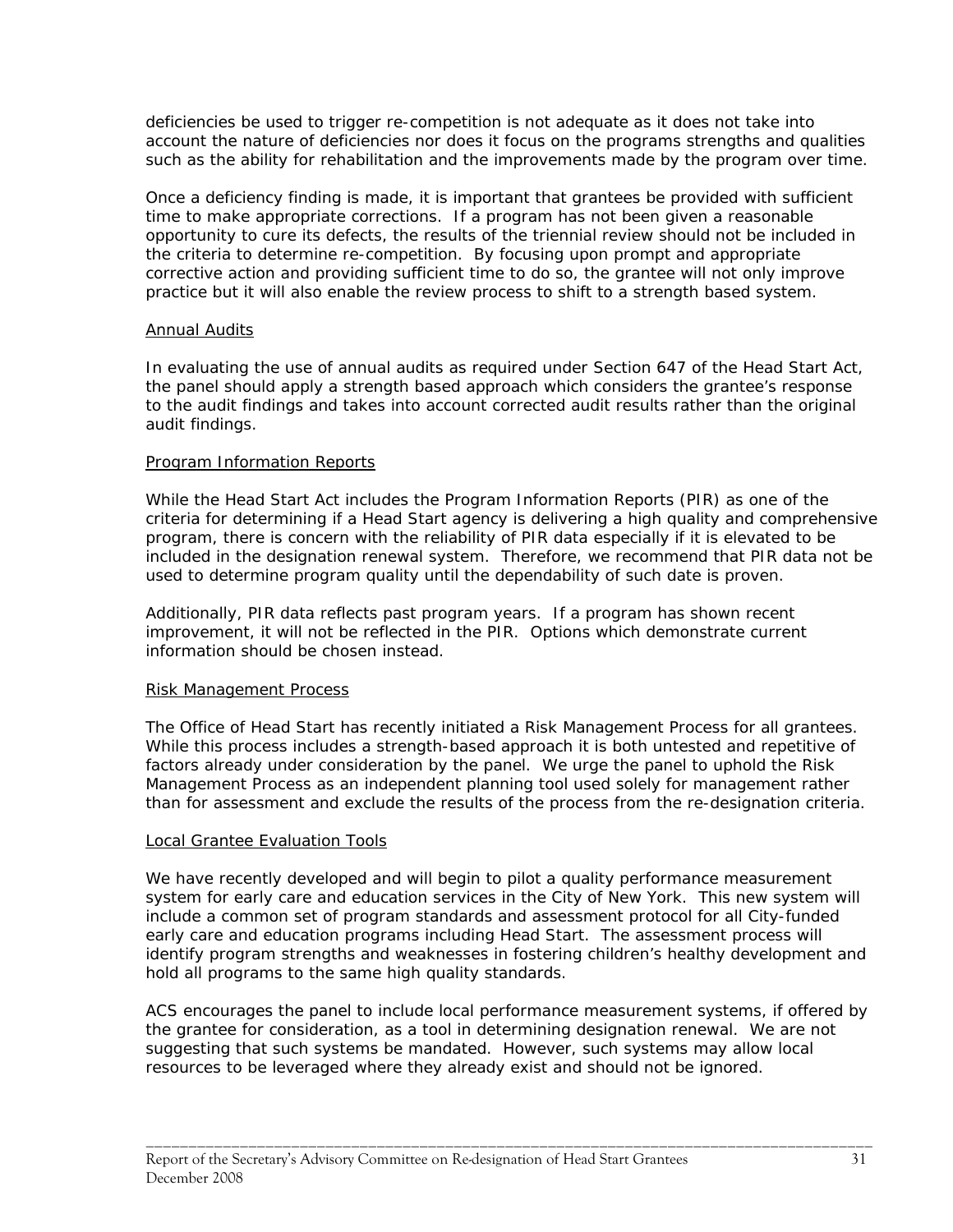deficiencies be used to trigger re-competition is not adequate as it does not take into account the nature of deficiencies nor does it focus on the programs strengths and qualities such as the ability for rehabilitation and the improvements made by the program over time.

Once a deficiency finding is made, it is important that grantees be provided with sufficient time to make appropriate corrections. If a program has not been given a reasonable opportunity to cure its defects, the results of the triennial review should not be included in the criteria to determine re-competition. By focusing upon prompt and appropriate corrective action and providing sufficient time to do so, the grantee will not only improve practice but it will also enable the review process to shift to a strength based system.

Annual Audits

In evaluating the use of annual audits as required under Section 647 of the Head Start Act, the panel should apply a strength based approach which considers the grantee's response to the audit findings and takes into account corrected audit results rather than the original audit findings.

Program Information Reports

While the Head Start Act includes the Program Information Reports (PIR) as one of the criteria for determining if a Head Start agency is delivering a high quality and comprehensive program, there is concern with the reliability of PIR data especially if it is elevated to be included in the designation renewal system. Therefore, we recommend that PIR data not be used to determine program quality until the dependability of such date is proven.

Additionally, PIR data reflects past program years. If a program has shown recent improvement, it will not be reflected in the PIR. Options which demonstrate current information should be chosen instead.

Risk Management Process

The Office of Head Start has recently initiated a Risk Management Process for all grantees. While this process includes a strength-based approach it is both untested and repetitive of factors already under consideration by the panel. We urge the panel to uphold the Risk Management Process as an independent planning tool used solely for management rather than for assessment and exclude the results of the process from the re-designation criteria.

Local Grantee Evaluation Tools

We have recently developed and will begin to pilot a quality performance measurement system for early care and education services in the City of New York. This new system will include a common set of program standards and assessment protocol for all City-funded early care and education programs including Head Start. The assessment process will identify program strengths and weaknesses in fostering children's healthy development and hold all programs to the same high quality standards.

ACS encourages the panel to include local performance measurement systems, if offered by the grantee for consideration, as a tool in determining designation renewal. We are not suggesting that such systems be mandated. However, such systems may allow local resources to be leveraged where they already exist and should not be ignored.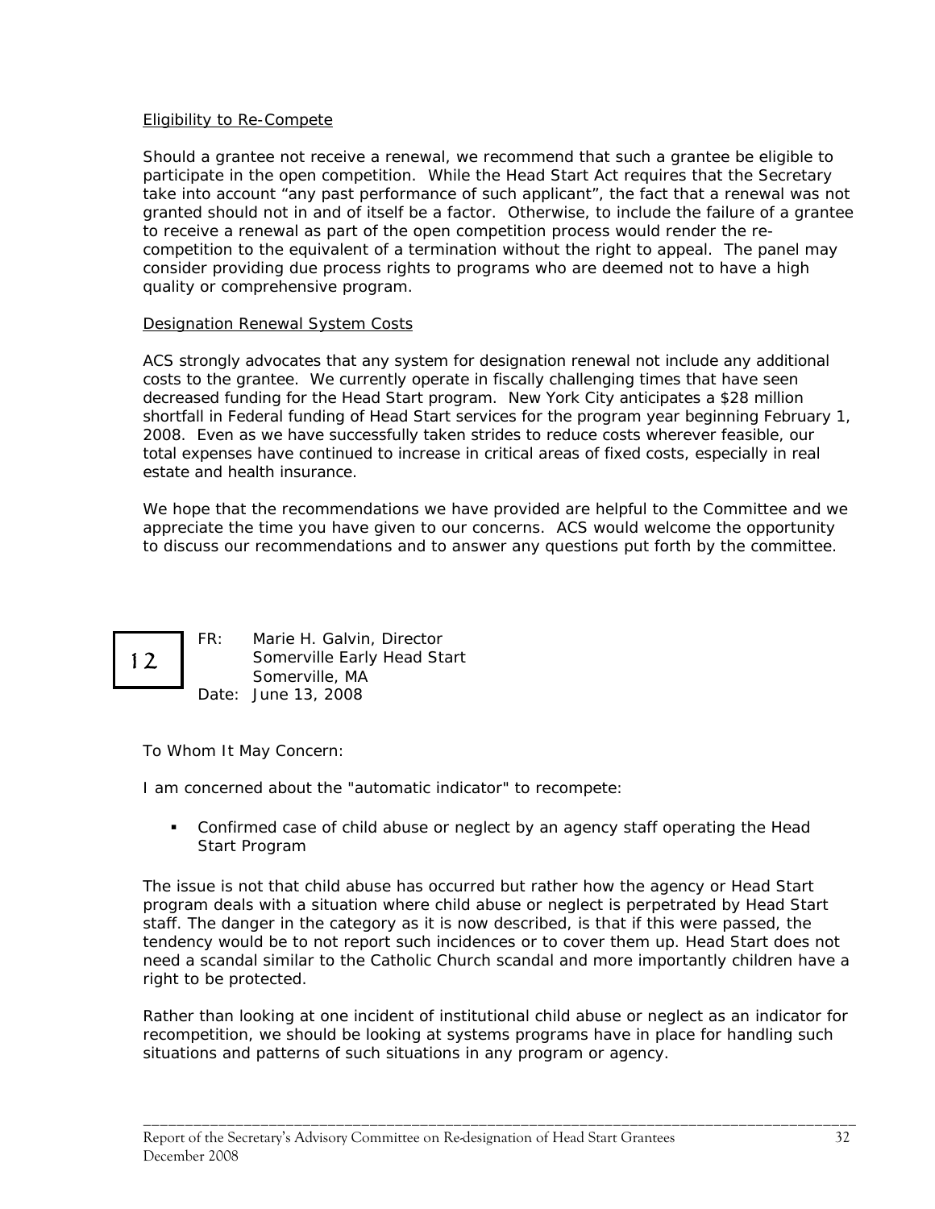Eligibility to Re-Compete

Should a grantee not receive a renewal, we recommend that such a grantee be eligible to participate in the open competition. While the Head Start Act requires that the Secretary take into account "any past performance of such applicant", the fact that a renewal was not granted should not in and of itself be a factor. Otherwise, to include the failure of a grantee to receive a renewal as part of the open competition process would render the re-competition to the equivalent of a termination without the right to appeal. The panel may consider providing due process rights to programs who are deemed not to have a high quality or comprehensive program.

Designation Renewal System Costs

ACS strongly advocates that any system for designation renewal not include any additional costs to the grantee. We currently operate in fiscally challenging times that have seen decreased funding for the Head Start program. New York City anticipates a $28 million shortfall in Federal funding of Head Start services for the program year beginning February 1, 2008. Even as we have successfully taken strides to reduce costs wherever feasible, our total expenses have continued to increase in critical areas of fixed costs, especially in real estate and health insurance.

We hope that the recommendations we have provided are helpful to the Committee and we appreciate the time you have given to our concerns. ACS would welcome the opportunity to discuss our recommendations and to answer any questions put forth by the committee.

**12**

FR: Marie H. Galvin, Director
Somerville Early Head Start
Somerville, MA
Date: June 13, 2008

To Whom It May Concern:

I am concerned about the "automatic indicator" to recompete:

- Confirmed case of child abuse or neglect by an agency staff operating the Head Start Program

The issue is not that child abuse has occurred but rather how the agency or Head Start program deals with a situation where child abuse or neglect is perpetrated by Head Start staff. The danger in the category as it is now described, is that if this were passed, the tendency would be to not report such incidences or to cover them up. Head Start does not need a scandal similar to the Catholic Church scandal and more importantly children have a right to be protected.

Rather than looking at one incident of institutional child abuse or neglect as an indicator for recompetition, we should be looking at systems programs have in place for handling such situations and patterns of such situations in any program or agency.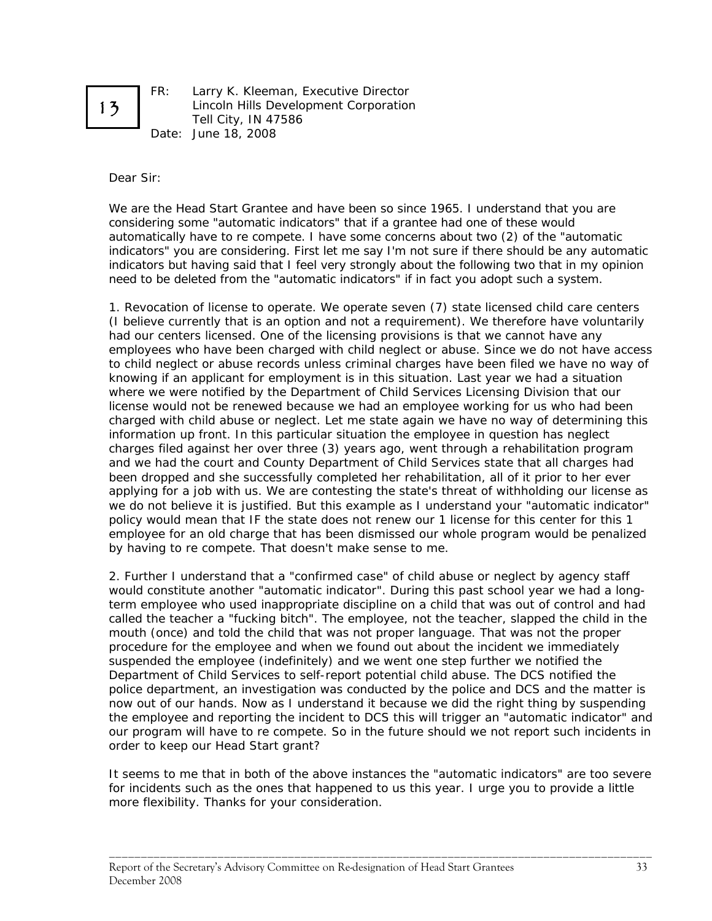13

FR: Larry K. Kleeman, Executive Director
Lincoln Hills Development Corporation
Tell City, IN 47586
Date: June 18, 2008

Dear Sir:

We are the Head Start Grantee and have been so since 1965. I understand that you are considering some "automatic indicators" that if a grantee had one of these would automatically have to re compete. I have some concerns about two (2) of the "automatic indicators" you are considering. First let me say I'm not sure if there should be any automatic indicators but having said that I feel very strongly about the following two that in my opinion need to be deleted from the "automatic indicators" if in fact you adopt such a system.

1. Revocation of license to operate. We operate seven (7) state licensed child care centers (I believe currently that is an option and not a requirement). We therefore have voluntarily had our centers licensed. One of the licensing provisions is that we cannot have any employees who have been charged with child neglect or abuse. Since we do not have access to child neglect or abuse records unless criminal charges have been filed we have no way of knowing if an applicant for employment is in this situation. Last year we had a situation where we were notified by the Department of Child Services Licensing Division that our license would not be renewed because we had an employee working for us who had been charged with child abuse or neglect. Let me state again we have no way of determining this information up front. In this particular situation the employee in question has neglect charges filed against her over three (3) years ago, went through a rehabilitation program and we had the court and County Department of Child Services state that all charges had been dropped and she successfully completed her rehabilitation, all of it prior to her ever applying for a job with us. We are contesting the state's threat of withholding our license as we do not believe it is justified. But this example as I understand your "automatic indicator" policy would mean that IF the state does not renew our 1 license for this center for this 1 employee for an old charge that has been dismissed our whole program would be penalized by having to re compete. That doesn't make sense to me.

2. Further I understand that a "confirmed case" of child abuse or neglect by agency staff would constitute another "automatic indicator". During this past school year we had a long-term employee who used inappropriate discipline on a child that was out of control and had called the teacher a "fucking bitch". The employee, not the teacher, slapped the child in the mouth (once) and told the child that was not proper language. That was not the proper procedure for the employee and when we found out about the incident we immediately suspended the employee (indefinitely) and we went one step further we notified the Department of Child Services to self-report potential child abuse. The DCS notified the police department, an investigation was conducted by the police and DCS and the matter is now out of our hands. Now as I understand it because we did the right thing by suspending the employee and reporting the incident to DCS this will trigger an "automatic indicator" and our program will have to re compete. So in the future should we not report such incidents in order to keep our Head Start grant?

It seems to me that in both of the above instances the "automatic indicators" are too severe for incidents such as the ones that happened to us this year. I urge you to provide a little more flexibility. Thanks for your consideration.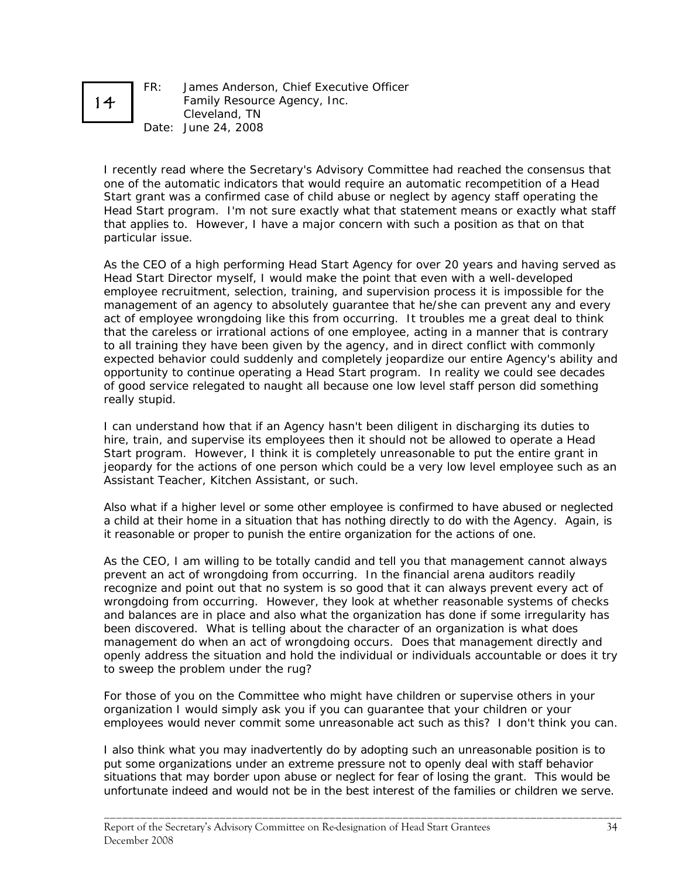14

FR: James Anderson, Chief Executive Officer
Family Resource Agency, Inc.
Cleveland, TN
Date: June 24, 2008

I recently read where the Secretary's Advisory Committee had reached the consensus that one of the automatic indicators that would require an automatic recompetition of a Head Start grant was a confirmed case of child abuse or neglect by agency staff operating the Head Start program. I'm not sure exactly what that statement means or exactly what staff that applies to. However, I have a major concern with such a position as that on that particular issue.

As the CEO of a high performing Head Start Agency for over 20 years and having served as Head Start Director myself, I would make the point that even with a well-developed employee recruitment, selection, training, and supervision process it is impossible for the management of an agency to absolutely guarantee that he/she can prevent any and every act of employee wrongdoing like this from occurring. It troubles me a great deal to think that the careless or irrational actions of one employee, acting in a manner that is contrary to all training they have been given by the agency, and in direct conflict with commonly expected behavior could suddenly and completely jeopardize our entire Agency's ability and opportunity to continue operating a Head Start program. In reality we could see decades of good service relegated to naught all because one low level staff person did something really stupid.

I can understand how that if an Agency hasn't been diligent in discharging its duties to hire, train, and supervise its employees then it should not be allowed to operate a Head Start program. However, I think it is completely unreasonable to put the entire grant in jeopardy for the actions of one person which could be a very low level employee such as an Assistant Teacher, Kitchen Assistant, or such.

Also what if a higher level or some other employee is confirmed to have abused or neglected a child at their home in a situation that has nothing directly to do with the Agency. Again, is it reasonable or proper to punish the entire organization for the actions of one.

As the CEO, I am willing to be totally candid and tell you that management cannot always prevent an act of wrongdoing from occurring. In the financial arena auditors readily recognize and point out that no system is so good that it can always prevent every act of wrongdoing from occurring. However, they look at whether reasonable systems of checks and balances are in place and also what the organization has done if some irregularity has been discovered. What is telling about the character of an organization is what does management do when an act of wrongdoing occurs. Does that management directly and openly address the situation and hold the individual or individuals accountable or does it try to sweep the problem under the rug?

For those of you on the Committee who might have children or supervise others in your organization I would simply ask you if you can guarantee that your children or your employees would never commit some unreasonable act such as this? I don't think you can.

I also think what you may inadvertently do by adopting such an unreasonable position is to put some organizations under an extreme pressure not to openly deal with staff behavior situations that may border upon abuse or neglect for fear of losing the grant. This would be unfortunate indeed and would not be in the best interest of the families or children we serve.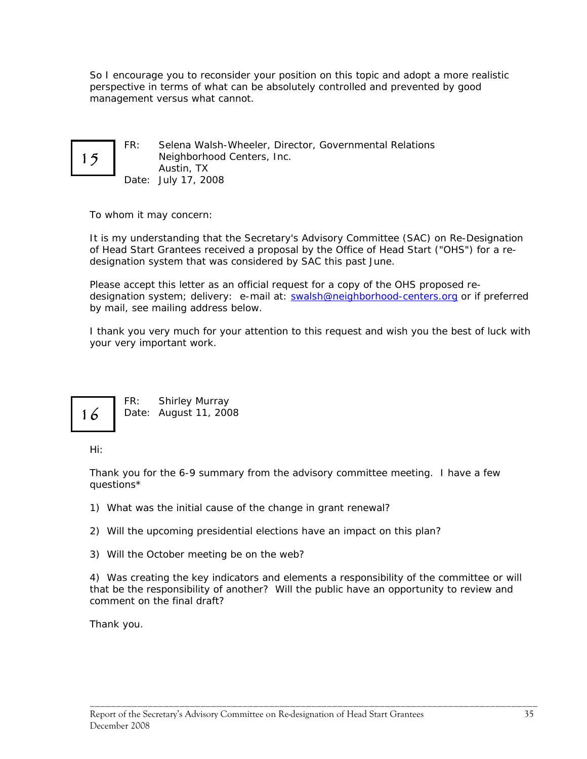So I encourage you to reconsider your position on this topic and adopt a more realistic perspective in terms of what can be absolutely controlled and prevented by good management versus what cannot.

**15**

FR: Selena Walsh-Wheeler, Director, Governmental Relations
Neighborhood Centers, Inc.
Austin, TX
Date: July 17, 2008

To whom it may concern:

It is my understanding that the Secretary's Advisory Committee (SAC) on Re-Designation of Head Start Grantees received a proposal by the Office of Head Start ("OHS") for a re-designation system that was considered by SAC this past June.

Please accept this letter as an official request for a copy of the OHS proposed re-designation system; delivery: e-mail at: swalsh@neighborhood-centers.org or if preferred by mail, see mailing address below.

I thank you very much for your attention to this request and wish you the best of luck with your very important work.

**16**

FR: Shirley Murray
Date: August 11, 2008

Hi:

Thank you for the 6-9 summary from the advisory committee meeting. I have a few questions*

1) What was the initial cause of the change in grant renewal?

2) Will the upcoming presidential elections have an impact on this plan?

3) Will the October meeting be on the web?

4) Was creating the key indicators and elements a responsibility of the committee or will that be the responsibility of another? Will the public have an opportunity to review and comment on the final draft?

Thank you.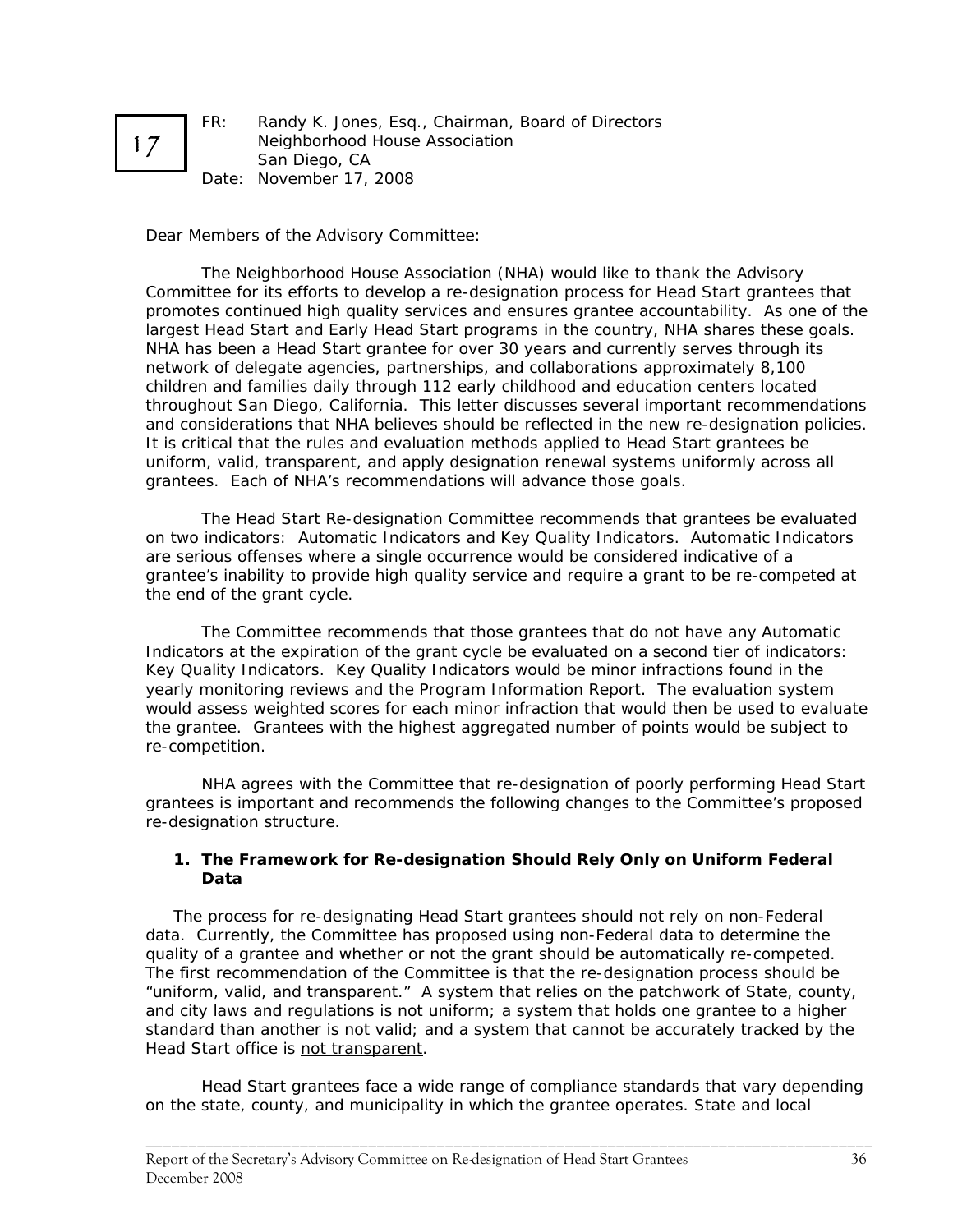17

FR: Randy K. Jones, Esq., Chairman, Board of Directors
Neighborhood House Association
San Diego, CA
Date: November 17, 2008

Dear Members of the Advisory Committee:

The Neighborhood House Association (NHA) would like to thank the Advisory Committee for its efforts to develop a re-designation process for Head Start grantees that promotes continued high quality services and ensures grantee accountability. As one of the largest Head Start and Early Head Start programs in the country, NHA shares these goals. NHA has been a Head Start grantee for over 30 years and currently serves through its network of delegate agencies, partnerships, and collaborations approximately 8,100 children and families daily through 112 early childhood and education centers located throughout San Diego, California. This letter discusses several important recommendations and considerations that NHA believes should be reflected in the new re-designation policies. It is critical that the rules and evaluation methods applied to Head Start grantees be uniform, valid, transparent, and apply designation renewal systems uniformly across all grantees. Each of NHA's recommendations will advance those goals.

The Head Start Re-designation Committee recommends that grantees be evaluated on two indicators: Automatic Indicators and Key Quality Indicators. Automatic Indicators are serious offenses where a single occurrence would be considered indicative of a grantee's inability to provide high quality service and require a grant to be re-competed at the end of the grant cycle.

The Committee recommends that those grantees that do not have any Automatic Indicators at the expiration of the grant cycle be evaluated on a second tier of indicators: Key Quality Indicators. Key Quality Indicators would be minor infractions found in the yearly monitoring reviews and the Program Information Report. The evaluation system would assess weighted scores for each minor infraction that would then be used to evaluate the grantee. Grantees with the highest aggregated number of points would be subject to re-competition.

NHA agrees with the Committee that re-designation of poorly performing Head Start grantees is important and recommends the following changes to the Committee's proposed re-designation structure.

**1. The Framework for Re-designation Should Rely Only on Uniform Federal Data**

The process for re-designating Head Start grantees should not rely on non-Federal data. Currently, the Committee has proposed using non-Federal data to determine the quality of a grantee and whether or not the grant should be automatically re-competed. The first recommendation of the Committee is that the re-designation process should be "uniform, valid, and transparent." A system that relies on the patchwork of State, county, and city laws and regulations is not uniform; a system that holds one grantee to a higher standard than another is not valid; and a system that cannot be accurately tracked by the Head Start office is not transparent.

Head Start grantees face a wide range of compliance standards that vary depending on the state, county, and municipality in which the grantee operates. State and local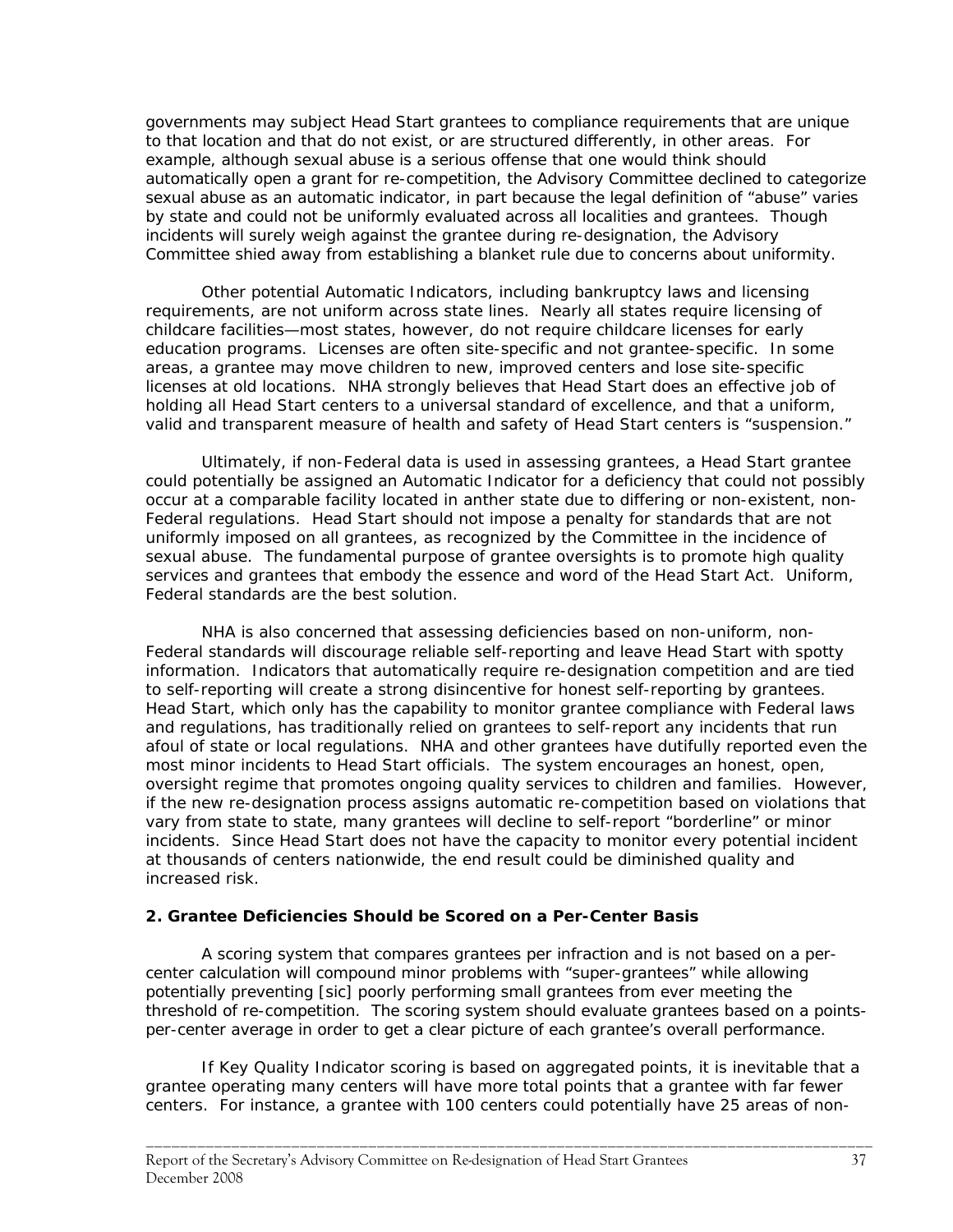governments may subject Head Start grantees to compliance requirements that are unique to that location and that do not exist, or are structured differently, in other areas. For example, although sexual abuse is a serious offense that one would think should automatically open a grant for re-competition, the Advisory Committee declined to categorize sexual abuse as an automatic indicator, in part because the legal definition of "abuse" varies by state and could not be uniformly evaluated across all localities and grantees. Though incidents will surely weigh against the grantee during re-designation, the Advisory Committee shied away from establishing a blanket rule due to concerns about uniformity.

Other potential Automatic Indicators, including bankruptcy laws and licensing requirements, are not uniform across state lines. Nearly all states require licensing of childcare facilities—most states, however, do not require childcare licenses for early education programs. Licenses are often site-specific and not grantee-specific. In some areas, a grantee may move children to new, improved centers and lose site-specific licenses at old locations. NHA strongly believes that Head Start does an effective job of holding all Head Start centers to a universal standard of excellence, and that a uniform, valid and transparent measure of health and safety of Head Start centers is "suspension."

Ultimately, if non-Federal data is used in assessing grantees, a Head Start grantee could potentially be assigned an Automatic Indicator for a deficiency that could not possibly occur at a comparable facility located in anther state due to differing or non-existent, non-Federal regulations. Head Start should not impose a penalty for standards that are not uniformly imposed on all grantees, as recognized by the Committee in the incidence of sexual abuse. The fundamental purpose of grantee oversights is to promote high quality services and grantees that embody the essence and word of the Head Start Act. Uniform, Federal standards are the best solution.

NHA is also concerned that assessing deficiencies based on non-uniform, non-Federal standards will discourage reliable self-reporting and leave Head Start with spotty information. Indicators that automatically require re-designation competition and are tied to self-reporting will create a strong disincentive for honest self-reporting by grantees. Head Start, which only has the capability to monitor grantee compliance with Federal laws and regulations, has traditionally relied on grantees to self-report any incidents that run afoul of state or local regulations. NHA and other grantees have dutifully reported even the most minor incidents to Head Start officials. The system encourages an honest, open, oversight regime that promotes ongoing quality services to children and families. However, if the new re-designation process assigns automatic re-competition based on violations that vary from state to state, many grantees will decline to self-report "borderline" or minor incidents. Since Head Start does not have the capacity to monitor every potential incident at thousands of centers nationwide, the end result could be diminished quality and increased risk.

**2. Grantee Deficiencies Should be Scored on a Per-Center Basis**

A scoring system that compares grantees per infraction and is not based on a per-center calculation will compound minor problems with "super-grantees" while allowing potentially preventing [sic] poorly performing small grantees from ever meeting the threshold of re-competition. The scoring system should evaluate grantees based on a points-per-center average in order to get a clear picture of each grantee's overall performance.

If Key Quality Indicator scoring is based on aggregated points, it is inevitable that a grantee operating many centers will have more total points that a grantee with far fewer centers. For instance, a grantee with 100 centers could potentially have 25 areas of non-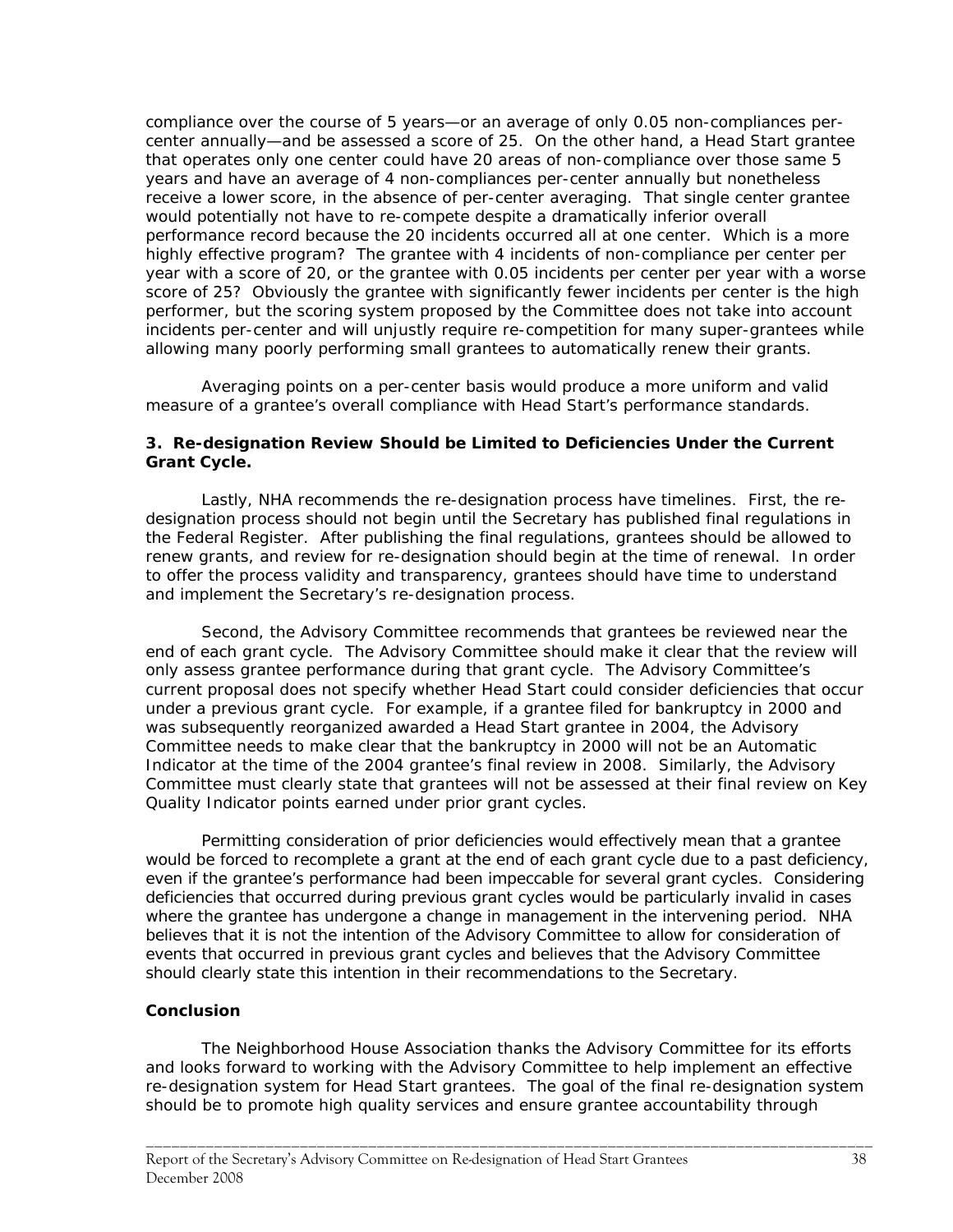compliance over the course of 5 years—or an average of only 0.05 non-compliances per-center annually—and be assessed a score of 25. On the other hand, a Head Start grantee that operates only one center could have 20 areas of non-compliance over those same 5 years and have an average of 4 non-compliances per-center annually but nonetheless receive a lower score, in the absence of per-center averaging. That single center grantee would potentially not have to re-compete despite a dramatically inferior overall performance record because the 20 incidents occurred all at one center. Which is a more highly effective program? The grantee with 4 incidents of non-compliance per center per year with a score of 20, or the grantee with 0.05 incidents per center per year with a worse score of 25? Obviously the grantee with significantly fewer incidents per center is the high performer, but the scoring system proposed by the Committee does not take into account incidents per-center and will unjustly require re-competition for many super-grantees while allowing many poorly performing small grantees to automatically renew their grants.

Averaging points on a per-center basis would produce a more uniform and valid measure of a grantee's overall compliance with Head Start's performance standards.

### 3. Re-designation Review Should be Limited to Deficiencies Under the Current Grant Cycle.

Lastly, NHA recommends the re-designation process have timelines. First, the re-designation process should not begin until the Secretary has published final regulations in the Federal Register. After publishing the final regulations, grantees should be allowed to renew grants, and review for re-designation should begin at the time of renewal. In order to offer the process validity and transparency, grantees should have time to understand and implement the Secretary's re-designation process.

Second, the Advisory Committee recommends that grantees be reviewed near the end of each grant cycle. The Advisory Committee should make it clear that the review will only assess grantee performance during that grant cycle. The Advisory Committee's current proposal does not specify whether Head Start could consider deficiencies that occur under a previous grant cycle. For example, if a grantee filed for bankruptcy in 2000 and was subsequently reorganized awarded a Head Start grantee in 2004, the Advisory Committee needs to make clear that the bankruptcy in 2000 will not be an Automatic Indicator at the time of the 2004 grantee's final review in 2008. Similarly, the Advisory Committee must clearly state that grantees will not be assessed at their final review on Key Quality Indicator points earned under prior grant cycles.

Permitting consideration of prior deficiencies would effectively mean that a grantee would be forced to recomplete a grant at the end of each grant cycle due to a past deficiency, even if the grantee's performance had been impeccable for several grant cycles. Considering deficiencies that occurred during previous grant cycles would be particularly invalid in cases where the grantee has undergone a change in management in the intervening period. NHA believes that it is not the intention of the Advisory Committee to allow for consideration of events that occurred in previous grant cycles and believes that the Advisory Committee should clearly state this intention in their recommendations to the Secretary.

### Conclusion

The Neighborhood House Association thanks the Advisory Committee for its efforts and looks forward to working with the Advisory Committee to help implement an effective re-designation system for Head Start grantees. The goal of the final re-designation system should be to promote high quality services and ensure grantee accountability through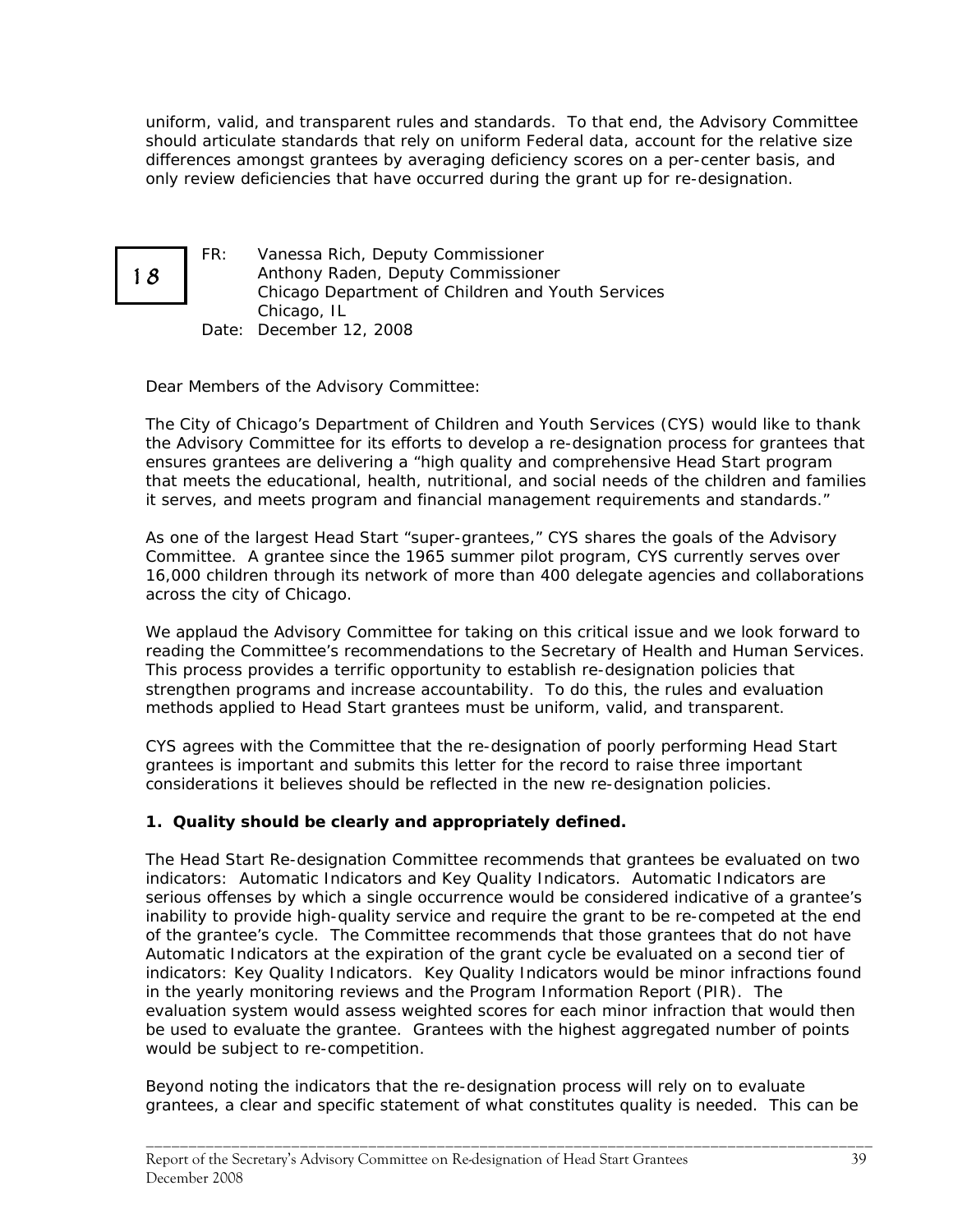uniform, valid, and transparent rules and standards. To that end, the Advisory Committee should articulate standards that rely on uniform Federal data, account for the relative size differences amongst grantees by averaging deficiency scores on a per-center basis, and only review deficiencies that have occurred during the grant up for re-designation.

18

FR: Vanessa Rich, Deputy Commissioner
Anthony Raden, Deputy Commissioner
Chicago Department of Children and Youth Services
Chicago, IL

Date: December 12, 2008

Dear Members of the Advisory Committee:

The City of Chicago's Department of Children and Youth Services (CYS) would like to thank the Advisory Committee for its efforts to develop a re-designation process for grantees that ensures grantees are delivering a "high quality and comprehensive Head Start program that meets the educational, health, nutritional, and social needs of the children and families it serves, and meets program and financial management requirements and standards."

As one of the largest Head Start "super-grantees," CYS shares the goals of the Advisory Committee. A grantee since the 1965 summer pilot program, CYS currently serves over 16,000 children through its network of more than 400 delegate agencies and collaborations across the city of Chicago.

We applaud the Advisory Committee for taking on this critical issue and we look forward to reading the Committee's recommendations to the Secretary of Health and Human Services. This process provides a terrific opportunity to establish re-designation policies that strengthen programs and increase accountability. To do this, the rules and evaluation methods applied to Head Start grantees must be uniform, valid, and transparent.

CYS agrees with the Committee that the re-designation of poorly performing Head Start grantees is important and submits this letter for the record to raise three important considerations it believes should be reflected in the new re-designation policies.

**1. Quality should be clearly and appropriately defined.**

The Head Start Re-designation Committee recommends that grantees be evaluated on two indicators: Automatic Indicators and Key Quality Indicators. Automatic Indicators are serious offenses by which a single occurrence would be considered indicative of a grantee's inability to provide high-quality service and require the grant to be re-competed at the end of the grantee's cycle. The Committee recommends that those grantees that do not have Automatic Indicators at the expiration of the grant cycle be evaluated on a second tier of indicators: Key Quality Indicators. Key Quality Indicators would be minor infractions found in the yearly monitoring reviews and the Program Information Report (PIR). The evaluation system would assess weighted scores for each minor infraction that would then be used to evaluate the grantee. Grantees with the highest aggregated number of points would be subject to re-competition.

Beyond noting the indicators that the re-designation process will rely on to evaluate grantees, a clear and specific statement of what constitutes quality is needed. This can be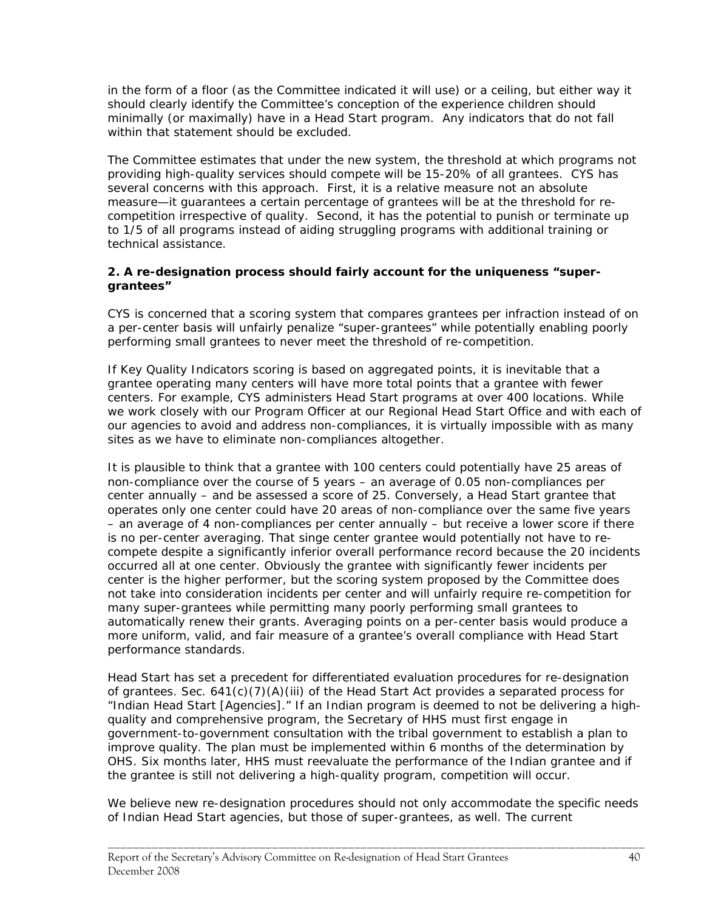in the form of a floor (as the Committee indicated it will use) or a ceiling, but either way it should clearly identify the Committee's conception of the experience children should minimally (or maximally) have in a Head Start program. Any indicators that do not fall within that statement should be excluded.

The Committee estimates that under the new system, the threshold at which programs not providing high-quality services should compete will be 15-20% of all grantees. CYS has several concerns with this approach. First, it is a relative measure not an absolute measure—it guarantees a certain percentage of grantees will be at the threshold for re-competition irrespective of quality. Second, it has the potential to punish or terminate up to 1/5 of all programs instead of aiding struggling programs with additional training or technical assistance.

**2. A re-designation process should fairly account for the uniqueness "super-grantees"**

CYS is concerned that a scoring system that compares grantees per infraction instead of on a per-center basis will unfairly penalize "super-grantees" while potentially enabling poorly performing small grantees to never meet the threshold of re-competition.

If Key Quality Indicators scoring is based on aggregated points, it is inevitable that a grantee operating many centers will have more total points that a grantee with fewer centers. For example, CYS administers Head Start programs at over 400 locations. While we work closely with our Program Officer at our Regional Head Start Office and with each of our agencies to avoid and address non-compliances, it is virtually impossible with as many sites as we have to eliminate non-compliances altogether.

It is plausible to think that a grantee with 100 centers could potentially have 25 areas of non-compliance over the course of 5 years – an average of 0.05 non-compliances per center annually – and be assessed a score of 25. Conversely, a Head Start grantee that operates only one center could have 20 areas of non-compliance over the same five years – an average of 4 non-compliances per center annually – but receive a lower score if there is no per-center averaging. That singe center grantee would potentially not have to re-compete despite a significantly inferior overall performance record because the 20 incidents occurred all at one center. Obviously the grantee with significantly fewer incidents per center is the higher performer, but the scoring system proposed by the Committee does not take into consideration incidents per center and will unfairly require re-competition for many super-grantees while permitting many poorly performing small grantees to automatically renew their grants. Averaging points on a per-center basis would produce a more uniform, valid, and fair measure of a grantee's overall compliance with Head Start performance standards.

Head Start has set a precedent for differentiated evaluation procedures for re-designation of grantees. Sec. 641(c)(7)(A)(iii) of the Head Start Act provides a separated process for "Indian Head Start [Agencies]." If an Indian program is deemed to not be delivering a high-quality and comprehensive program, the Secretary of HHS must first engage in government-to-government consultation with the tribal government to establish a plan to improve quality. The plan must be implemented within 6 months of the determination by OHS. Six months later, HHS must reevaluate the performance of the Indian grantee and if the grantee is still not delivering a high-quality program, competition will occur.

We believe new re-designation procedures should not only accommodate the specific needs of Indian Head Start agencies, but those of super-grantees, as well. The current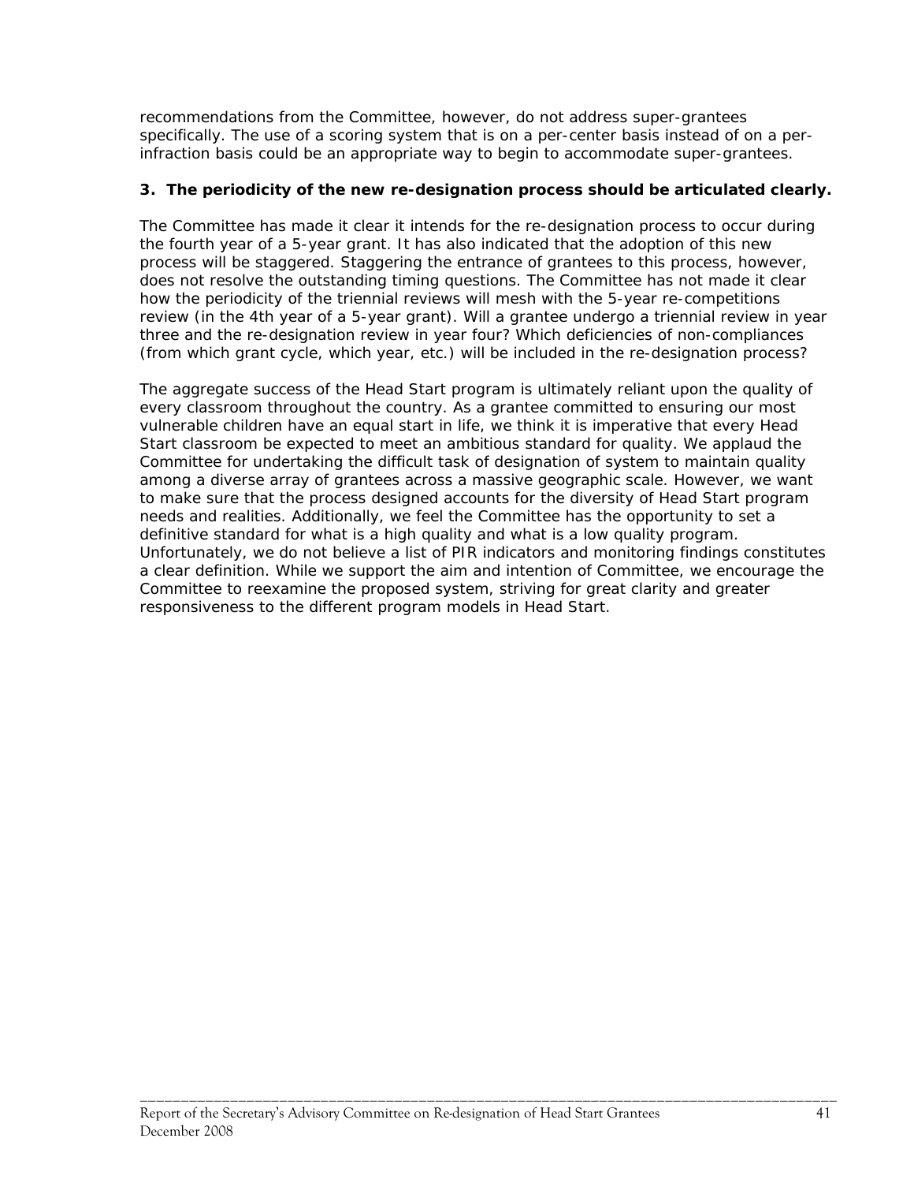recommendations from the Committee, however, do not address super-grantees specifically. The use of a scoring system that is on a per-center basis instead of on a per-infraction basis could be an appropriate way to begin to accommodate super-grantees.

**3. The periodicity of the new re-designation process should be articulated clearly.**

The Committee has made it clear it intends for the re-designation process to occur during the fourth year of a 5-year grant. It has also indicated that the adoption of this new process will be staggered. Staggering the entrance of grantees to this process, however, does not resolve the outstanding timing questions. The Committee has not made it clear how the periodicity of the triennial reviews will mesh with the 5-year re-competitions review (in the 4th year of a 5-year grant). Will a grantee undergo a triennial review in year three and the re-designation review in year four? Which deficiencies of non-compliances (from which grant cycle, which year, etc.) will be included in the re-designation process?

The aggregate success of the Head Start program is ultimately reliant upon the quality of every classroom throughout the country. As a grantee committed to ensuring our most vulnerable children have an equal start in life, we think it is imperative that every Head Start classroom be expected to meet an ambitious standard for quality. We applaud the Committee for undertaking the difficult task of designation of system to maintain quality among a diverse array of grantees across a massive geographic scale. However, we want to make sure that the process designed accounts for the diversity of Head Start program needs and realities. Additionally, we feel the Committee has the opportunity to set a definitive standard for what is a high quality and what is a low quality program. Unfortunately, we do not believe a list of PIR indicators and monitoring findings constitutes a clear definition. While we support the aim and intention of Committee, we encourage the Committee to reexamine the proposed system, striving for great clarity and greater responsiveness to the different program models in Head Start.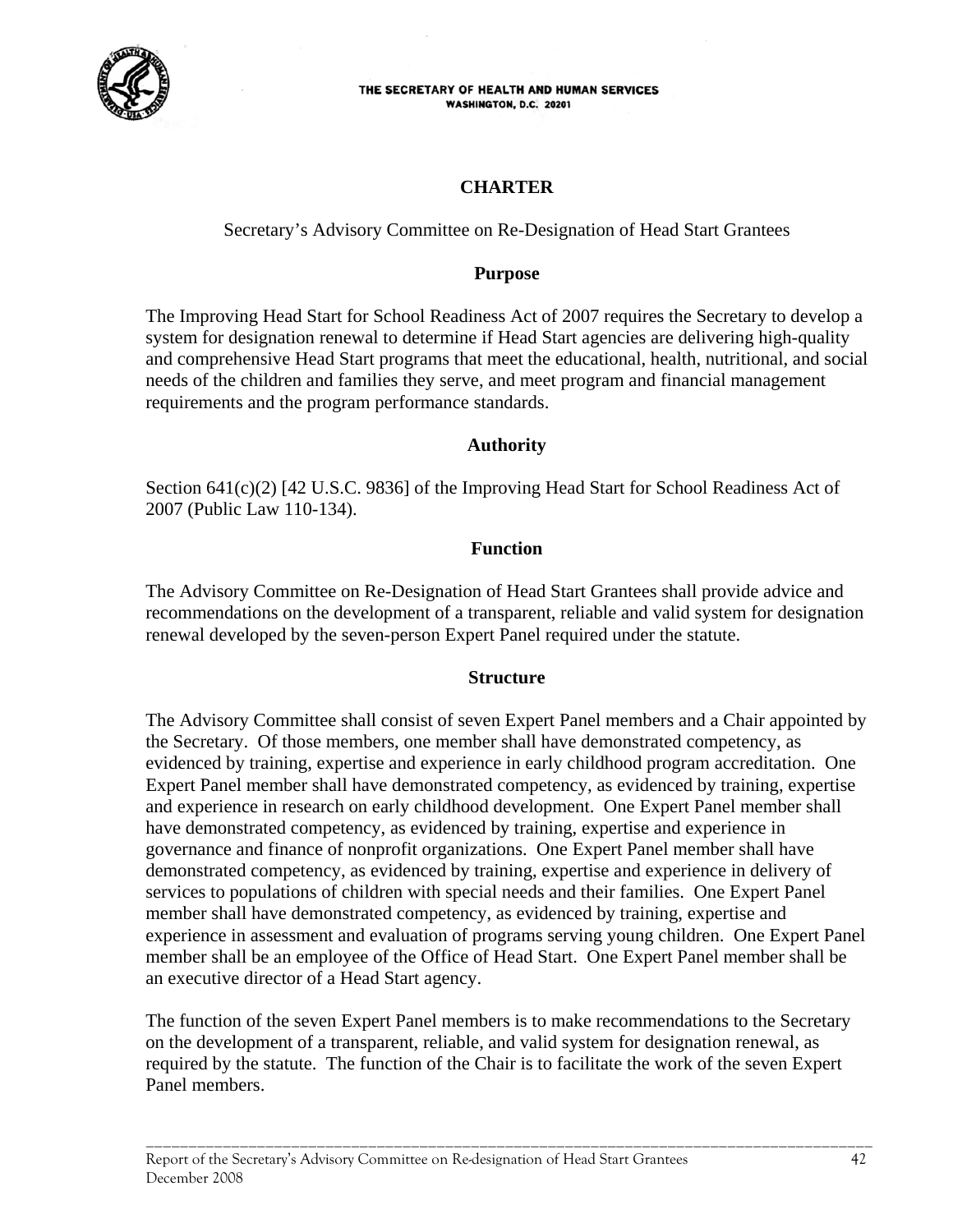THE SECRETARY OF HEALTH AND HUMAN SERVICES
WASHINGTON, D.C. 20201

# CHARTER

Secretary's Advisory Committee on Re-Designation of Head Start Grantees

## Purpose

The Improving Head Start for School Readiness Act of 2007 requires the Secretary to develop a system for designation renewal to determine if Head Start agencies are delivering high-quality and comprehensive Head Start programs that meet the educational, health, nutritional, and social needs of the children and families they serve, and meet program and financial management requirements and the program performance standards.

## Authority

Section 641(c)(2) [42 U.S.C. 9836] of the Improving Head Start for School Readiness Act of 2007 (Public Law 110-134).

## Function

The Advisory Committee on Re-Designation of Head Start Grantees shall provide advice and recommendations on the development of a transparent, reliable and valid system for designation renewal developed by the seven-person Expert Panel required under the statute.

## Structure

The Advisory Committee shall consist of seven Expert Panel members and a Chair appointed by the Secretary. Of those members, one member shall have demonstrated competency, as evidenced by training, expertise and experience in early childhood program accreditation. One Expert Panel member shall have demonstrated competency, as evidenced by training, expertise and experience in research on early childhood development. One Expert Panel member shall have demonstrated competency, as evidenced by training, expertise and experience in governance and finance of nonprofit organizations. One Expert Panel member shall have demonstrated competency, as evidenced by training, expertise and experience in delivery of services to populations of children with special needs and their families. One Expert Panel member shall have demonstrated competency, as evidenced by training, expertise and experience in assessment and evaluation of programs serving young children. One Expert Panel member shall be an employee of the Office of Head Start. One Expert Panel member shall be an executive director of a Head Start agency.

The function of the seven Expert Panel members is to make recommendations to the Secretary on the development of a transparent, reliable, and valid system for designation renewal, as required by the statute. The function of the Chair is to facilitate the work of the seven Expert Panel members.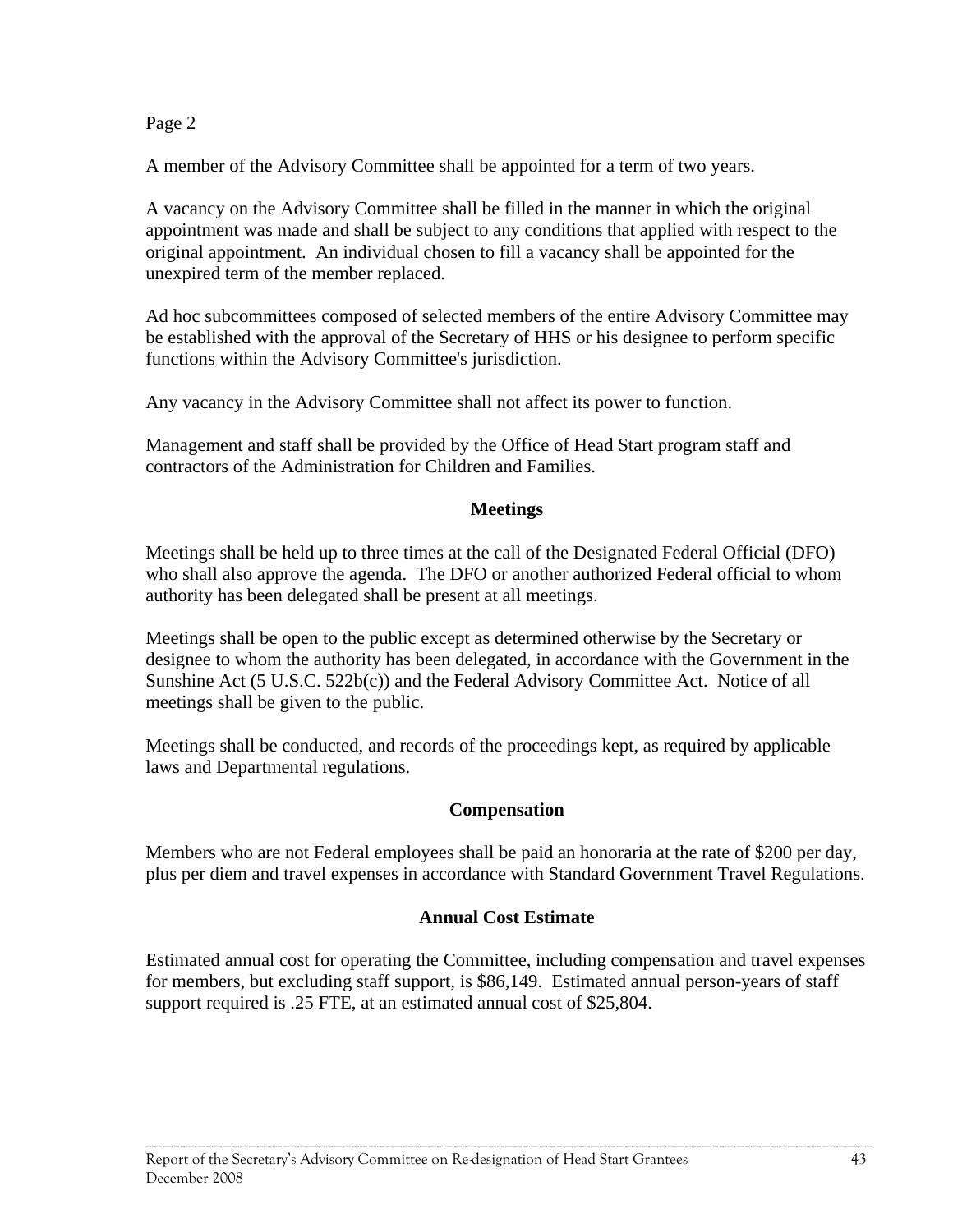Page 2

A member of the Advisory Committee shall be appointed for a term of two years.

A vacancy on the Advisory Committee shall be filled in the manner in which the original appointment was made and shall be subject to any conditions that applied with respect to the original appointment. An individual chosen to fill a vacancy shall be appointed for the unexpired term of the member replaced.

Ad hoc subcommittees composed of selected members of the entire Advisory Committee may be established with the approval of the Secretary of HHS or his designee to perform specific functions within the Advisory Committee's jurisdiction.

Any vacancy in the Advisory Committee shall not affect its power to function.

Management and staff shall be provided by the Office of Head Start program staff and contractors of the Administration for Children and Families.

**Meetings**

Meetings shall be held up to three times at the call of the Designated Federal Official (DFO) who shall also approve the agenda. The DFO or another authorized Federal official to whom authority has been delegated shall be present at all meetings.

Meetings shall be open to the public except as determined otherwise by the Secretary or designee to whom the authority has been delegated, in accordance with the Government in the Sunshine Act (5 U.S.C. 522b(c)) and the Federal Advisory Committee Act. Notice of all meetings shall be given to the public.

Meetings shall be conducted, and records of the proceedings kept, as required by applicable laws and Departmental regulations.

**Compensation**

Members who are not Federal employees shall be paid an honoraria at the rate of $200 per day, plus per diem and travel expenses in accordance with Standard Government Travel Regulations.

**Annual Cost Estimate**

Estimated annual cost for operating the Committee, including compensation and travel expenses for members, but excluding staff support, is $86,149. Estimated annual person-years of staff support required is .25 FTE, at an estimated annual cost of $25,804.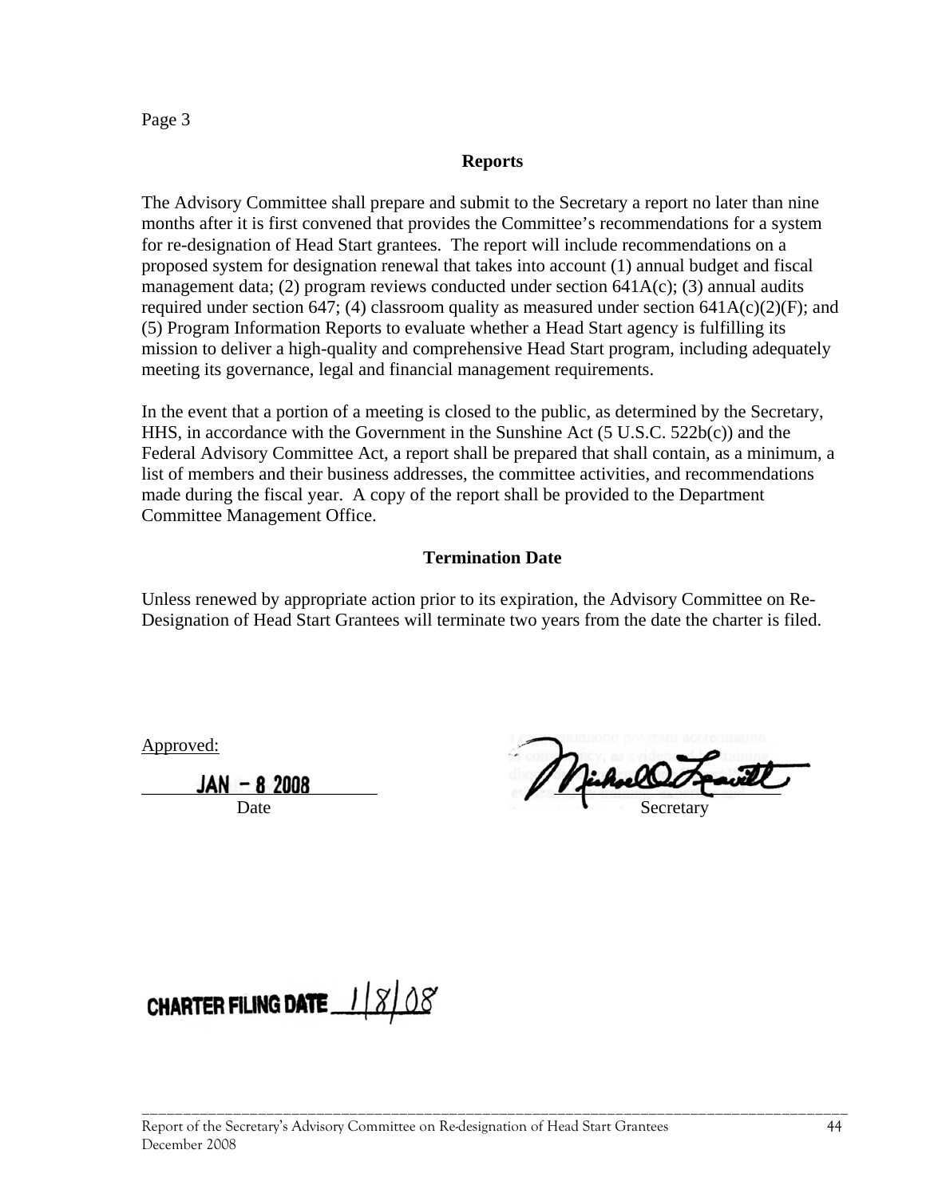Page 3

**Reports**

The Advisory Committee shall prepare and submit to the Secretary a report no later than nine months after it is first convened that provides the Committee's recommendations for a system for re-designation of Head Start grantees. The report will include recommendations on a proposed system for designation renewal that takes into account (1) annual budget and fiscal management data; (2) program reviews conducted under section 641A(c); (3) annual audits required under section 647; (4) classroom quality as measured under section 641A(c)(2)(F); and (5) Program Information Reports to evaluate whether a Head Start agency is fulfilling its mission to deliver a high-quality and comprehensive Head Start program, including adequately meeting its governance, legal and financial management requirements.

In the event that a portion of a meeting is closed to the public, as determined by the Secretary, HHS, in accordance with the Government in the Sunshine Act (5 U.S.C. 522b(c)) and the Federal Advisory Committee Act, a report shall be prepared that shall contain, as a minimum, a list of members and their business addresses, the committee activities, and recommendations made during the fiscal year. A copy of the report shall be provided to the Department Committee Management Office.

**Termination Date**

Unless renewed by appropriate action prior to its expiration, the Advisory Committee on Re-Designation of Head Start Grantees will terminate two years from the date the charter is filed.

Approved:

JAN - 8 2008
Date

Michael O. Leavitt
Secretary

CHARTER FILING DATE 1/8/08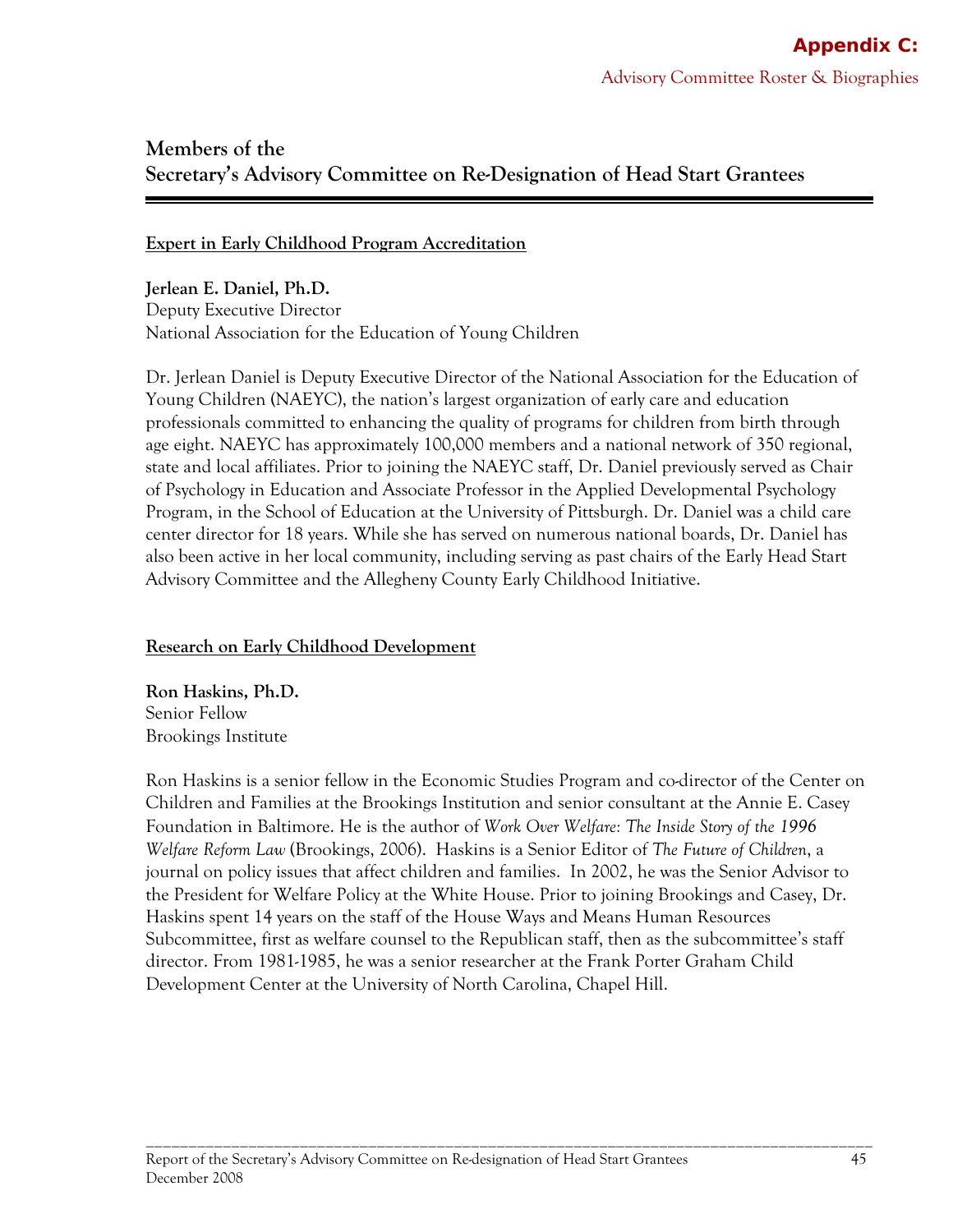## Members of the Secretary's Advisory Committee on Re-Designation of Head Start Grantees

### Expert in Early Childhood Program Accreditation

**Jerlean E. Daniel, Ph.D.**
Deputy Executive Director
National Association for the Education of Young Children

Dr. Jerlean Daniel is Deputy Executive Director of the National Association for the Education of Young Children (NAEYC), the nation's largest organization of early care and education professionals committed to enhancing the quality of programs for children from birth through age eight. NAEYC has approximately 100,000 members and a national network of 350 regional, state and local affiliates. Prior to joining the NAEYC staff, Dr. Daniel previously served as Chair of Psychology in Education and Associate Professor in the Applied Developmental Psychology Program, in the School of Education at the University of Pittsburgh. Dr. Daniel was a child care center director for 18 years. While she has served on numerous national boards, Dr. Daniel has also been active in her local community, including serving as past chairs of the Early Head Start Advisory Committee and the Allegheny County Early Childhood Initiative.

### Research on Early Childhood Development

**Ron Haskins, Ph.D.**
Senior Fellow
Brookings Institute

Ron Haskins is a senior fellow in the Economic Studies Program and co-director of the Center on Children and Families at the Brookings Institution and senior consultant at the Annie E. Casey Foundation in Baltimore. He is the author of *Work Over Welfare: The Inside Story of the 1996 Welfare Reform Law* (Brookings, 2006). Haskins is a Senior Editor of *The Future of Children*, a journal on policy issues that affect children and families. In 2002, he was the Senior Advisor to the President for Welfare Policy at the White House. Prior to joining Brookings and Casey, Dr. Haskins spent 14 years on the staff of the House Ways and Means Human Resources Subcommittee, first as welfare counsel to the Republican staff, then as the subcommittee's staff director. From 1981-1985, he was a senior researcher at the Frank Porter Graham Child Development Center at the University of North Carolina, Chapel Hill.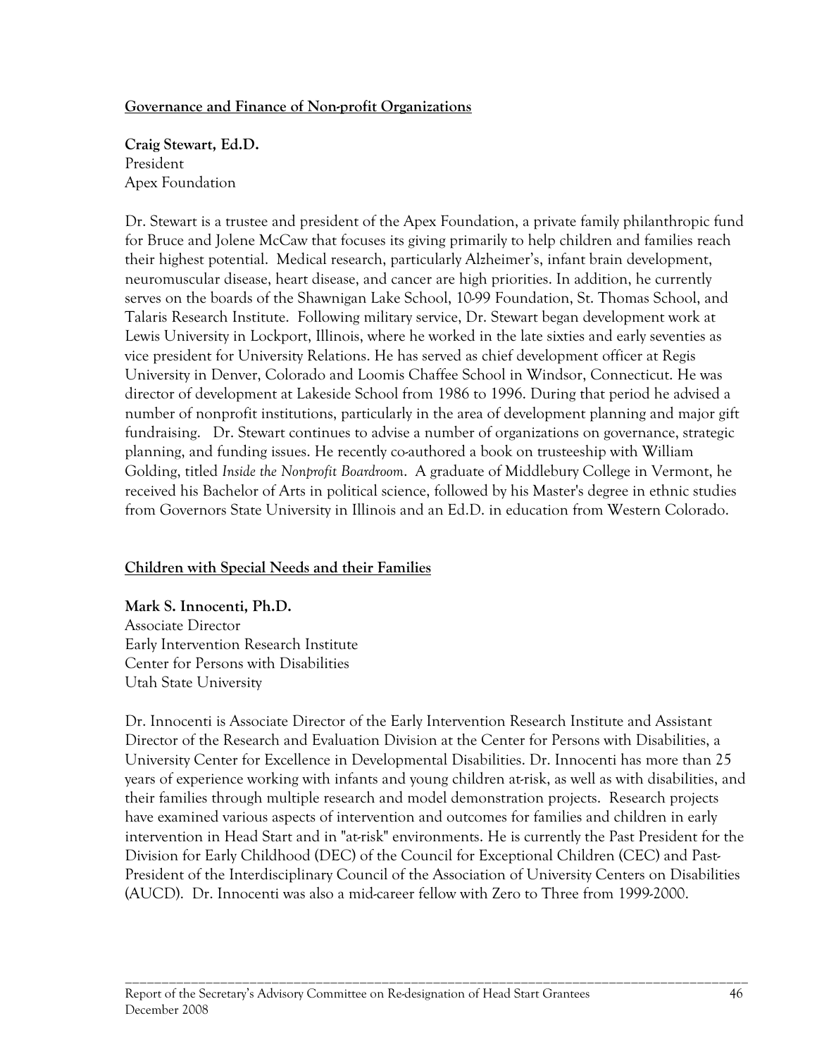**Governance and Finance of Non-profit Organizations**

**Craig Stewart, Ed.D.**  
President  
Apex Foundation

Dr. Stewart is a trustee and president of the Apex Foundation, a private family philanthropic fund for Bruce and Jolene McCaw that focuses its giving primarily to help children and families reach their highest potential. Medical research, particularly Alzheimer's, infant brain development, neuromuscular disease, heart disease, and cancer are high priorities. In addition, he currently serves on the boards of the Shawnigan Lake School, 10-99 Foundation, St. Thomas School, and Talaris Research Institute. Following military service, Dr. Stewart began development work at Lewis University in Lockport, Illinois, where he worked in the late sixties and early seventies as vice president for University Relations. He has served as chief development officer at Regis University in Denver, Colorado and Loomis Chaffee School in Windsor, Connecticut. He was director of development at Lakeside School from 1986 to 1996. During that period he advised a number of nonprofit institutions, particularly in the area of development planning and major gift fundraising. Dr. Stewart continues to advise a number of organizations on governance, strategic planning, and funding issues. He recently co-authored a book on trusteeship with William Golding, titled *Inside the Nonprofit Boardroom*. A graduate of Middlebury College in Vermont, he received his Bachelor of Arts in political science, followed by his Master's degree in ethnic studies from Governors State University in Illinois and an Ed.D. in education from Western Colorado.

**Children with Special Needs and their Families**

**Mark S. Innocenti, Ph.D.**  
Associate Director  
Early Intervention Research Institute  
Center for Persons with Disabilities  
Utah State University

Dr. Innocenti is Associate Director of the Early Intervention Research Institute and Assistant Director of the Research and Evaluation Division at the Center for Persons with Disabilities, a University Center for Excellence in Developmental Disabilities. Dr. Innocenti has more than 25 years of experience working with infants and young children at-risk, as well as with disabilities, and their families through multiple research and model demonstration projects. Research projects have examined various aspects of intervention and outcomes for families and children in early intervention in Head Start and in "at-risk" environments. He is currently the Past President for the Division for Early Childhood (DEC) of the Council for Exceptional Children (CEC) and Past-President of the Interdisciplinary Council of the Association of University Centers on Disabilities (AUCD). Dr. Innocenti was also a mid-career fellow with Zero to Three from 1999-2000.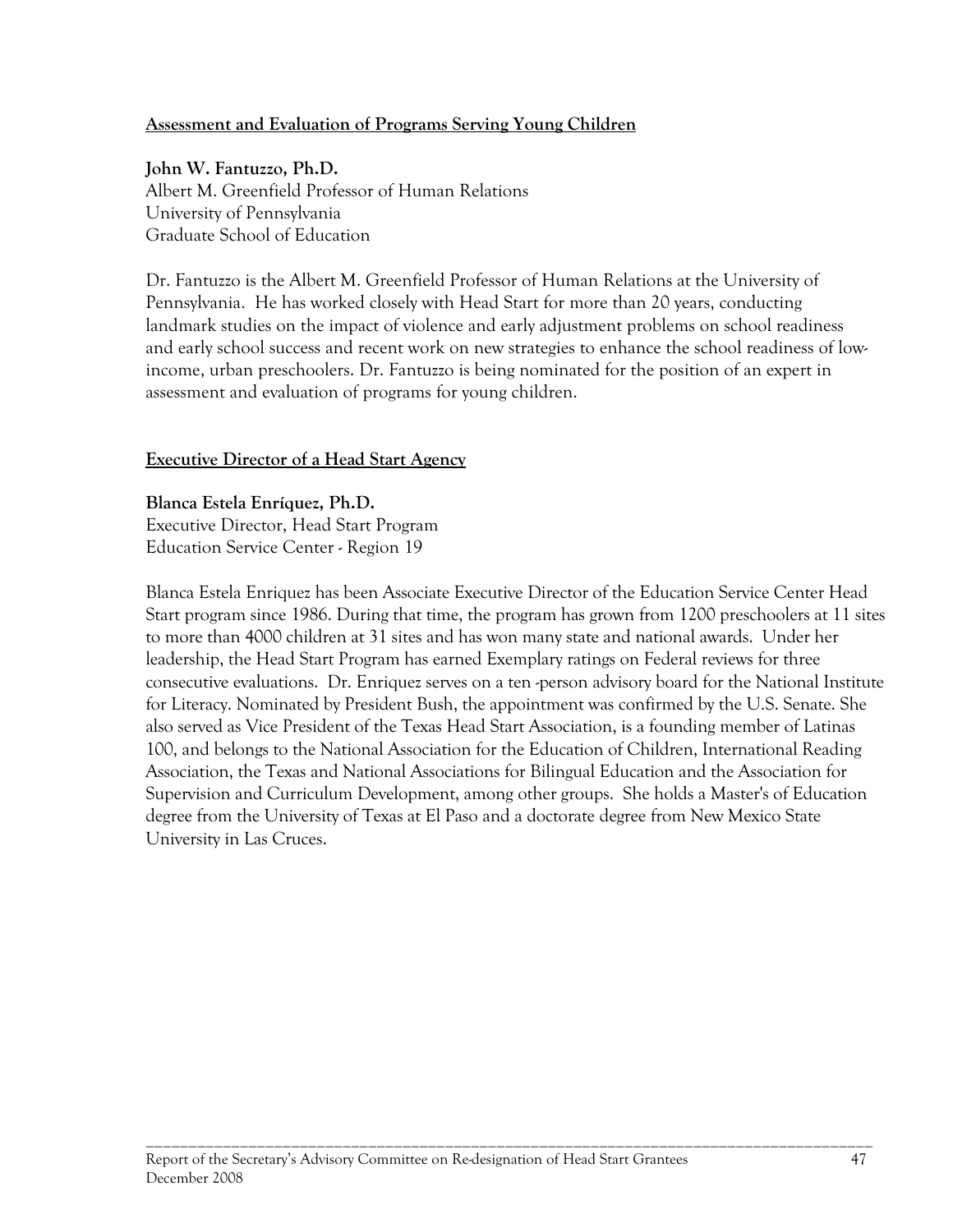**Assessment and Evaluation of Programs Serving Young Children**

**John W. Fantuzzo, Ph.D.**
Albert M. Greenfield Professor of Human Relations
University of Pennsylvania
Graduate School of Education

Dr. Fantuzzo is the Albert M. Greenfield Professor of Human Relations at the University of Pennsylvania. He has worked closely with Head Start for more than 20 years, conducting landmark studies on the impact of violence and early adjustment problems on school readiness and early school success and recent work on new strategies to enhance the school readiness of low-income, urban preschoolers. Dr. Fantuzzo is being nominated for the position of an expert in assessment and evaluation of programs for young children.

**Executive Director of a Head Start Agency**

**Blanca Estela Enríquez, Ph.D.**
Executive Director, Head Start Program
Education Service Center - Region 19

Blanca Estela Enriquez has been Associate Executive Director of the Education Service Center Head Start program since 1986. During that time, the program has grown from 1200 preschoolers at 11 sites to more than 4000 children at 31 sites and has won many state and national awards. Under her leadership, the Head Start Program has earned Exemplary ratings on Federal reviews for three consecutive evaluations. Dr. Enriquez serves on a ten -person advisory board for the National Institute for Literacy. Nominated by President Bush, the appointment was confirmed by the U.S. Senate. She also served as Vice President of the Texas Head Start Association, is a founding member of Latinas 100, and belongs to the National Association for the Education of Children, International Reading Association, the Texas and National Associations for Bilingual Education and the Association for Supervision and Curriculum Development, among other groups. She holds a Master's of Education degree from the University of Texas at El Paso and a doctorate degree from New Mexico State University in Las Cruces.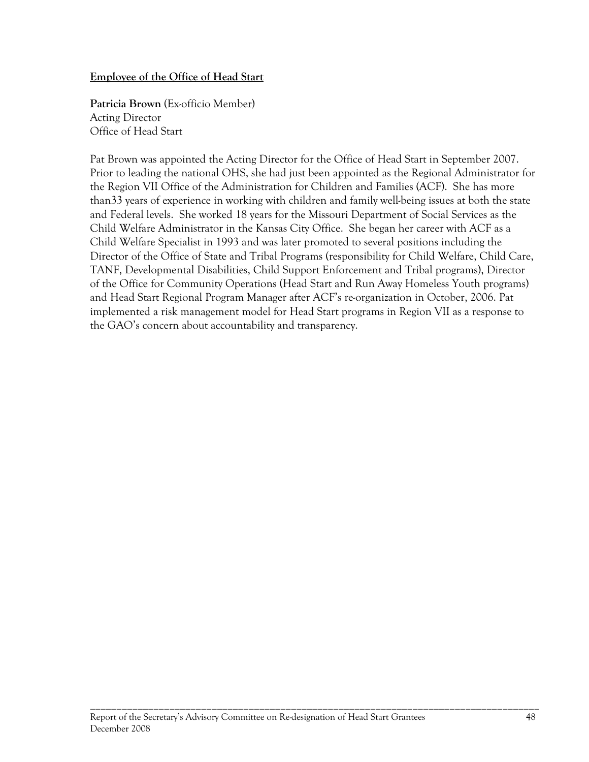**<u>Employee of the Office of Head Start</u>**

**Patricia Brown** (Ex-officio Member)
Acting Director
Office of Head Start

Pat Brown was appointed the Acting Director for the Office of Head Start in September 2007. Prior to leading the national OHS, she had just been appointed as the Regional Administrator for the Region VII Office of the Administration for Children and Families (ACF). She has more than33 years of experience in working with children and family well-being issues at both the state and Federal levels. She worked 18 years for the Missouri Department of Social Services as the Child Welfare Administrator in the Kansas City Office. She began her career with ACF as a Child Welfare Specialist in 1993 and was later promoted to several positions including the Director of the Office of State and Tribal Programs (responsibility for Child Welfare, Child Care, TANF, Developmental Disabilities, Child Support Enforcement and Tribal programs), Director of the Office for Community Operations (Head Start and Run Away Homeless Youth programs) and Head Start Regional Program Manager after ACF's re-organization in October, 2006. Pat implemented a risk management model for Head Start programs in Region VII as a response to the GAO's concern about accountability and transparency.